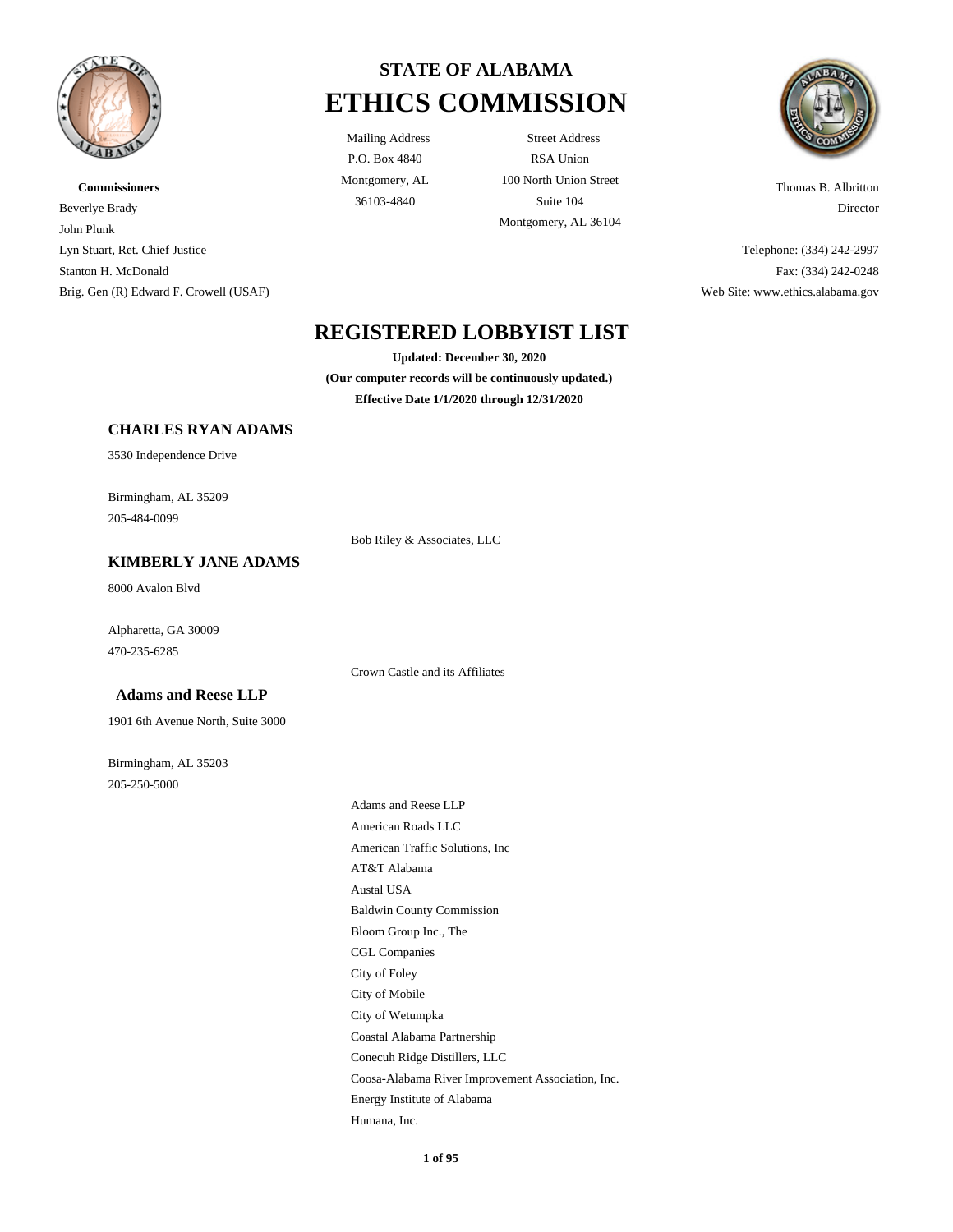# STATE OF ALABAMA
# ETHICS COMMISSION

Mailing Address
P.O. Box 4840
Montgomery, AL
36103-4840

Street Address
RSA Union
100 North Union Street
Suite 104
Montgomery, AL 36104

**Commissioners**
Beverlye Brady
John Plunk
Lyn Stuart, Ret. Chief Justice
Stanton H. McDonald
Brig. Gen (R) Edward F. Crowell (USAF)

Thomas B. Albritton
Director

Telephone: (334) 242-2997
Fax: (334) 242-0248
Web Site: www.ethics.alabama.gov

## REGISTERED LOBBYIST LIST

**Updated: December 30, 2020**
**(Our computer records will be continuously updated.)**
**Effective Date 1/1/2020 through 12/31/2020**

### CHARLES RYAN ADAMS

3530 Independence Drive

Birmingham, AL 35209
205-484-0099

Bob Riley & Associates, LLC

### KIMBERLY JANE ADAMS

8000 Avalon Blvd

Alpharetta, GA 30009
470-235-6285

Crown Castle and its Affiliates

### Adams and Reese LLP

1901 6th Avenue North, Suite 3000

Birmingham, AL 35203
205-250-5000

Adams and Reese LLP
American Roads LLC
American Traffic Solutions, Inc
AT&T Alabama
Austal USA
Baldwin County Commission
Bloom Group Inc., The
CGL Companies
City of Foley
City of Mobile
City of Wetumpka
Coastal Alabama Partnership
Conecuh Ridge Distillers, LLC
Coosa-Alabama River Improvement Association, Inc.
Energy Institute of Alabama
Humana, Inc.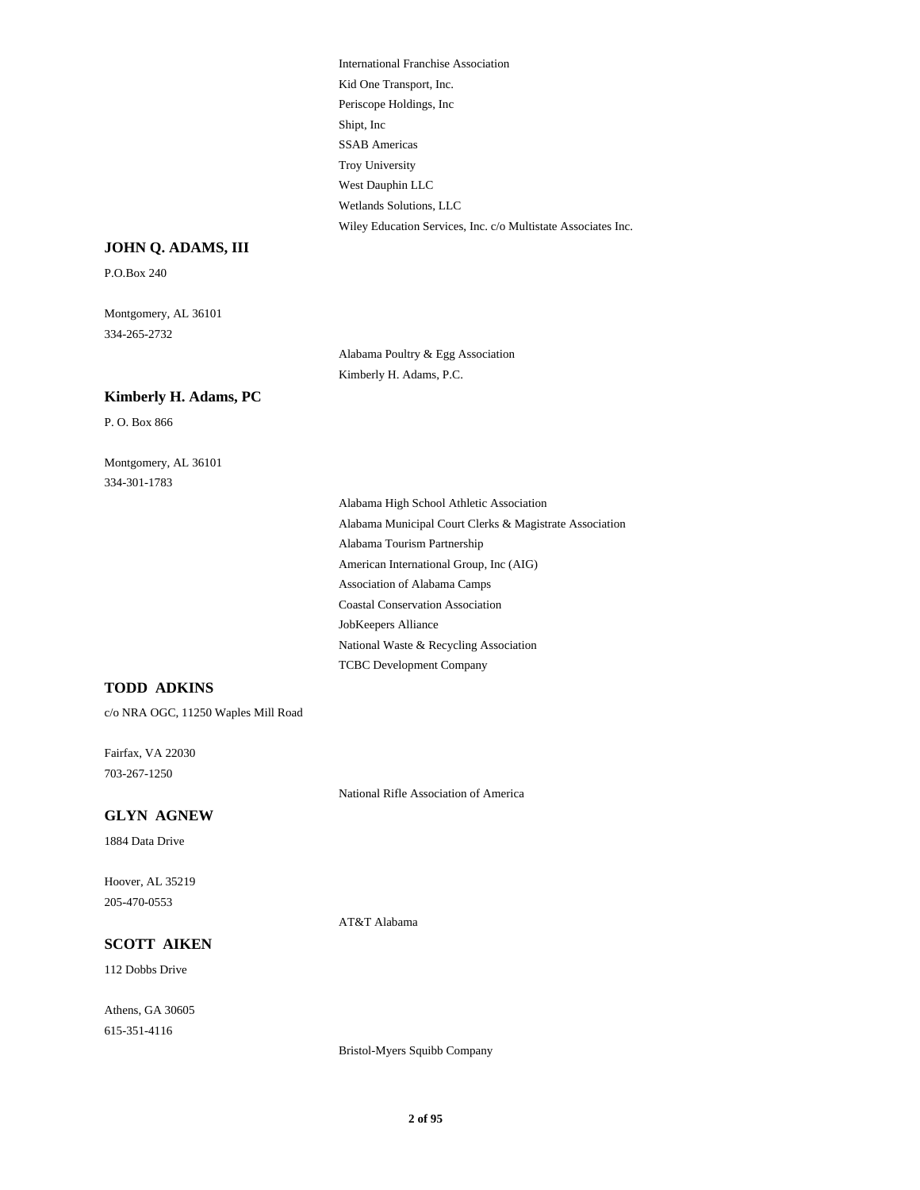International Franchise Association

Kid One Transport, Inc.

Periscope Holdings, Inc

Shipt, Inc

SSAB Americas

Troy University

West Dauphin LLC

Wetlands Solutions, LLC

Wiley Education Services, Inc. c/o Multistate Associates Inc.

**JOHN Q. ADAMS, III**

P.O.Box 240

Montgomery, AL 36101

334-265-2732

Alabama Poultry & Egg Association

Kimberly H. Adams, P.C.

**Kimberly H. Adams, PC**

P. O. Box 866

Montgomery, AL 36101

334-301-1783

Alabama High School Athletic Association

Alabama Municipal Court Clerks & Magistrate Association

Alabama Tourism Partnership

American International Group, Inc (AIG)

Association of Alabama Camps

Coastal Conservation Association

JobKeepers Alliance

National Waste & Recycling Association

TCBC Development Company

**TODD ADKINS**

c/o NRA OGC, 11250 Waples Mill Road

Fairfax, VA 22030

703-267-1250

National Rifle Association of America

**GLYN AGNEW**

1884 Data Drive

Hoover, AL 35219

205-470-0553

AT&T Alabama

**SCOTT AIKEN**

112 Dobbs Drive

Athens, GA 30605

615-351-4116

Bristol-Myers Squibb Company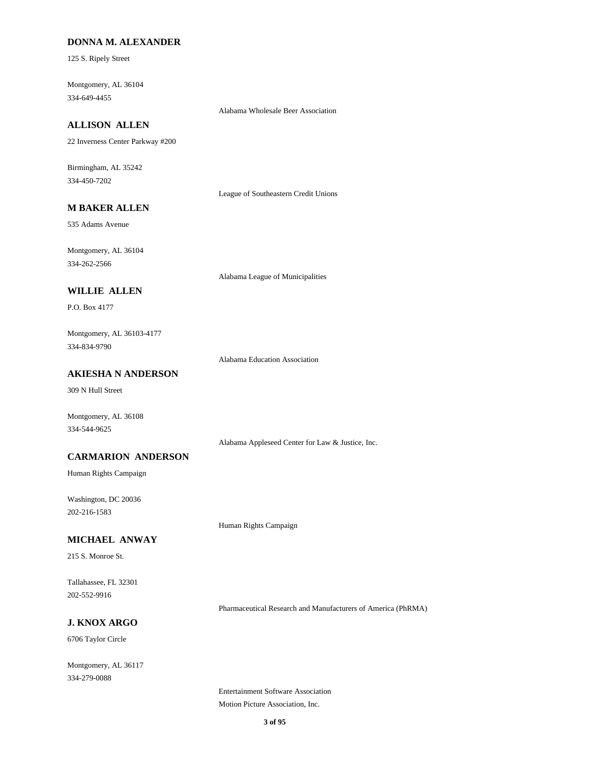**DONNA M. ALEXANDER**

125 S. Ripely Street

Montgomery, AL 36104
334-649-4455

Alabama Wholesale Beer Association

**ALLISON ALLEN**

22 Inverness Center Parkway #200

Birmingham, AL 35242
334-450-7202

League of Southeastern Credit Unions

**M BAKER ALLEN**

535 Adams Avenue

Montgomery, AL 36104
334-262-2566

Alabama League of Municipalities

**WILLIE ALLEN**

P.O. Box 4177

Montgomery, AL 36103-4177
334-834-9790

Alabama Education Association

**AKIESHA N ANDERSON**

309 N Hull Street

Montgomery, AL 36108
334-544-9625

Alabama Appleseed Center for Law & Justice, Inc.

**CARMARION ANDERSON**

Human Rights Campaign

Washington, DC 20036
202-216-1583

Human Rights Campaign

**MICHAEL ANWAY**

215 S. Monroe St.

Tallahassee, FL 32301
202-552-9916

Pharmaceutical Research and Manufacturers of America (PhRMA)

**J. KNOX ARGO**

6706 Taylor Circle

Montgomery, AL 36117
334-279-0088

Entertainment Software Association
Motion Picture Association, Inc.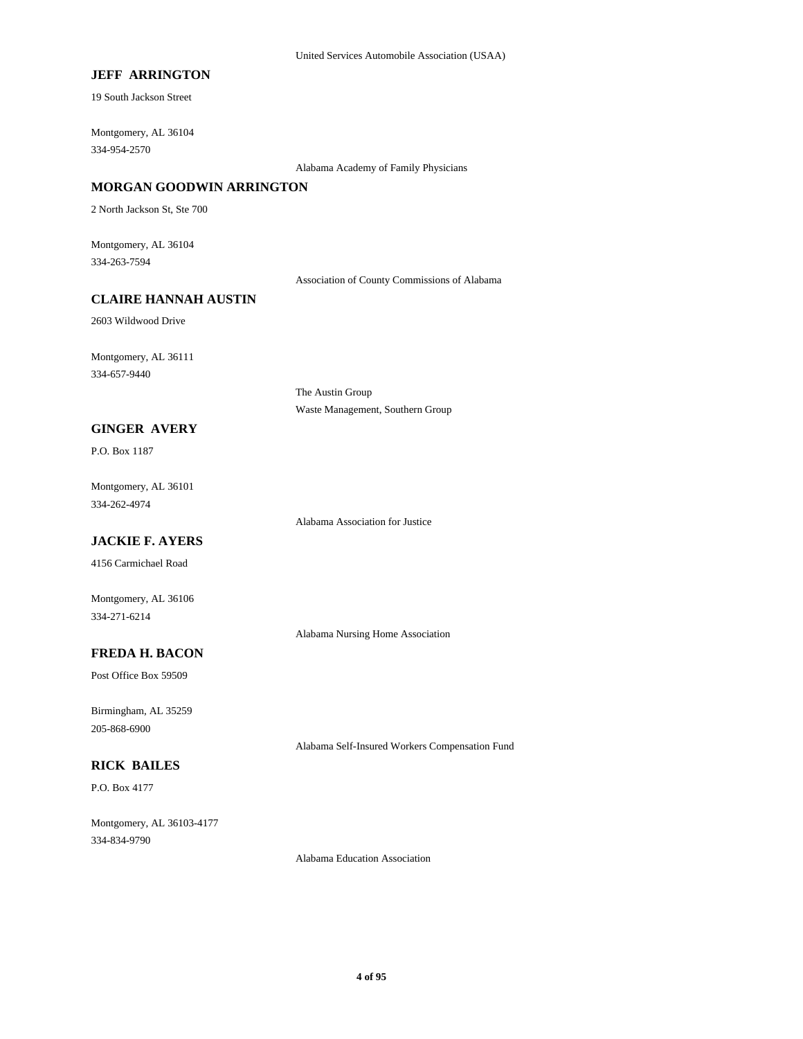United Services Automobile Association (USAA)

**JEFF ARRINGTON**

19 South Jackson Street

Montgomery, AL 36104
334-954-2570

Alabama Academy of Family Physicians

**MORGAN GOODWIN ARRINGTON**

2 North Jackson St, Ste 700

Montgomery, AL 36104
334-263-7594

Association of County Commissions of Alabama

**CLAIRE HANNAH AUSTIN**

2603 Wildwood Drive

Montgomery, AL 36111
334-657-9440

The Austin Group
Waste Management, Southern Group

**GINGER AVERY**

P.O. Box 1187

Montgomery, AL 36101
334-262-4974

Alabama Association for Justice

**JACKIE F. AYERS**

4156 Carmichael Road

Montgomery, AL 36106
334-271-6214

Alabama Nursing Home Association

**FREDA H. BACON**

Post Office Box 59509

Birmingham, AL 35259
205-868-6900

Alabama Self-Insured Workers Compensation Fund

**RICK BAILES**

P.O. Box 4177

Montgomery, AL 36103-4177
334-834-9790

Alabama Education Association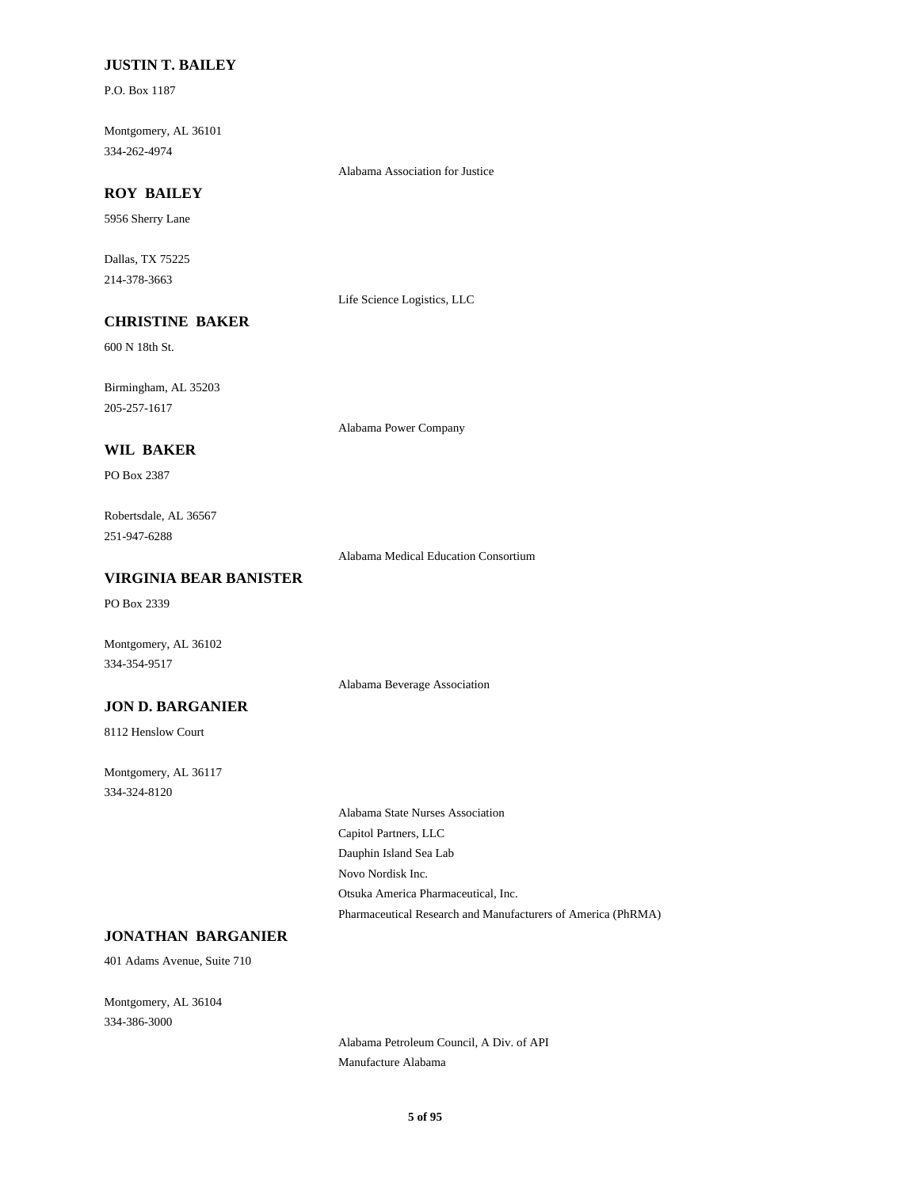**JUSTIN T. BAILEY**

P.O. Box 1187

Montgomery, AL 36101
334-262-4974

Alabama Association for Justice

**ROY BAILEY**

5956 Sherry Lane

Dallas, TX 75225
214-378-3663

Life Science Logistics, LLC

**CHRISTINE BAKER**

600 N 18th St.

Birmingham, AL 35203
205-257-1617

Alabama Power Company

**WIL BAKER**

PO Box 2387

Robertsdale, AL 36567
251-947-6288

Alabama Medical Education Consortium

**VIRGINIA BEAR BANISTER**

PO Box 2339

Montgomery, AL 36102
334-354-9517

Alabama Beverage Association

**JON D. BARGANIER**

8112 Henslow Court

Montgomery, AL 36117
334-324-8120

Alabama State Nurses Association
Capitol Partners, LLC
Dauphin Island Sea Lab
Novo Nordisk Inc.
Otsuka America Pharmaceutical, Inc.
Pharmaceutical Research and Manufacturers of America (PhRMA)

**JONATHAN BARGANIER**

401 Adams Avenue, Suite 710

Montgomery, AL 36104
334-386-3000

Alabama Petroleum Council, A Div. of API
Manufacture Alabama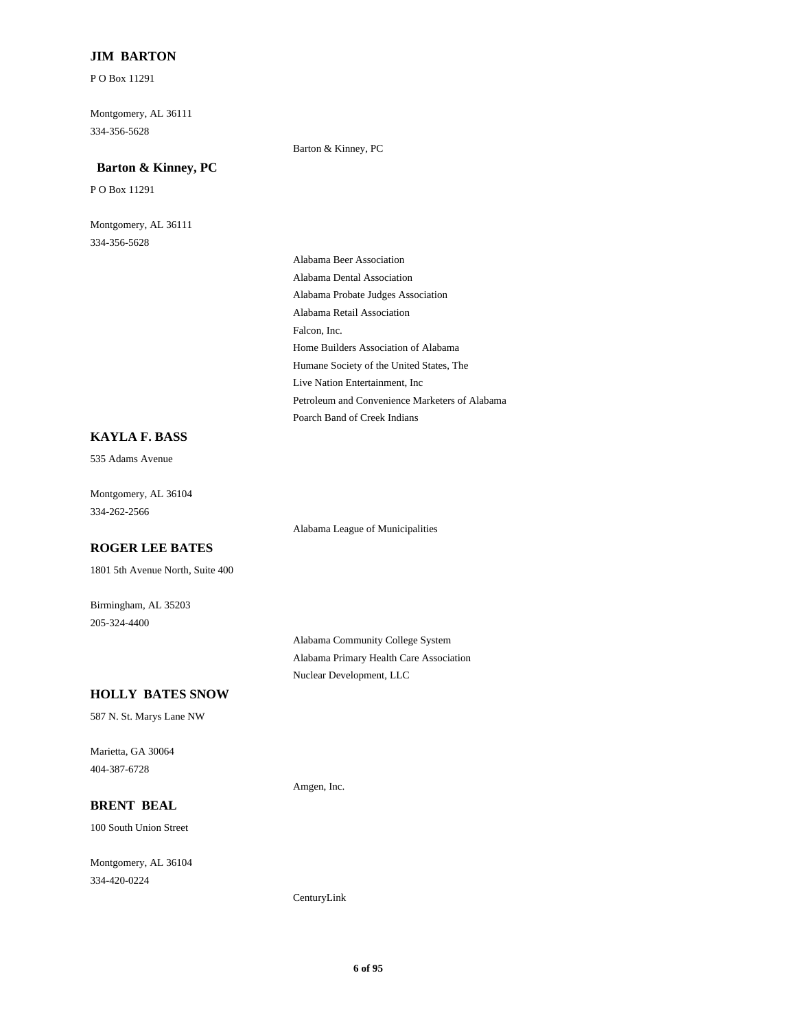**JIM BARTON**

P O Box 11291

Montgomery, AL 36111
334-356-5628

Barton & Kinney, PC

**Barton & Kinney, PC**

P O Box 11291

Montgomery, AL 36111
334-356-5628

Alabama Beer Association
Alabama Dental Association
Alabama Probate Judges Association
Alabama Retail Association
Falcon, Inc.
Home Builders Association of Alabama
Humane Society of the United States, The
Live Nation Entertainment, Inc
Petroleum and Convenience Marketers of Alabama
Poarch Band of Creek Indians

**KAYLA F. BASS**

535 Adams Avenue

Montgomery, AL 36104
334-262-2566

Alabama League of Municipalities

**ROGER LEE BATES**

1801 5th Avenue North, Suite 400

Birmingham, AL 35203
205-324-4400

Alabama Community College System
Alabama Primary Health Care Association
Nuclear Development, LLC

**HOLLY BATES SNOW**

587 N. St. Marys Lane NW

Marietta, GA 30064
404-387-6728

Amgen, Inc.

**BRENT BEAL**

100 South Union Street

Montgomery, AL 36104
334-420-0224

CenturyLink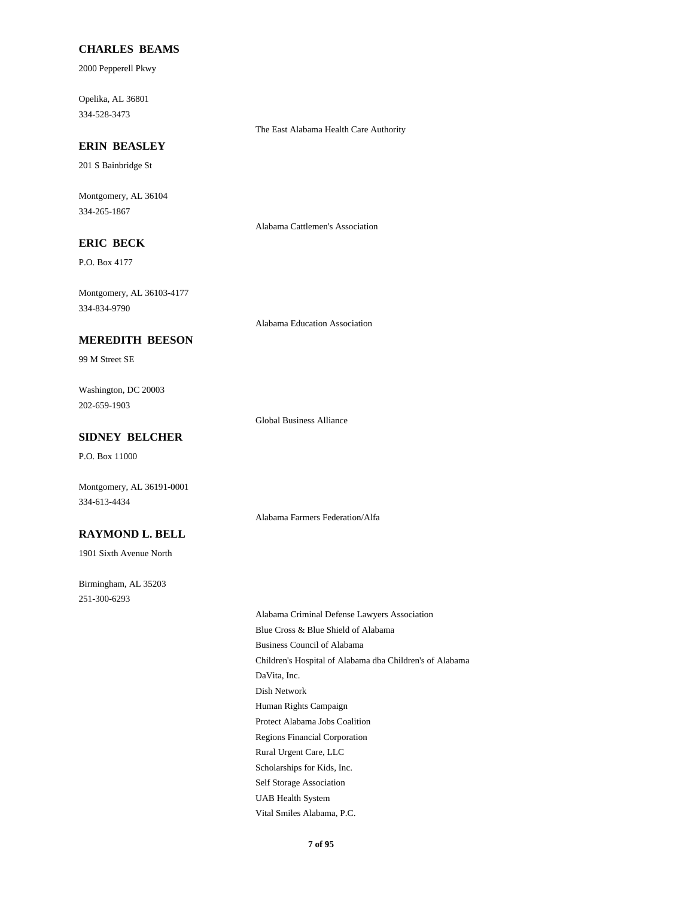**CHARLES BEAMS**

2000 Pepperell Pkwy

Opelika, AL 36801
334-528-3473

The East Alabama Health Care Authority

**ERIN BEASLEY**

201 S Bainbridge St

Montgomery, AL 36104
334-265-1867

Alabama Cattlemen's Association

**ERIC BECK**

P.O. Box 4177

Montgomery, AL 36103-4177
334-834-9790

Alabama Education Association

**MEREDITH BEESON**

99 M Street SE

Washington, DC 20003
202-659-1903

Global Business Alliance

**SIDNEY BELCHER**

P.O. Box 11000

Montgomery, AL 36191-0001
334-613-4434

Alabama Farmers Federation/Alfa

**RAYMOND L. BELL**

1901 Sixth Avenue North

Birmingham, AL 35203
251-300-6293

Alabama Criminal Defense Lawyers Association
Blue Cross & Blue Shield of Alabama
Business Council of Alabama
Children's Hospital of Alabama dba Children's of Alabama
DaVita, Inc.
Dish Network
Human Rights Campaign
Protect Alabama Jobs Coalition
Regions Financial Corporation
Rural Urgent Care, LLC
Scholarships for Kids, Inc.
Self Storage Association
UAB Health System
Vital Smiles Alabama, P.C.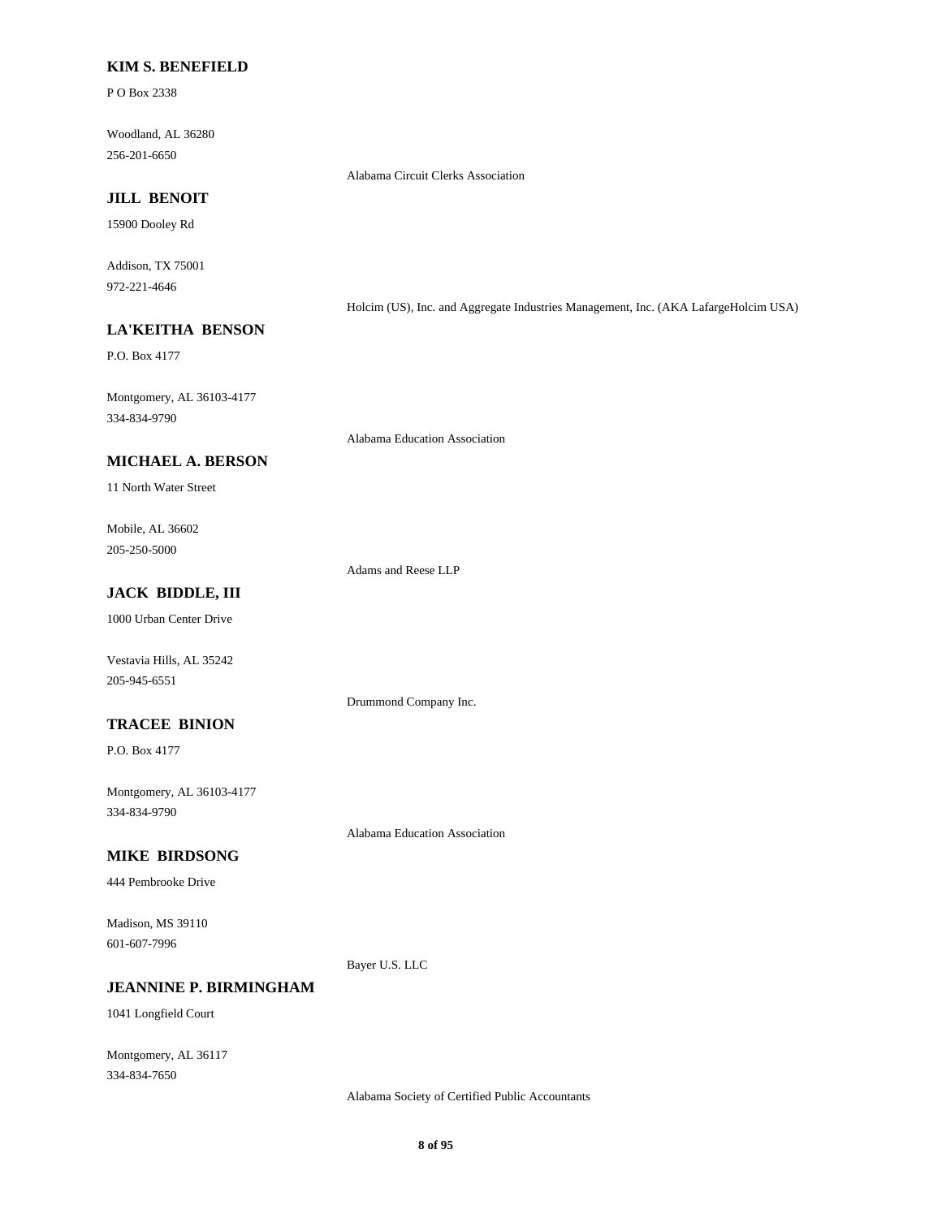**KIM S. BENEFIELD**

P O Box 2338

Woodland, AL 36280
256-201-6650

Alabama Circuit Clerks Association

**JILL BENOIT**

15900 Dooley Rd

Addison, TX 75001
972-221-4646

Holcim (US), Inc. and Aggregate Industries Management, Inc. (AKA LafargeHolcim USA)

**LA'KEITHA BENSON**

P.O. Box 4177

Montgomery, AL 36103-4177
334-834-9790

Alabama Education Association

**MICHAEL A. BERSON**

11 North Water Street

Mobile, AL 36602
205-250-5000

Adams and Reese LLP

**JACK BIDDLE, III**

1000 Urban Center Drive

Vestavia Hills, AL 35242
205-945-6551

Drummond Company Inc.

**TRACEE BINION**

P.O. Box 4177

Montgomery, AL 36103-4177
334-834-9790

Alabama Education Association

**MIKE BIRDSONG**

444 Pembrooke Drive

Madison, MS 39110
601-607-7996

Bayer U.S. LLC

**JEANNINE P. BIRMINGHAM**

1041 Longfield Court

Montgomery, AL 36117
334-834-7650

Alabama Society of Certified Public Accountants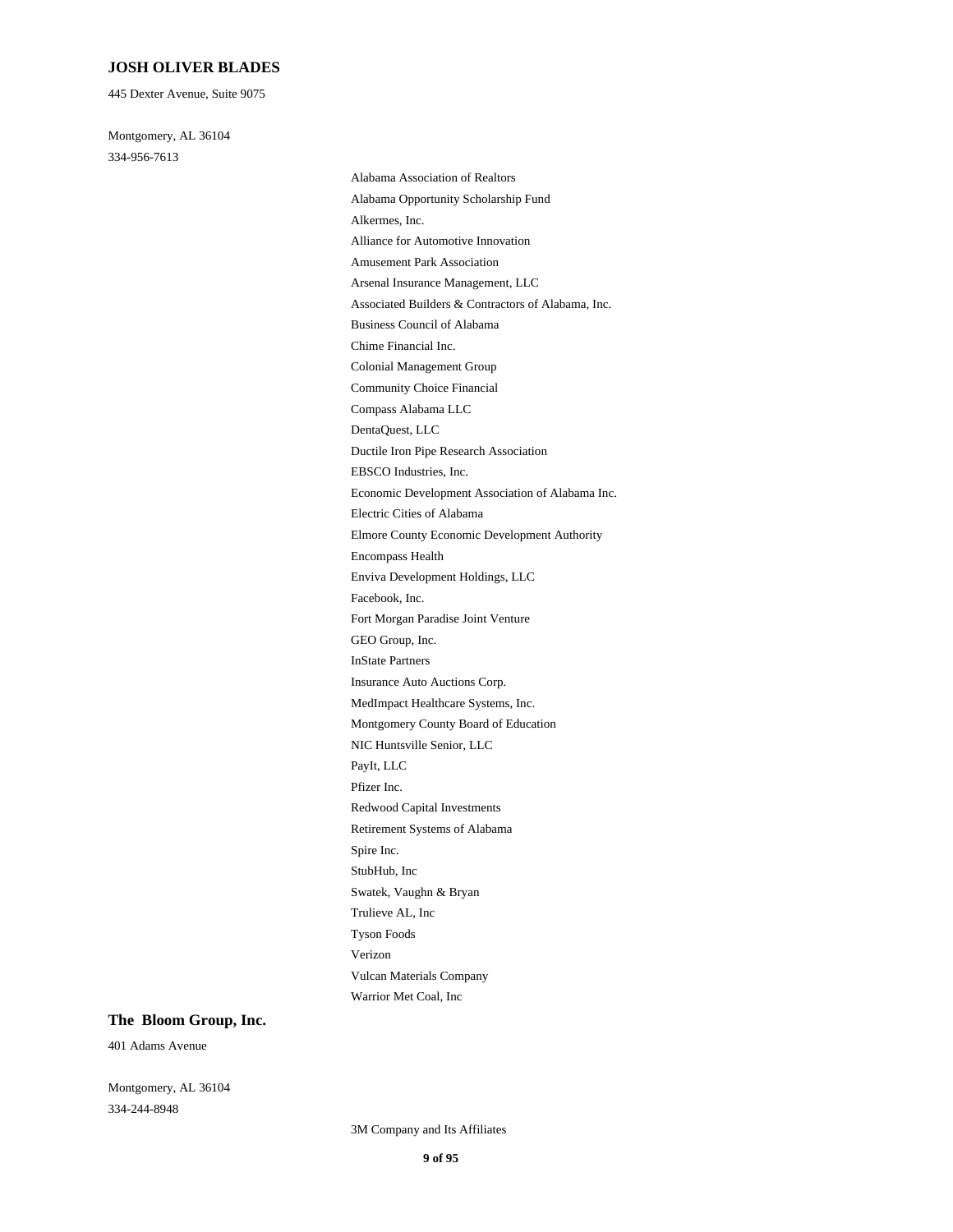**JOSH OLIVER BLADES**

445 Dexter Avenue, Suite 9075

Montgomery, AL 36104

334-956-7613

- Alabama Association of Realtors
- Alabama Opportunity Scholarship Fund
- Alkermes, Inc.
- Alliance for Automotive Innovation
- Amusement Park Association
- Arsenal Insurance Management, LLC
- Associated Builders & Contractors of Alabama, Inc.
- Business Council of Alabama
- Chime Financial Inc.
- Colonial Management Group
- Community Choice Financial
- Compass Alabama LLC
- DentaQuest, LLC
- Ductile Iron Pipe Research Association
- EBSCO Industries, Inc.
- Economic Development Association of Alabama Inc.
- Electric Cities of Alabama
- Elmore County Economic Development Authority
- Encompass Health
- Enviva Development Holdings, LLC
- Facebook, Inc.
- Fort Morgan Paradise Joint Venture
- GEO Group, Inc.
- InState Partners
- Insurance Auto Auctions Corp.
- MedImpact Healthcare Systems, Inc.
- Montgomery County Board of Education
- NIC Huntsville Senior, LLC
- PayIt, LLC
- Pfizer Inc.
- Redwood Capital Investments
- Retirement Systems of Alabama
- Spire Inc.
- StubHub, Inc
- Swatek, Vaughn & Bryan
- Trulieve AL, Inc
- Tyson Foods
- Verizon
- Vulcan Materials Company
- Warrior Met Coal, Inc

**The Bloom Group, Inc.**

401 Adams Avenue

Montgomery, AL 36104

334-244-8948

- 3M Company and Its Affiliates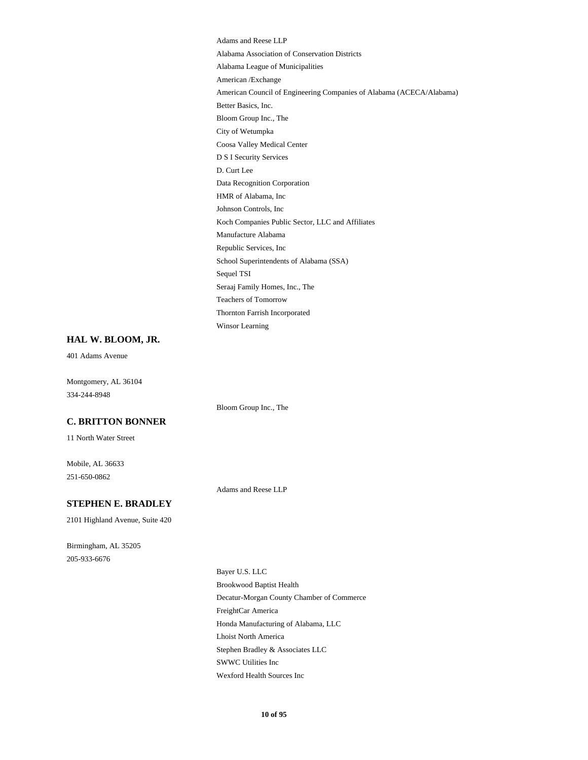Adams and Reese LLP
Alabama Association of Conservation Districts
Alabama League of Municipalities
American /Exchange
American Council of Engineering Companies of Alabama (ACECA/Alabama)
Better Basics, Inc.
Bloom Group Inc., The
City of Wetumpka
Coosa Valley Medical Center
D S I Security Services
D. Curt Lee
Data Recognition Corporation
HMR of Alabama, Inc
Johnson Controls, Inc
Koch Companies Public Sector, LLC and Affiliates
Manufacture Alabama
Republic Services, Inc
School Superintendents of Alabama (SSA)
Sequel TSI
Seraaj Family Homes, Inc., The
Teachers of Tomorrow
Thornton Farrish Incorporated
Winsor Learning

**HAL W. BLOOM, JR.**

401 Adams Avenue

Montgomery, AL 36104
334-244-8948

Bloom Group Inc., The

**C. BRITTON BONNER**

11 North Water Street

Mobile, AL 36633
251-650-0862

Adams and Reese LLP

**STEPHEN E. BRADLEY**

2101 Highland Avenue, Suite 420

Birmingham, AL 35205
205-933-6676

Bayer U.S. LLC
Brookwood Baptist Health
Decatur-Morgan County Chamber of Commerce
FreightCar America
Honda Manufacturing of Alabama, LLC
Lhoist North America
Stephen Bradley & Associates LLC
SWWC Utilities Inc
Wexford Health Sources Inc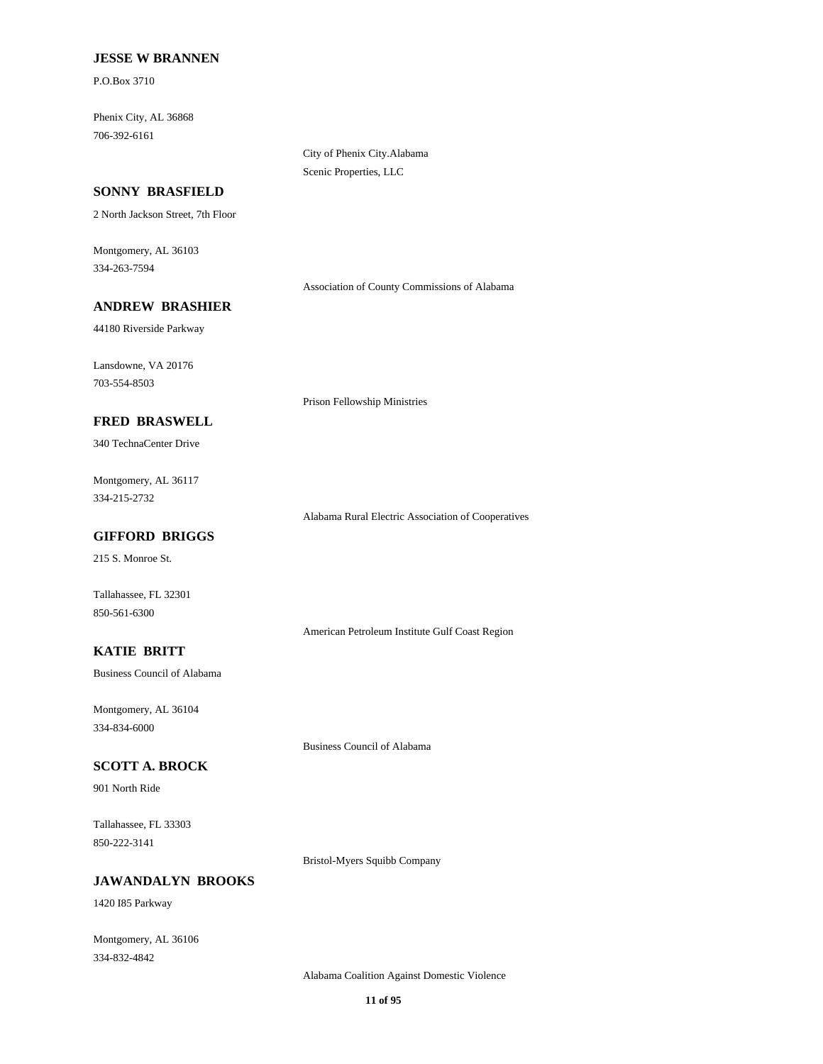**JESSE W BRANNEN**

P.O.Box 3710

Phenix City, AL 36868
706-392-6161

City of Phenix City.Alabama
Scenic Properties, LLC

**SONNY BRASFIELD**

2 North Jackson Street, 7th Floor

Montgomery, AL 36103
334-263-7594

Association of County Commissions of Alabama

**ANDREW BRASHIER**

44180 Riverside Parkway

Lansdowne, VA 20176
703-554-8503

Prison Fellowship Ministries

**FRED BRASWELL**

340 TechnaCenter Drive

Montgomery, AL 36117
334-215-2732

Alabama Rural Electric Association of Cooperatives

**GIFFORD BRIGGS**

215 S. Monroe St.

Tallahassee, FL 32301
850-561-6300

American Petroleum Institute Gulf Coast Region

**KATIE BRITT**

Business Council of Alabama

Montgomery, AL 36104
334-834-6000

Business Council of Alabama

**SCOTT A. BROCK**

901 North Ride

Tallahassee, FL 33303
850-222-3141

Bristol-Myers Squibb Company

**JAWANDALYN BROOKS**

1420 I85 Parkway

Montgomery, AL 36106
334-832-4842

Alabama Coalition Against Domestic Violence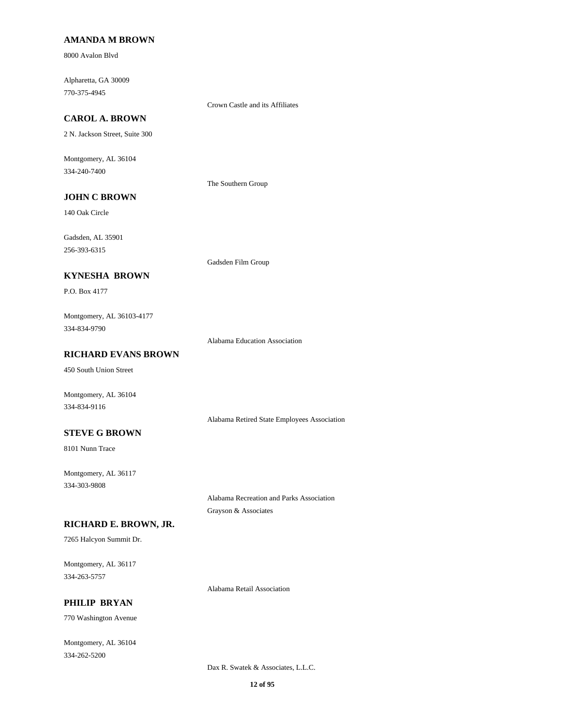**AMANDA M BROWN**

8000 Avalon Blvd

Alpharetta, GA 30009
770-375-4945

Crown Castle and its Affiliates

**CAROL A. BROWN**

2 N. Jackson Street, Suite 300

Montgomery, AL 36104
334-240-7400

The Southern Group

**JOHN C BROWN**

140 Oak Circle

Gadsden, AL 35901
256-393-6315

Gadsden Film Group

**KYNESHA BROWN**

P.O. Box 4177

Montgomery, AL 36103-4177
334-834-9790

Alabama Education Association

**RICHARD EVANS BROWN**

450 South Union Street

Montgomery, AL 36104
334-834-9116

Alabama Retired State Employees Association

**STEVE G BROWN**

8101 Nunn Trace

Montgomery, AL 36117
334-303-9808

Alabama Recreation and Parks Association
Grayson & Associates

**RICHARD E. BROWN, JR.**

7265 Halcyon Summit Dr.

Montgomery, AL 36117
334-263-5757

Alabama Retail Association

**PHILIP BRYAN**

770 Washington Avenue

Montgomery, AL 36104
334-262-5200

Dax R. Swatek & Associates, L.L.C.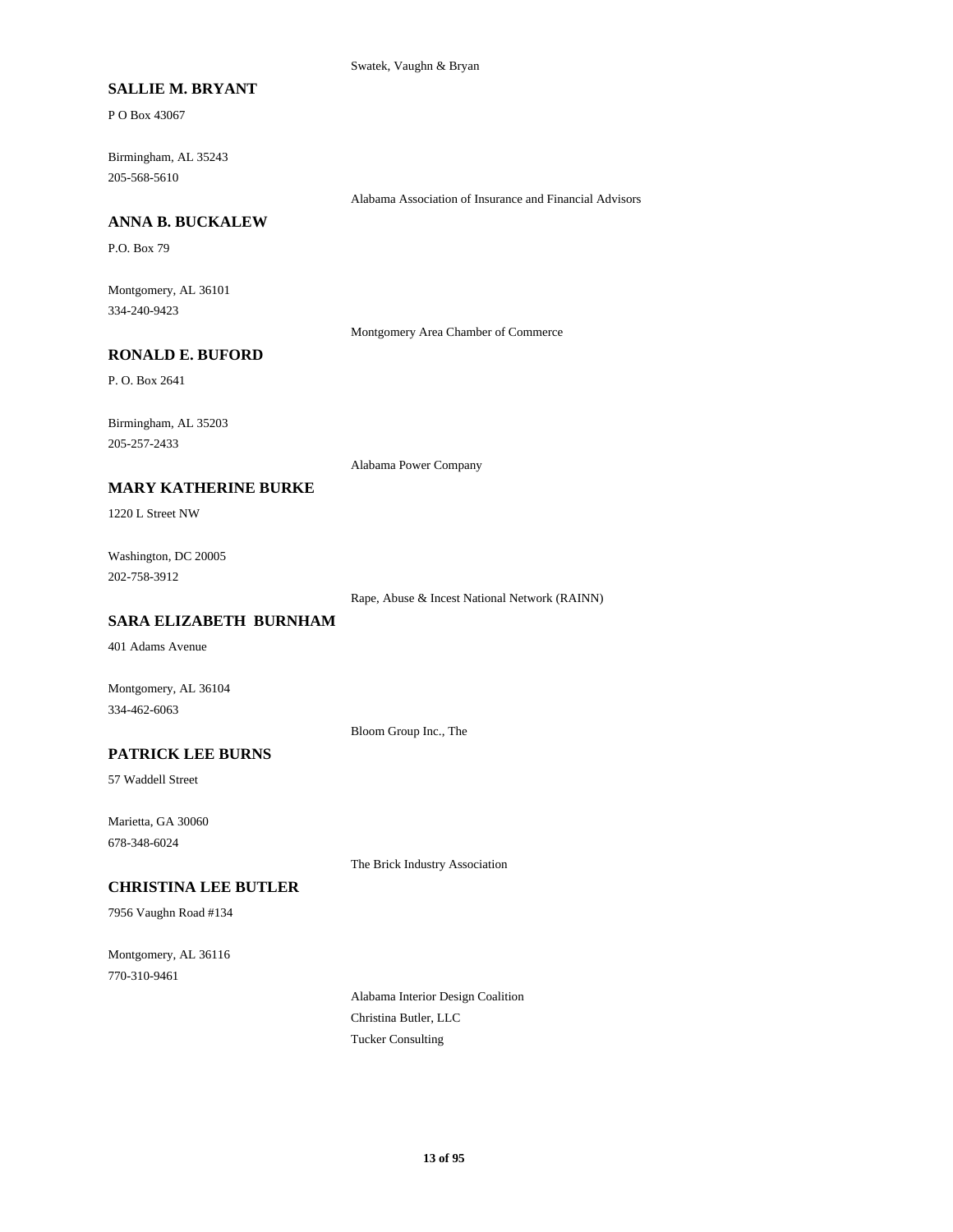Swatek, Vaughn & Bryan

**SALLIE M. BRYANT**

P O Box 43067

Birmingham, AL 35243
205-568-5610

Alabama Association of Insurance and Financial Advisors

**ANNA B. BUCKALEW**

P.O. Box 79

Montgomery, AL 36101
334-240-9423

Montgomery Area Chamber of Commerce

**RONALD E. BUFORD**

P. O. Box 2641

Birmingham, AL 35203
205-257-2433

Alabama Power Company

**MARY KATHERINE BURKE**

1220 L Street NW

Washington, DC 20005
202-758-3912

Rape, Abuse & Incest National Network (RAINN)

**SARA ELIZABETH BURNHAM**

401 Adams Avenue

Montgomery, AL 36104
334-462-6063

Bloom Group Inc., The

**PATRICK LEE BURNS**

57 Waddell Street

Marietta, GA 30060
678-348-6024

The Brick Industry Association

**CHRISTINA LEE BUTLER**

7956 Vaughn Road #134

Montgomery, AL 36116
770-310-9461

Alabama Interior Design Coalition
Christina Butler, LLC
Tucker Consulting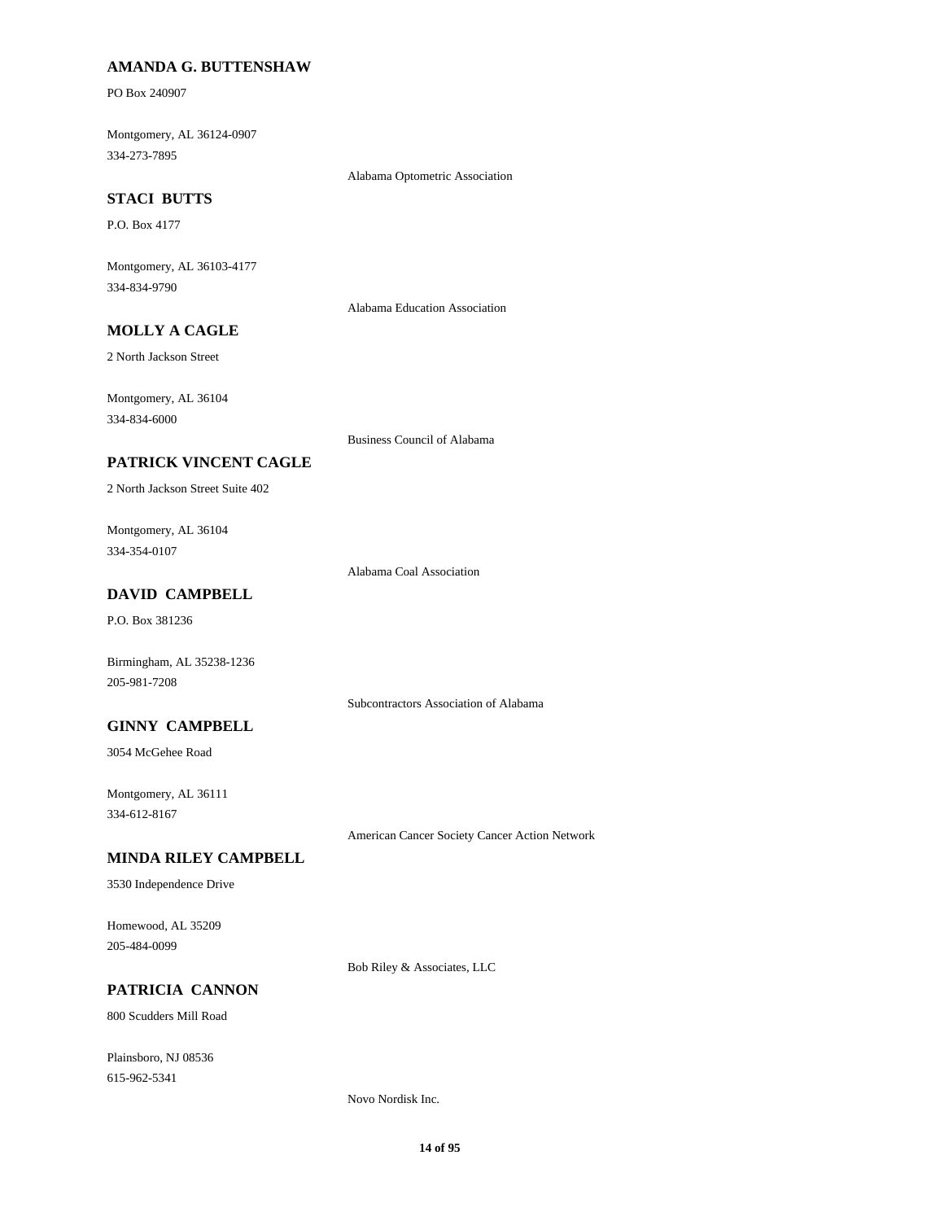**AMANDA G. BUTTENSHAW**

PO Box 240907

Montgomery, AL 36124-0907
334-273-7895

Alabama Optometric Association

**STACI BUTTS**

P.O. Box 4177

Montgomery, AL 36103-4177
334-834-9790

Alabama Education Association

**MOLLY A CAGLE**

2 North Jackson Street

Montgomery, AL 36104
334-834-6000

Business Council of Alabama

**PATRICK VINCENT CAGLE**

2 North Jackson Street Suite 402

Montgomery, AL 36104
334-354-0107

Alabama Coal Association

**DAVID CAMPBELL**

P.O. Box 381236

Birmingham, AL 35238-1236
205-981-7208

Subcontractors Association of Alabama

**GINNY CAMPBELL**

3054 McGehee Road

Montgomery, AL 36111
334-612-8167

American Cancer Society Cancer Action Network

**MINDA RILEY CAMPBELL**

3530 Independence Drive

Homewood, AL 35209
205-484-0099

Bob Riley & Associates, LLC

**PATRICIA CANNON**

800 Scudders Mill Road

Plainsboro, NJ 08536
615-962-5341

Novo Nordisk Inc.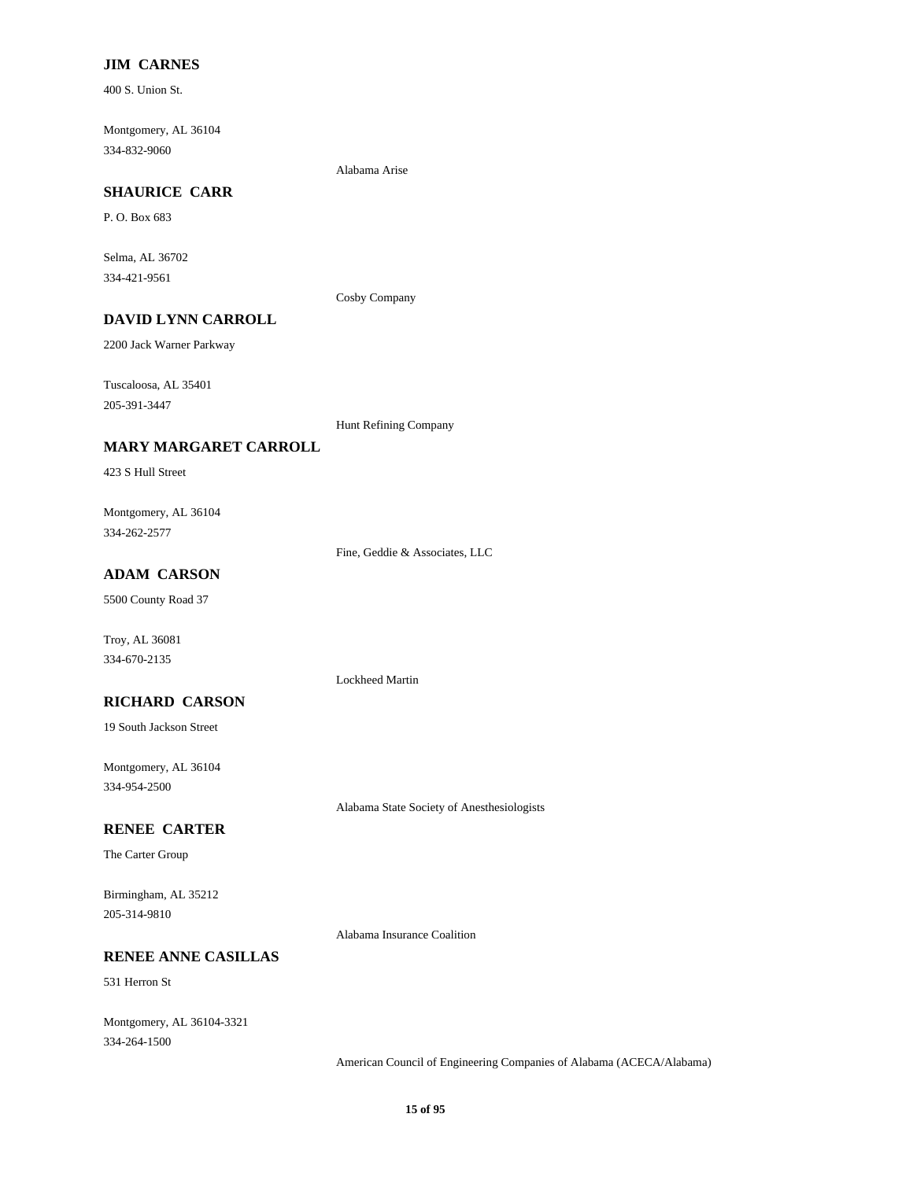**JIM CARNES**

400 S. Union St.

Montgomery, AL 36104
334-832-9060

Alabama Arise

**SHAURICE CARR**

P. O. Box 683

Selma, AL 36702
334-421-9561

Cosby Company

**DAVID LYNN CARROLL**

2200 Jack Warner Parkway

Tuscaloosa, AL 35401
205-391-3447

Hunt Refining Company

**MARY MARGARET CARROLL**

423 S Hull Street

Montgomery, AL 36104
334-262-2577

Fine, Geddie & Associates, LLC

**ADAM CARSON**

5500 County Road 37

Troy, AL 36081
334-670-2135

Lockheed Martin

**RICHARD CARSON**

19 South Jackson Street

Montgomery, AL 36104
334-954-2500

Alabama State Society of Anesthesiologists

**RENEE CARTER**

The Carter Group

Birmingham, AL 35212
205-314-9810

Alabama Insurance Coalition

**RENEE ANNE CASILLAS**

531 Herron St

Montgomery, AL 36104-3321
334-264-1500

American Council of Engineering Companies of Alabama (ACECA/Alabama)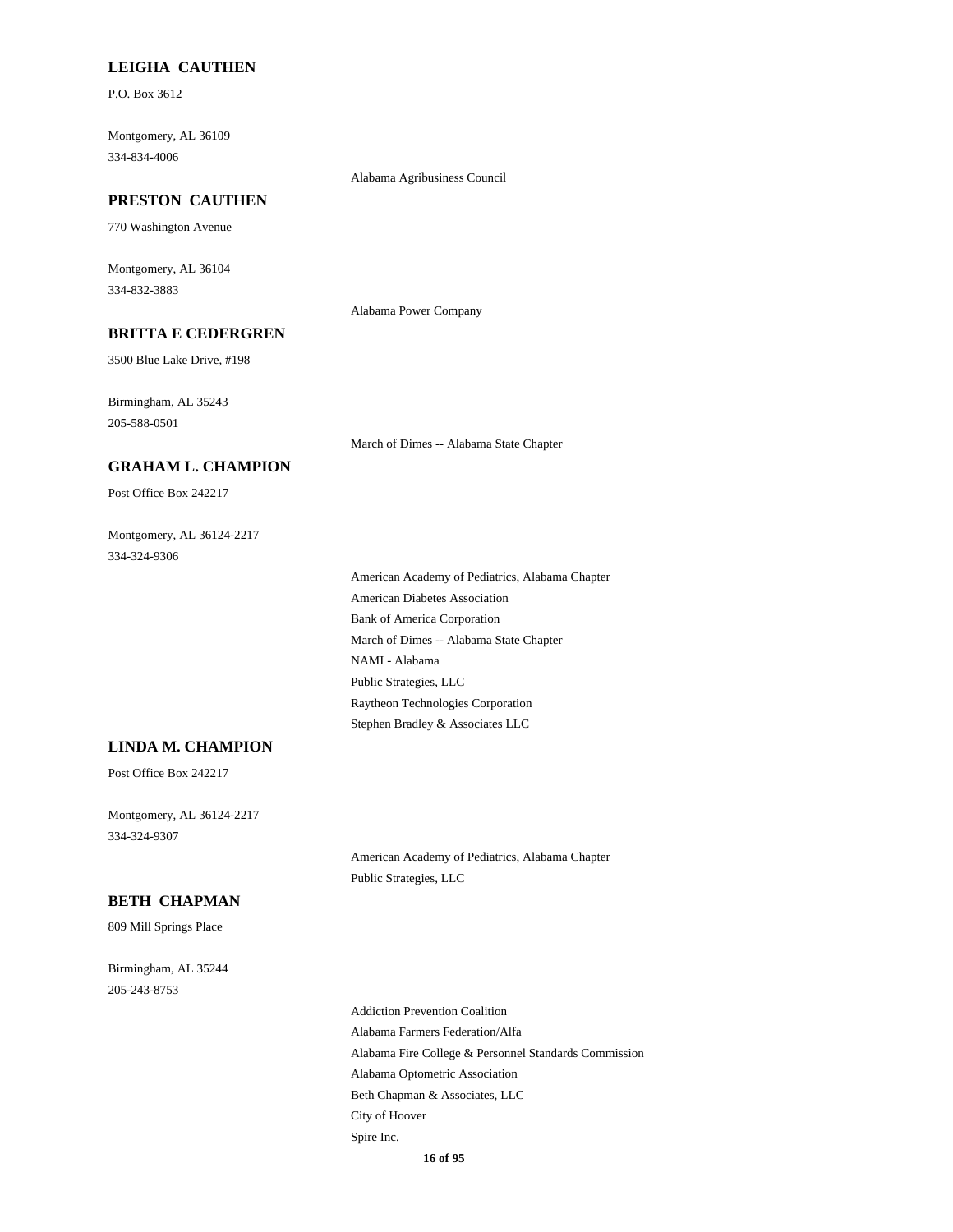**LEIGHA CAUTHEN**

P.O. Box 3612

Montgomery, AL 36109
334-834-4006

Alabama Agribusiness Council

**PRESTON CAUTHEN**

770 Washington Avenue

Montgomery, AL 36104
334-832-3883

Alabama Power Company

**BRITTA E CEDERGREN**

3500 Blue Lake Drive, #198

Birmingham, AL 35243
205-588-0501

March of Dimes -- Alabama State Chapter

**GRAHAM L. CHAMPION**

Post Office Box 242217

Montgomery, AL 36124-2217
334-324-9306

American Academy of Pediatrics, Alabama Chapter
American Diabetes Association
Bank of America Corporation
March of Dimes -- Alabama State Chapter
NAMI - Alabama
Public Strategies, LLC
Raytheon Technologies Corporation
Stephen Bradley & Associates LLC

**LINDA M. CHAMPION**

Post Office Box 242217

Montgomery, AL 36124-2217
334-324-9307

American Academy of Pediatrics, Alabama Chapter
Public Strategies, LLC

**BETH CHAPMAN**

809 Mill Springs Place

Birmingham, AL 35244
205-243-8753

Addiction Prevention Coalition
Alabama Farmers Federation/Alfa
Alabama Fire College & Personnel Standards Commission
Alabama Optometric Association
Beth Chapman & Associates, LLC
City of Hoover
Spire Inc.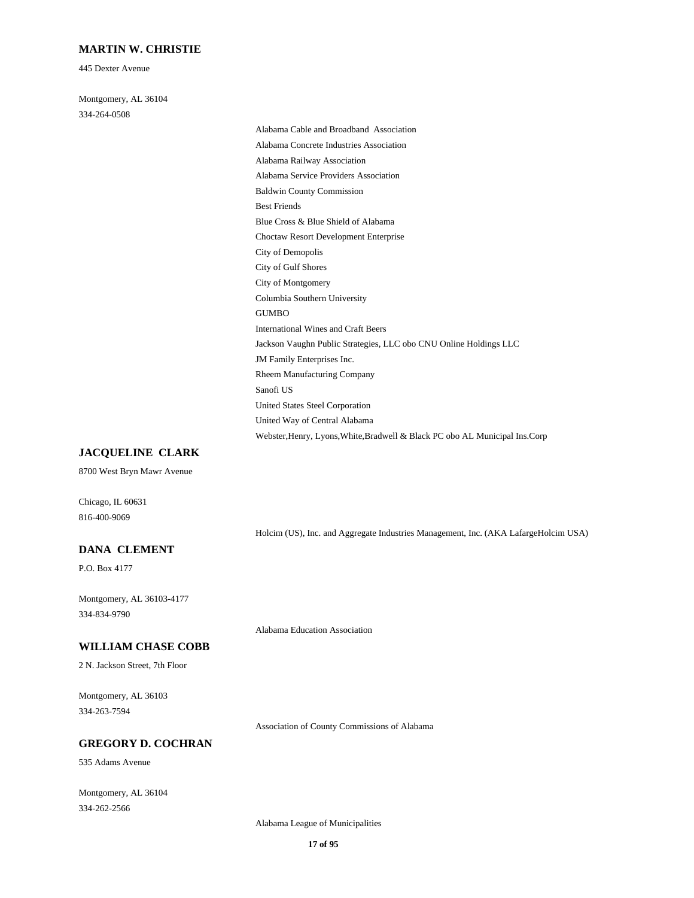### MARTIN W. CHRISTIE

445 Dexter Avenue

Montgomery, AL 36104
334-264-0508

- Alabama Cable and Broadband Association
- Alabama Concrete Industries Association
- Alabama Railway Association
- Alabama Service Providers Association
- Baldwin County Commission
- Best Friends
- Blue Cross & Blue Shield of Alabama
- Choctaw Resort Development Enterprise
- City of Demopolis
- City of Gulf Shores
- City of Montgomery
- Columbia Southern University
- GUMBO
- International Wines and Craft Beers
- Jackson Vaughn Public Strategies, LLC obo CNU Online Holdings LLC
- JM Family Enterprises Inc.
- Rheem Manufacturing Company
- Sanofi US
- United States Steel Corporation
- United Way of Central Alabama
- Webster,Henry, Lyons,White,Bradwell & Black PC obo AL Municipal Ins.Corp

### JACQUELINE CLARK

8700 West Bryn Mawr Avenue

Chicago, IL 60631
816-400-9069

- Holcim (US), Inc. and Aggregate Industries Management, Inc. (AKA LafargeHolcim USA)

### DANA CLEMENT

P.O. Box 4177

Montgomery, AL 36103-4177
334-834-9790

- Alabama Education Association

### WILLIAM CHASE COBB

2 N. Jackson Street, 7th Floor

Montgomery, AL 36103
334-263-7594

- Association of County Commissions of Alabama

### GREGORY D. COCHRAN

535 Adams Avenue

Montgomery, AL 36104
334-262-2566

- Alabama League of Municipalities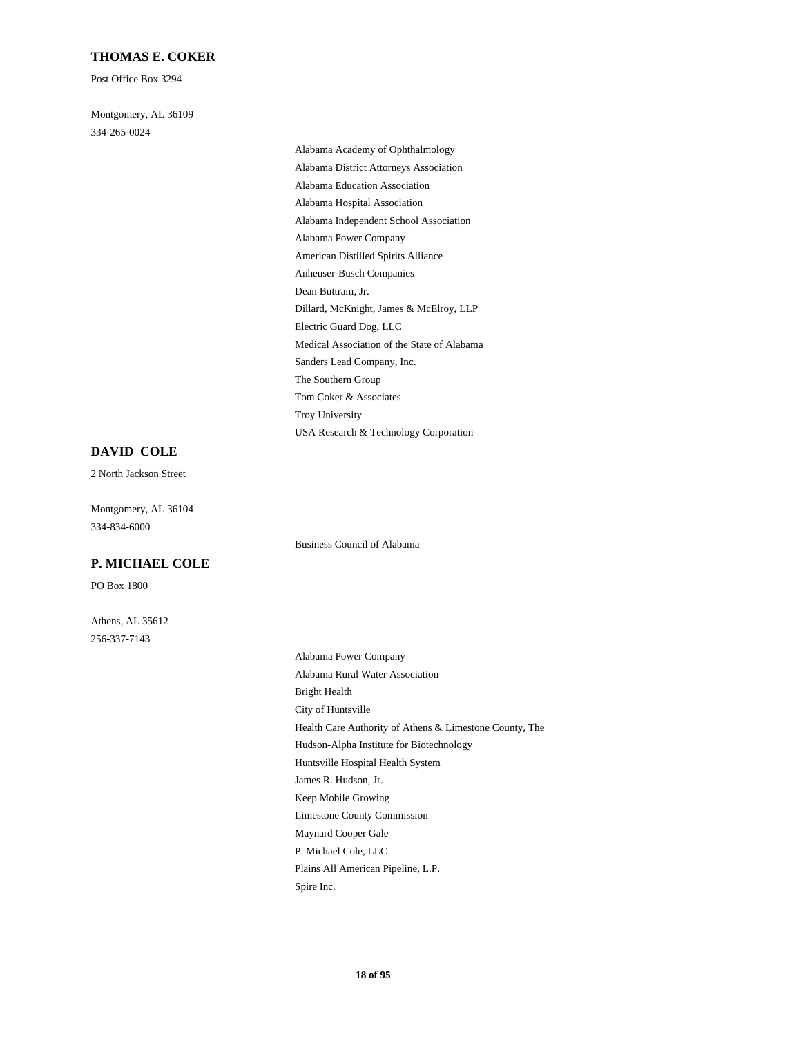**THOMAS E. COKER**

Post Office Box 3294

Montgomery, AL 36109

334-265-0024

- Alabama Academy of Ophthalmology
- Alabama District Attorneys Association
- Alabama Education Association
- Alabama Hospital Association
- Alabama Independent School Association
- Alabama Power Company
- American Distilled Spirits Alliance
- Anheuser-Busch Companies
- Dean Buttram, Jr.
- Dillard, McKnight, James & McElroy, LLP
- Electric Guard Dog, LLC
- Medical Association of the State of Alabama
- Sanders Lead Company, Inc.
- The Southern Group
- Tom Coker & Associates
- Troy University
- USA Research & Technology Corporation

**DAVID COLE**

2 North Jackson Street

Montgomery, AL 36104

334-834-6000

- Business Council of Alabama

**P. MICHAEL COLE**

PO Box 1800

Athens, AL 35612

256-337-7143

- Alabama Power Company
- Alabama Rural Water Association
- Bright Health
- City of Huntsville
- Health Care Authority of Athens & Limestone County, The
- Hudson-Alpha Institute for Biotechnology
- Huntsville Hospital Health System
- James R. Hudson, Jr.
- Keep Mobile Growing
- Limestone County Commission
- Maynard Cooper Gale
- P. Michael Cole, LLC
- Plains All American Pipeline, L.P.
- Spire Inc.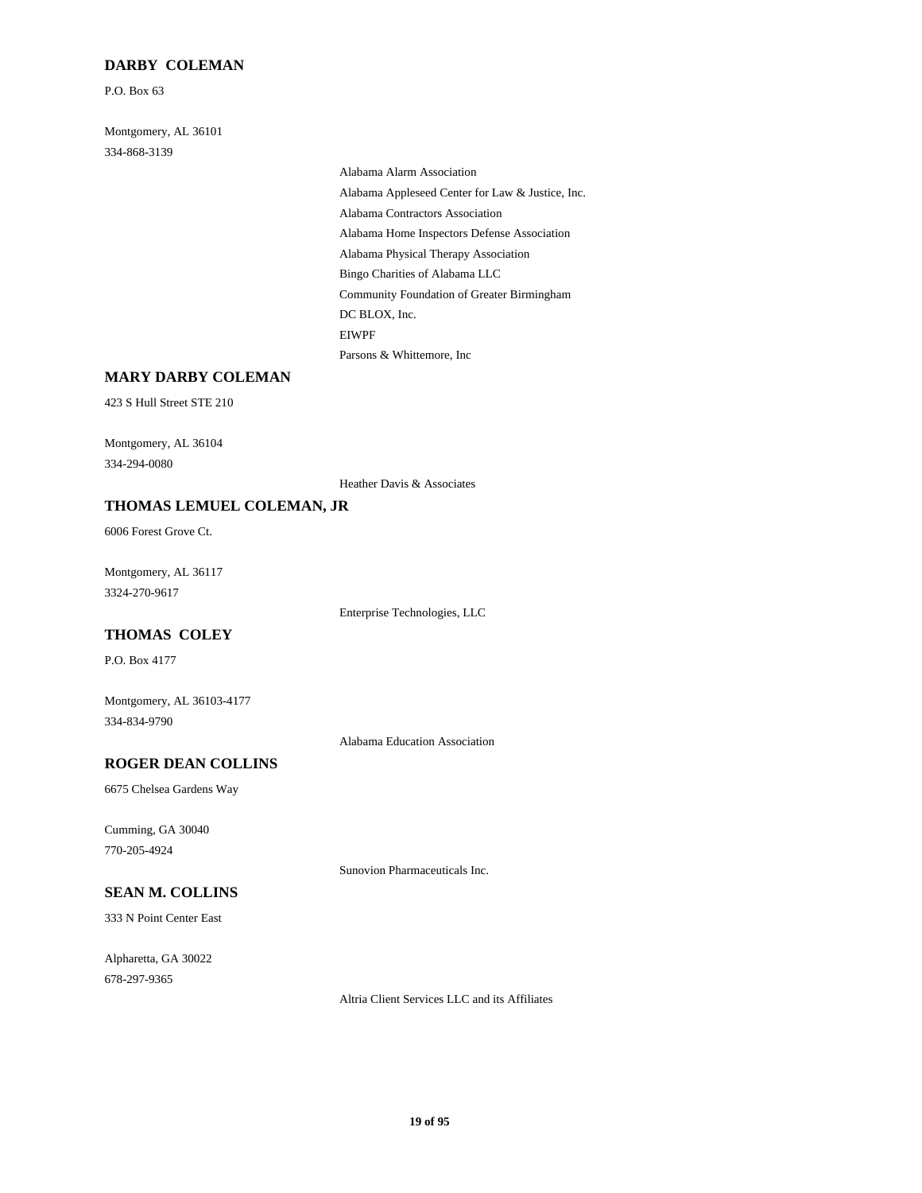**DARBY COLEMAN**

P.O. Box 63

Montgomery, AL 36101

334-868-3139

- Alabama Alarm Association
- Alabama Appleseed Center for Law & Justice, Inc.
- Alabama Contractors Association
- Alabama Home Inspectors Defense Association
- Alabama Physical Therapy Association
- Bingo Charities of Alabama LLC
- Community Foundation of Greater Birmingham
- DC BLOX, Inc.
- EIWPF
- Parsons & Whittemore, Inc

**MARY DARBY COLEMAN**

423 S Hull Street STE 210

Montgomery, AL 36104

334-294-0080

- Heather Davis & Associates

**THOMAS LEMUEL COLEMAN, JR**

6006 Forest Grove Ct.

Montgomery, AL 36117

3324-270-9617

- Enterprise Technologies, LLC

**THOMAS COLEY**

P.O. Box 4177

Montgomery, AL 36103-4177

334-834-9790

- Alabama Education Association

**ROGER DEAN COLLINS**

6675 Chelsea Gardens Way

Cumming, GA 30040

770-205-4924

- Sunovion Pharmaceuticals Inc.

**SEAN M. COLLINS**

333 N Point Center East

Alpharetta, GA 30022

678-297-9365

- Altria Client Services LLC and its Affiliates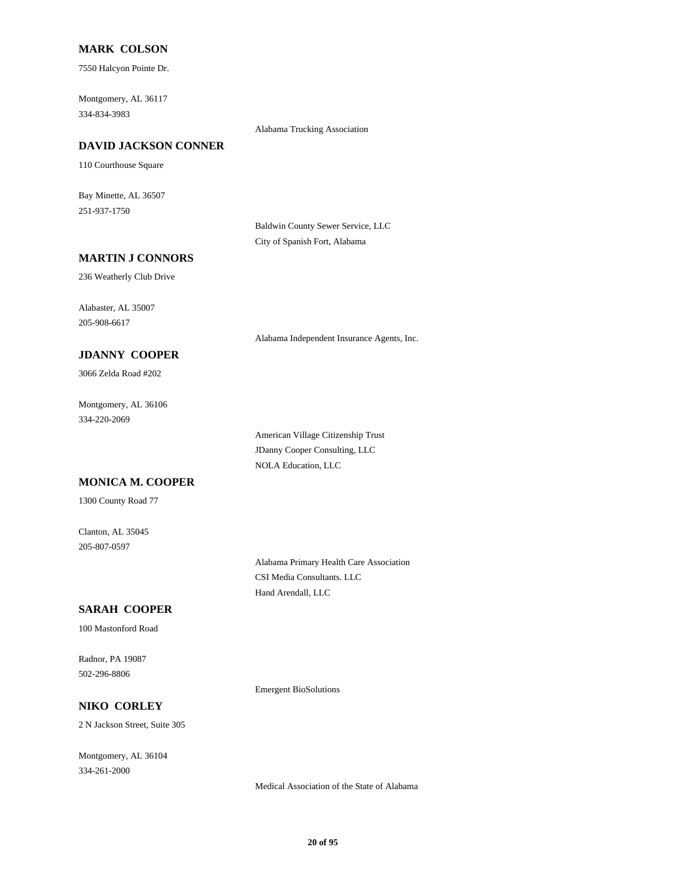**MARK COLSON**

7550 Halcyon Pointe Dr.

Montgomery, AL 36117
334-834-3983

Alabama Trucking Association

**DAVID JACKSON CONNER**

110 Courthouse Square

Bay Minette, AL 36507
251-937-1750

Baldwin County Sewer Service, LLC
City of Spanish Fort, Alabama

**MARTIN J CONNORS**

236 Weatherly Club Drive

Alabaster, AL 35007
205-908-6617

Alabama Independent Insurance Agents, Inc.

**JDANNY COOPER**

3066 Zelda Road #202

Montgomery, AL 36106
334-220-2069

American Village Citizenship Trust
JDanny Cooper Consulting, LLC
NOLA Education, LLC

**MONICA M. COOPER**

1300 County Road 77

Clanton, AL 35045
205-807-0597

Alabama Primary Health Care Association
CSI Media Consultants. LLC
Hand Arendall, LLC

**SARAH COOPER**

100 Mastonford Road

Radnor, PA 19087
502-296-8806

Emergent BioSolutions

**NIKO CORLEY**

2 N Jackson Street, Suite 305

Montgomery, AL 36104
334-261-2000

Medical Association of the State of Alabama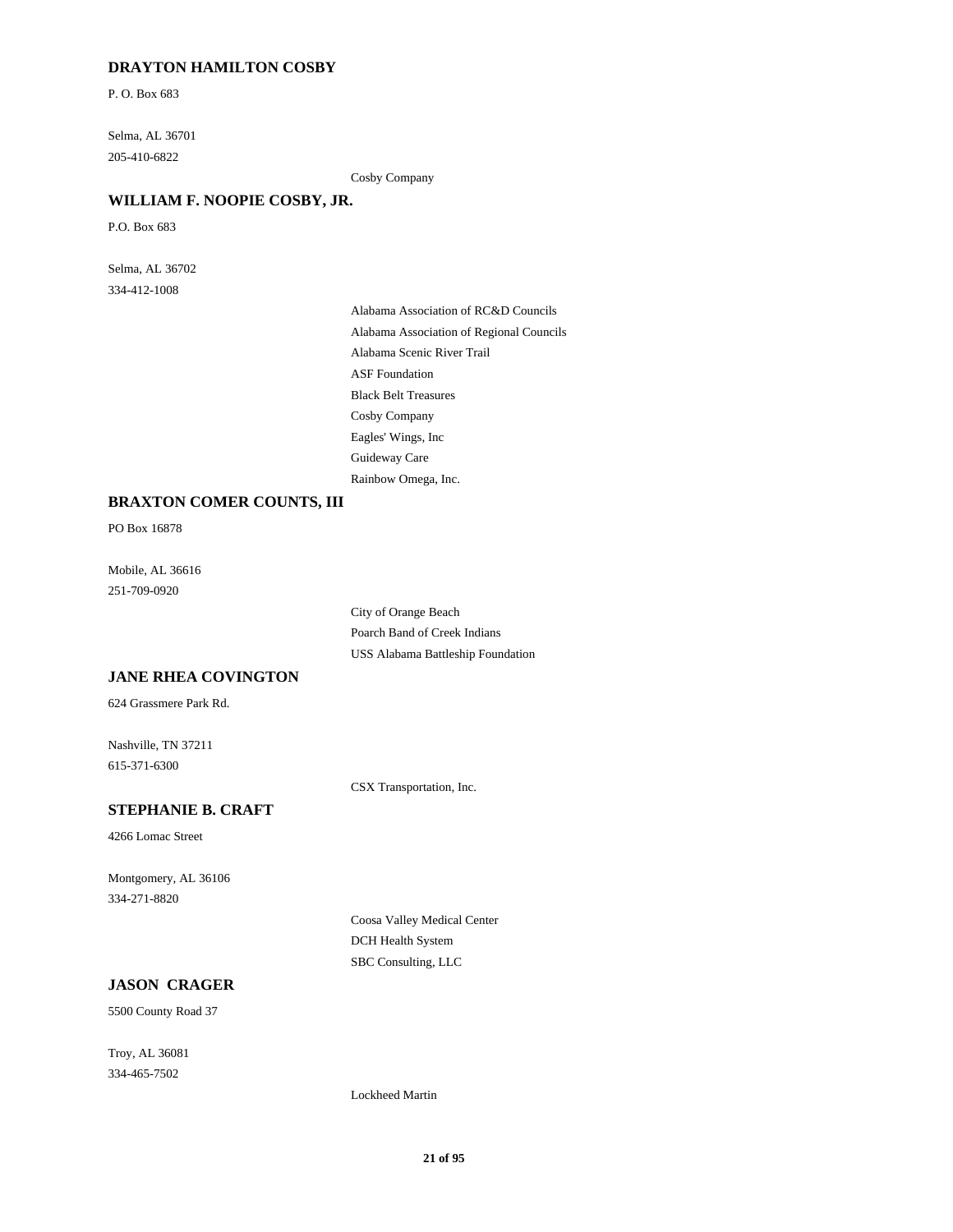### DRAYTON HAMILTON COSBY

P. O. Box 683

Selma, AL 36701
205-410-6822

Cosby Company

### WILLIAM F. NOOPIE COSBY, JR.

P.O. Box 683

Selma, AL 36702
334-412-1008

Alabama Association of RC&D Councils
Alabama Association of Regional Councils
Alabama Scenic River Trail
ASF Foundation
Black Belt Treasures
Cosby Company
Eagles' Wings, Inc
Guideway Care
Rainbow Omega, Inc.

### BRAXTON COMER COUNTS, III

PO Box 16878

Mobile, AL 36616
251-709-0920

City of Orange Beach
Poarch Band of Creek Indians
USS Alabama Battleship Foundation

### JANE RHEA COVINGTON

624 Grassmere Park Rd.

Nashville, TN 37211
615-371-6300

CSX Transportation, Inc.

### STEPHANIE B. CRAFT

4266 Lomac Street

Montgomery, AL 36106
334-271-8820

Coosa Valley Medical Center
DCH Health System
SBC Consulting, LLC

### JASON CRAGER

5500 County Road 37

Troy, AL 36081
334-465-7502

Lockheed Martin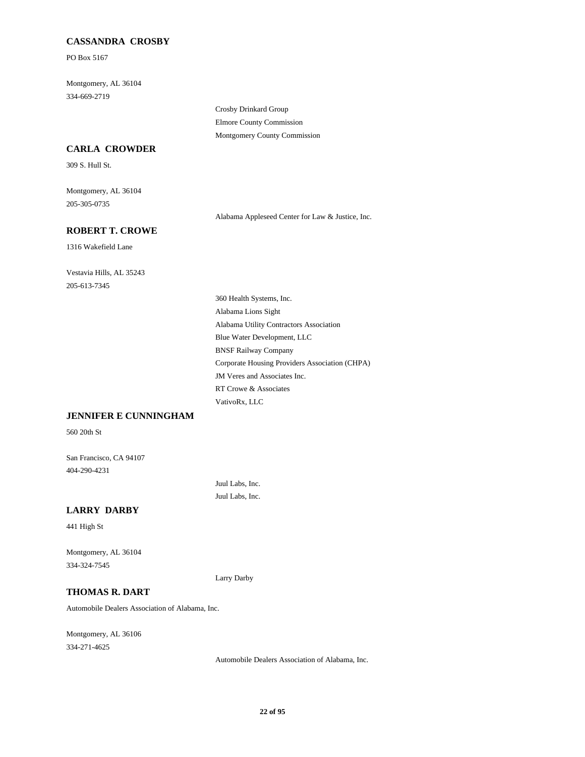### CASSANDRA CROSBY

PO Box 5167

Montgomery, AL 36104
334-669-2719

Crosby Drinkard Group
Elmore County Commission
Montgomery County Commission

### CARLA CROWDER

309 S. Hull St.

Montgomery, AL 36104
205-305-0735

Alabama Appleseed Center for Law & Justice, Inc.

### ROBERT T. CROWE

1316 Wakefield Lane

Vestavia Hills, AL 35243
205-613-7345

360 Health Systems, Inc.
Alabama Lions Sight
Alabama Utility Contractors Association
Blue Water Development, LLC
BNSF Railway Company
Corporate Housing Providers Association (CHPA)
JM Veres and Associates Inc.
RT Crowe & Associates
VativoRx, LLC

### JENNIFER E CUNNINGHAM

560 20th St

San Francisco, CA 94107
404-290-4231

Juul Labs, Inc.
Juul Labs, Inc.

### LARRY DARBY

441 High St

Montgomery, AL 36104
334-324-7545

Larry Darby

### THOMAS R. DART

Automobile Dealers Association of Alabama, Inc.

Montgomery, AL 36106
334-271-4625

Automobile Dealers Association of Alabama, Inc.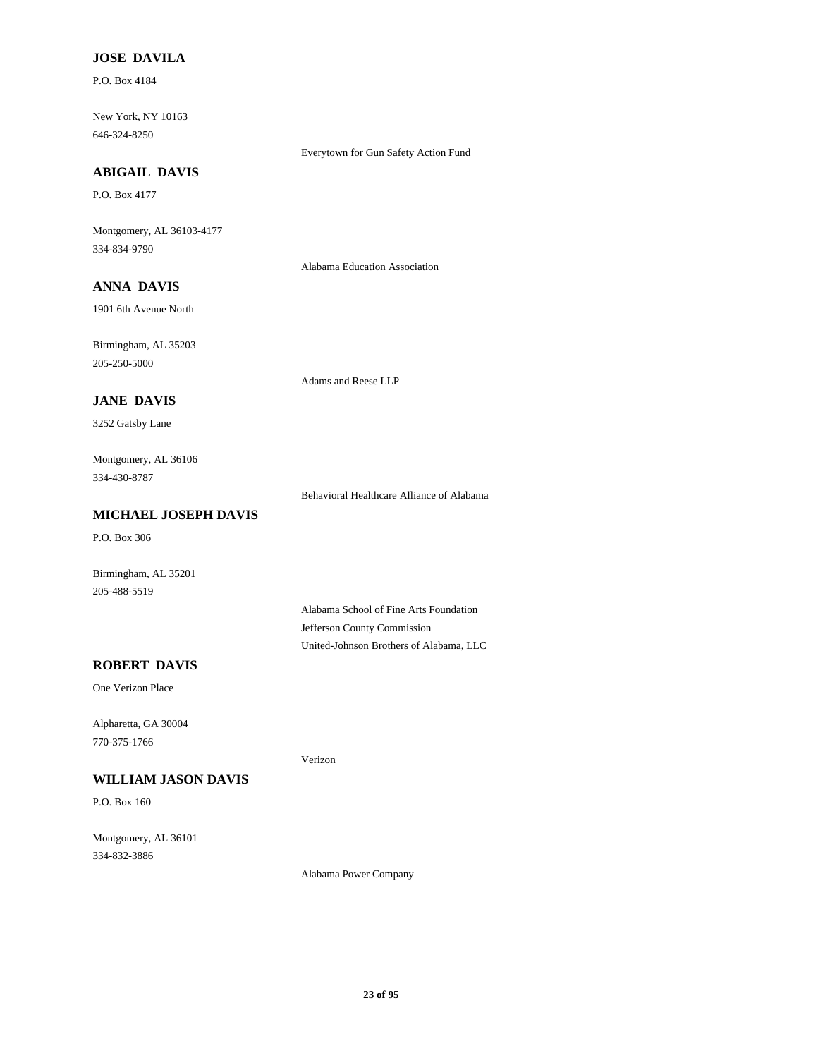**JOSE DAVILA**

P.O. Box 4184

New York, NY 10163
646-324-8250

Everytown for Gun Safety Action Fund

**ABIGAIL DAVIS**

P.O. Box 4177

Montgomery, AL 36103-4177
334-834-9790

Alabama Education Association

**ANNA DAVIS**

1901 6th Avenue North

Birmingham, AL 35203
205-250-5000

Adams and Reese LLP

**JANE DAVIS**

3252 Gatsby Lane

Montgomery, AL 36106
334-430-8787

Behavioral Healthcare Alliance of Alabama

**MICHAEL JOSEPH DAVIS**

P.O. Box 306

Birmingham, AL 35201
205-488-5519

Alabama School of Fine Arts Foundation
Jefferson County Commission
United-Johnson Brothers of Alabama, LLC

**ROBERT DAVIS**

One Verizon Place

Alpharetta, GA 30004
770-375-1766

Verizon

**WILLIAM JASON DAVIS**

P.O. Box 160

Montgomery, AL 36101
334-832-3886

Alabama Power Company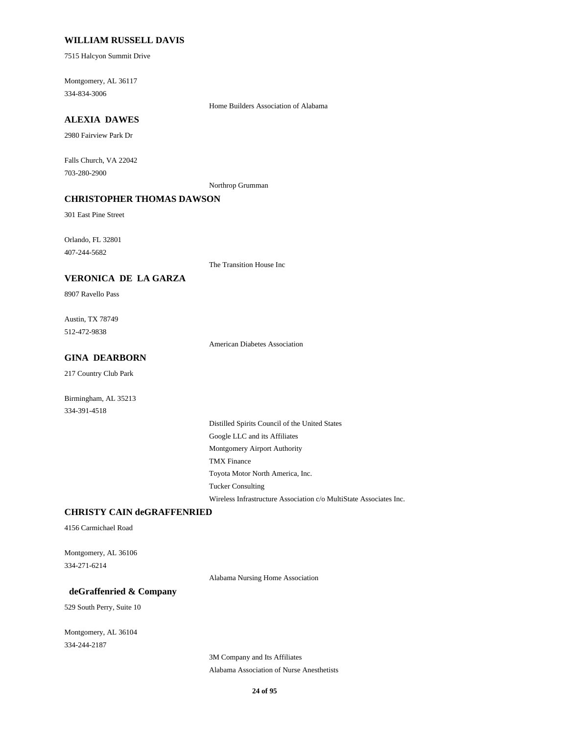### WILLIAM RUSSELL DAVIS

7515 Halcyon Summit Drive

Montgomery, AL 36117
334-834-3006

Home Builders Association of Alabama

### ALEXIA DAWES

2980 Fairview Park Dr

Falls Church, VA 22042
703-280-2900

Northrop Grumman

### CHRISTOPHER THOMAS DAWSON

301 East Pine Street

Orlando, FL 32801
407-244-5682

The Transition House Inc

### VERONICA DE LA GARZA

8907 Ravello Pass

Austin, TX 78749
512-472-9838

American Diabetes Association

### GINA DEARBORN

217 Country Club Park

Birmingham, AL 35213
334-391-4518

Distilled Spirits Council of the United States
Google LLC and its Affiliates
Montgomery Airport Authority
TMX Finance
Toyota Motor North America, Inc.
Tucker Consulting
Wireless Infrastructure Association c/o MultiState Associates Inc.

### CHRISTY CAIN deGRAFFENRIED

4156 Carmichael Road

Montgomery, AL 36106
334-271-6214

Alabama Nursing Home Association

### deGraffenried & Company

529 South Perry, Suite 10

Montgomery, AL 36104
334-244-2187

3M Company and Its Affiliates
Alabama Association of Nurse Anesthetists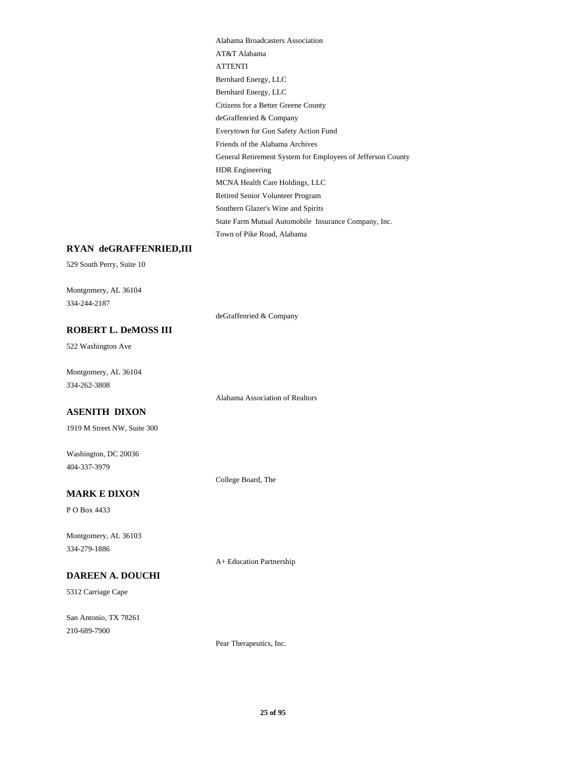Alabama Broadcasters Association
AT&T Alabama
ATTENTI
Bernhard Energy, LLC
Bernhard Energy, LLC
Citizens for a Better Greene County
deGraffenried & Company
Everytown for Gun Safety Action Fund
Friends of the Alabama Archives
General Retirement System for Employees of Jefferson County
HDR Engineering
MCNA Health Care Holdings, LLC
Retired Senior Volunteer Program
Southern Glazer's Wine and Spirits
State Farm Mutual Automobile Insurance Company, Inc.
Town of Pike Road, Alabama

**RYAN deGRAFFENRIED,III**

529 South Perry, Suite 10

Montgomery, AL 36104
334-244-2187

deGraffenried & Company

**ROBERT L. DeMOSS III**

522 Washington Ave

Montgomery, AL 36104
334-262-3808

Alabama Association of Realtors

**ASENITH DIXON**

1919 M Street NW, Suite 300

Washington, DC 20036
404-337-3979

College Board, The

**MARK E DIXON**

P O Box 4433

Montgomery, AL 36103
334-279-1886

A+ Education Partnership

**DAREEN A. DOUCHI**

5312 Carriage Cape

San Antonio, TX 78261
210-689-7900

Pear Therapeutics, Inc.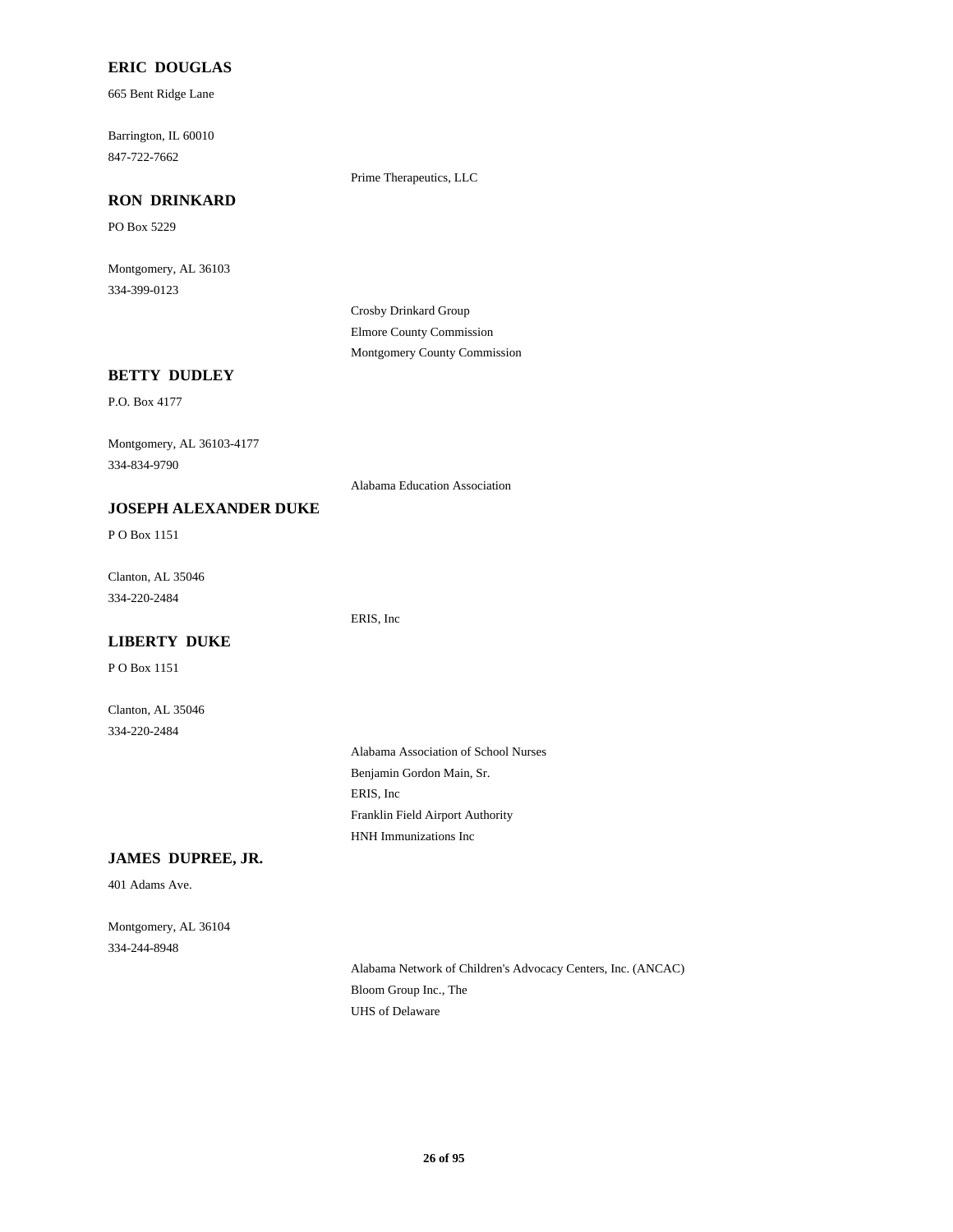**ERIC DOUGLAS**

665 Bent Ridge Lane

Barrington, IL 60010
847-722-7662

Prime Therapeutics, LLC

**RON DRINKARD**

PO Box 5229

Montgomery, AL 36103
334-399-0123

Crosby Drinkard Group
Elmore County Commission
Montgomery County Commission

**BETTY DUDLEY**

P.O. Box 4177

Montgomery, AL 36103-4177
334-834-9790

Alabama Education Association

**JOSEPH ALEXANDER DUKE**

P O Box 1151

Clanton, AL 35046
334-220-2484

ERIS, Inc

**LIBERTY DUKE**

P O Box 1151

Clanton, AL 35046
334-220-2484

Alabama Association of School Nurses
Benjamin Gordon Main, Sr.
ERIS, Inc
Franklin Field Airport Authority
HNH Immunizations Inc

**JAMES DUPREE, JR.**

401 Adams Ave.

Montgomery, AL 36104
334-244-8948

Alabama Network of Children's Advocacy Centers, Inc. (ANCAC)
Bloom Group Inc., The
UHS of Delaware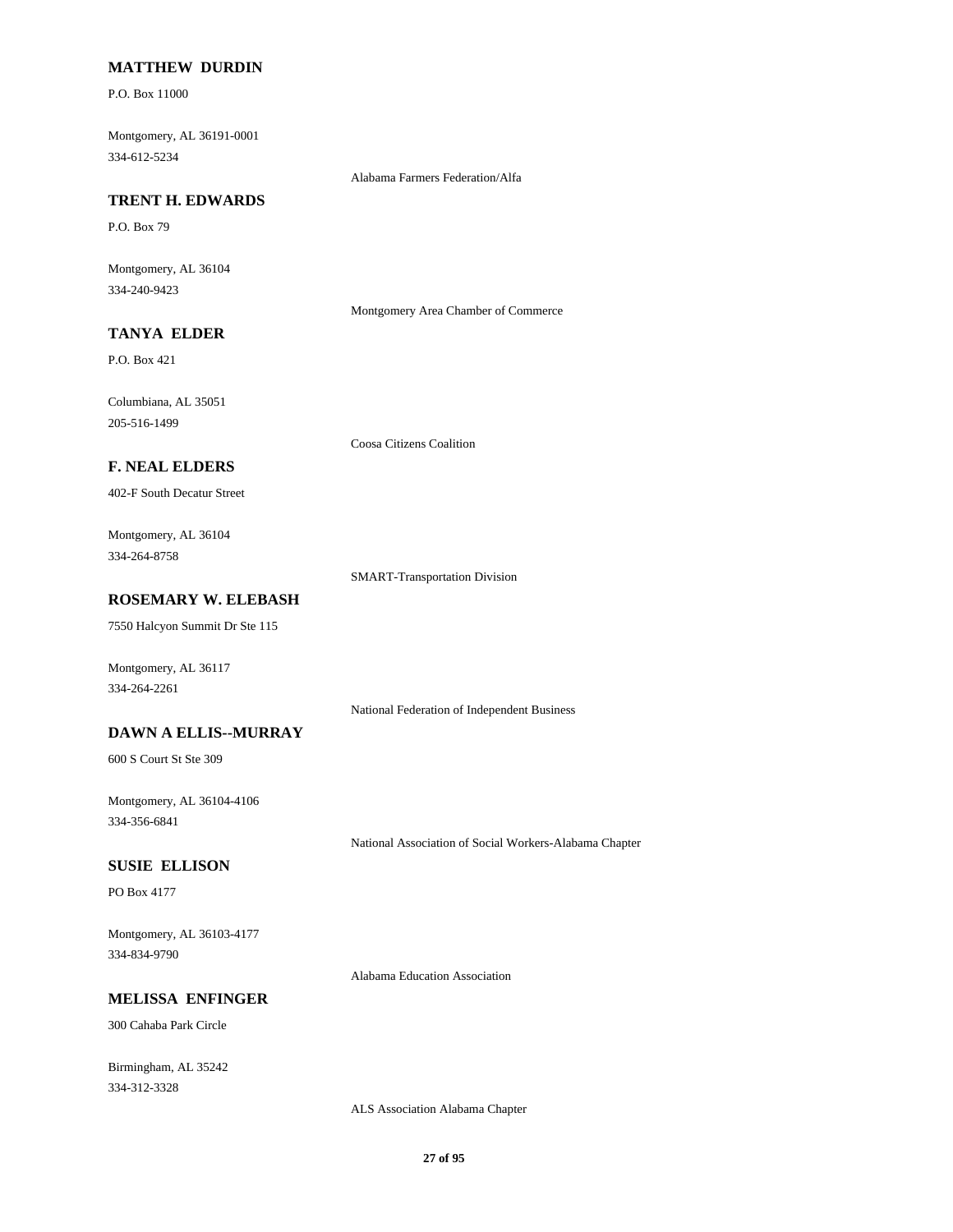**MATTHEW DURDIN**

P.O. Box 11000

Montgomery, AL 36191-0001
334-612-5234

Alabama Farmers Federation/Alfa

**TRENT H. EDWARDS**

P.O. Box 79

Montgomery, AL 36104
334-240-9423

Montgomery Area Chamber of Commerce

**TANYA ELDER**

P.O. Box 421

Columbiana, AL 35051
205-516-1499

Coosa Citizens Coalition

**F. NEAL ELDERS**

402-F South Decatur Street

Montgomery, AL 36104
334-264-8758

SMART-Transportation Division

**ROSEMARY W. ELEBASH**

7550 Halcyon Summit Dr Ste 115

Montgomery, AL 36117
334-264-2261

National Federation of Independent Business

**DAWN A ELLIS--MURRAY**

600 S Court St Ste 309

Montgomery, AL 36104-4106
334-356-6841

National Association of Social Workers-Alabama Chapter

**SUSIE ELLISON**

PO Box 4177

Montgomery, AL 36103-4177
334-834-9790

Alabama Education Association

**MELISSA ENFINGER**

300 Cahaba Park Circle

Birmingham, AL 35242
334-312-3328

ALS Association Alabama Chapter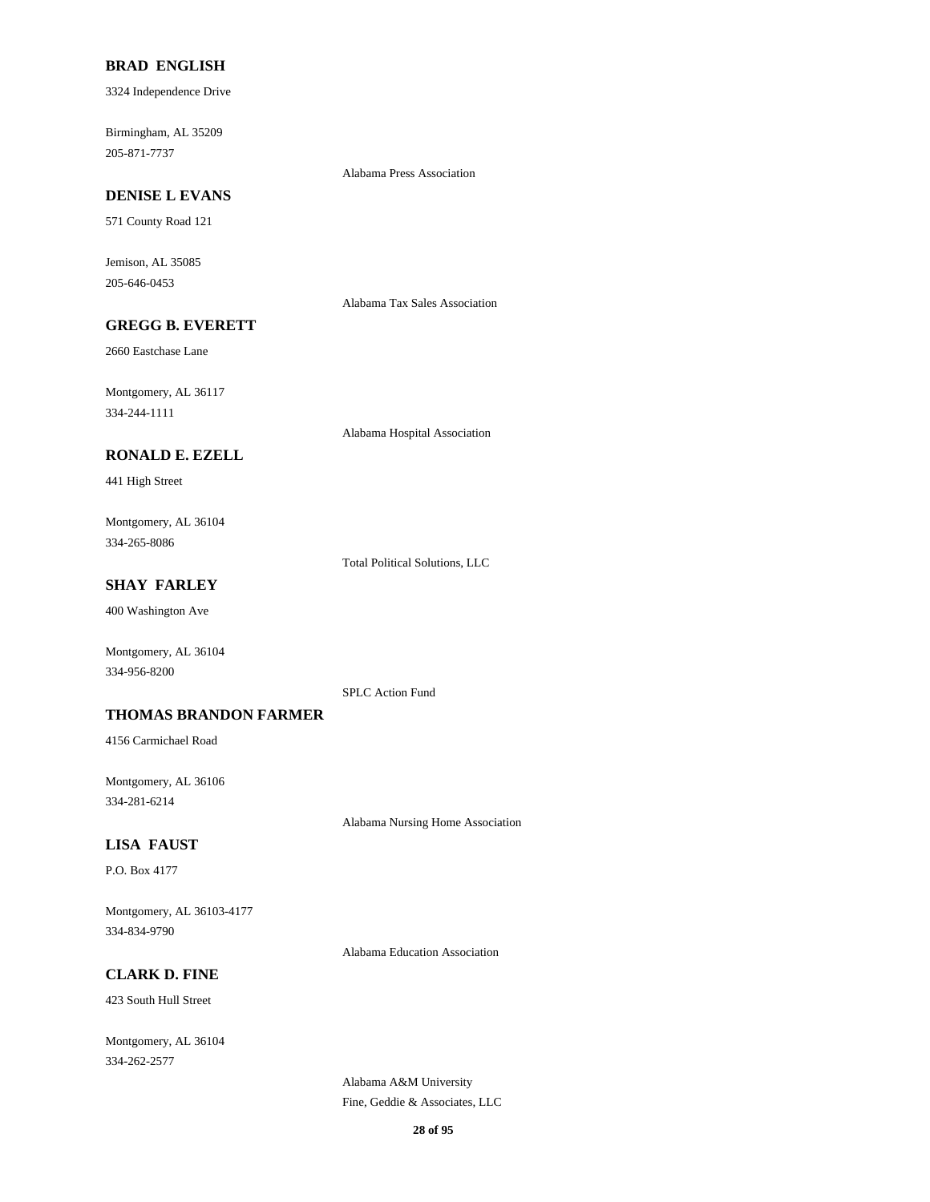**BRAD ENGLISH**

3324 Independence Drive

Birmingham, AL 35209
205-871-7737

Alabama Press Association

**DENISE L EVANS**

571 County Road 121

Jemison, AL 35085
205-646-0453

Alabama Tax Sales Association

**GREGG B. EVERETT**

2660 Eastchase Lane

Montgomery, AL 36117
334-244-1111

Alabama Hospital Association

**RONALD E. EZELL**

441 High Street

Montgomery, AL 36104
334-265-8086

Total Political Solutions, LLC

**SHAY FARLEY**

400 Washington Ave

Montgomery, AL 36104
334-956-8200

SPLC Action Fund

**THOMAS BRANDON FARMER**

4156 Carmichael Road

Montgomery, AL 36106
334-281-6214

Alabama Nursing Home Association

**LISA FAUST**

P.O. Box 4177

Montgomery, AL 36103-4177
334-834-9790

Alabama Education Association

**CLARK D. FINE**

423 South Hull Street

Montgomery, AL 36104
334-262-2577

Alabama A&M University
Fine, Geddie & Associates, LLC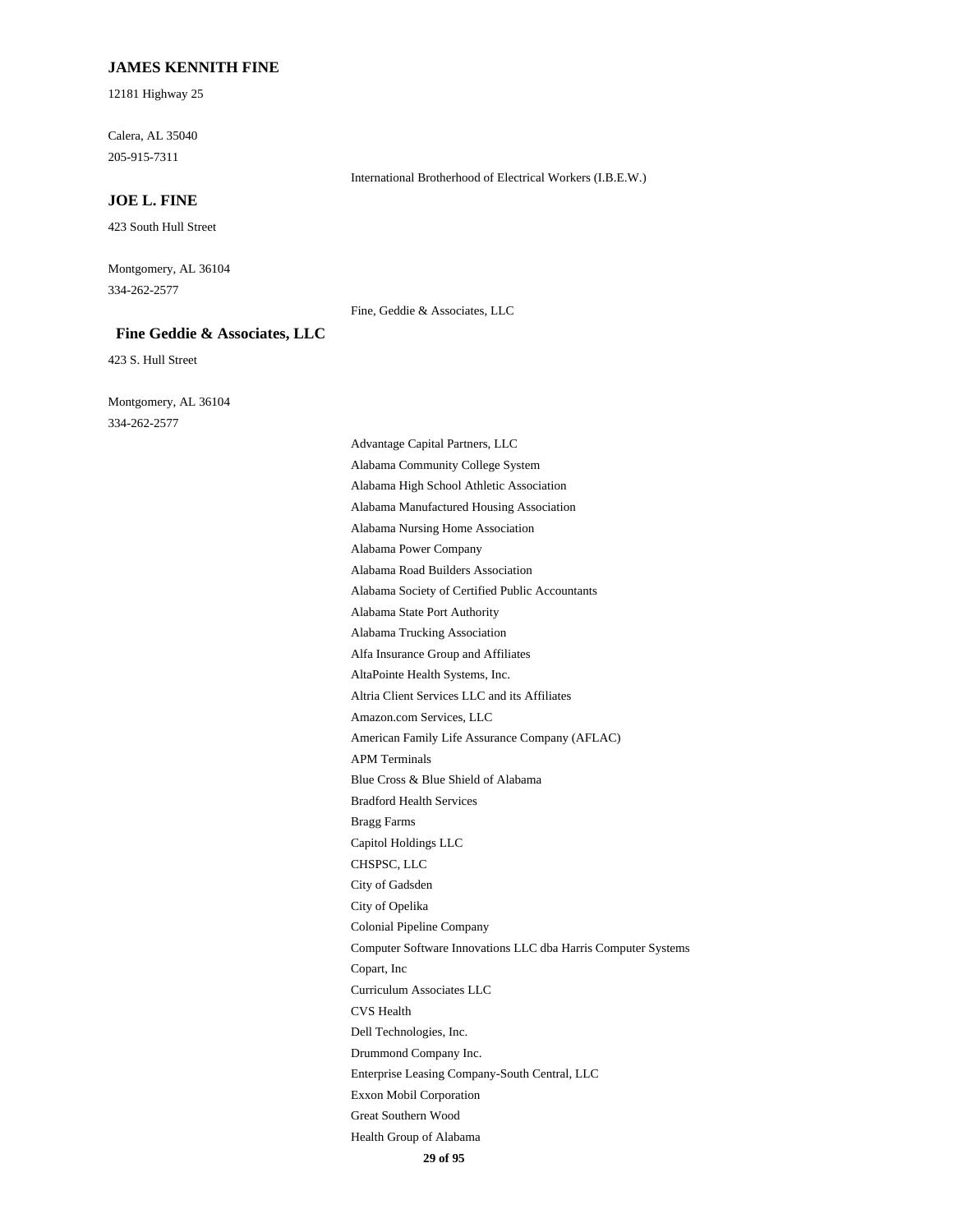**JAMES KENNITH FINE**

12181 Highway 25

Calera, AL 35040

205-915-7311

International Brotherhood of Electrical Workers (I.B.E.W.)

**JOE L. FINE**

423 South Hull Street

Montgomery, AL 36104

334-262-2577

Fine, Geddie & Associates, LLC

**Fine Geddie & Associates, LLC**

423 S. Hull Street

Montgomery, AL 36104

334-262-2577

Advantage Capital Partners, LLC
Alabama Community College System
Alabama High School Athletic Association
Alabama Manufactured Housing Association
Alabama Nursing Home Association
Alabama Power Company
Alabama Road Builders Association
Alabama Society of Certified Public Accountants
Alabama State Port Authority
Alabama Trucking Association
Alfa Insurance Group and Affiliates
AltaPointe Health Systems, Inc.
Altria Client Services LLC and its Affiliates
Amazon.com Services, LLC
American Family Life Assurance Company (AFLAC)
APM Terminals
Blue Cross & Blue Shield of Alabama
Bradford Health Services
Bragg Farms
Capitol Holdings LLC
CHSPSC, LLC
City of Gadsden
City of Opelika
Colonial Pipeline Company
Computer Software Innovations LLC dba Harris Computer Systems
Copart, Inc
Curriculum Associates LLC
CVS Health
Dell Technologies, Inc.
Drummond Company Inc.
Enterprise Leasing Company-South Central, LLC
Exxon Mobil Corporation
Great Southern Wood
Health Group of Alabama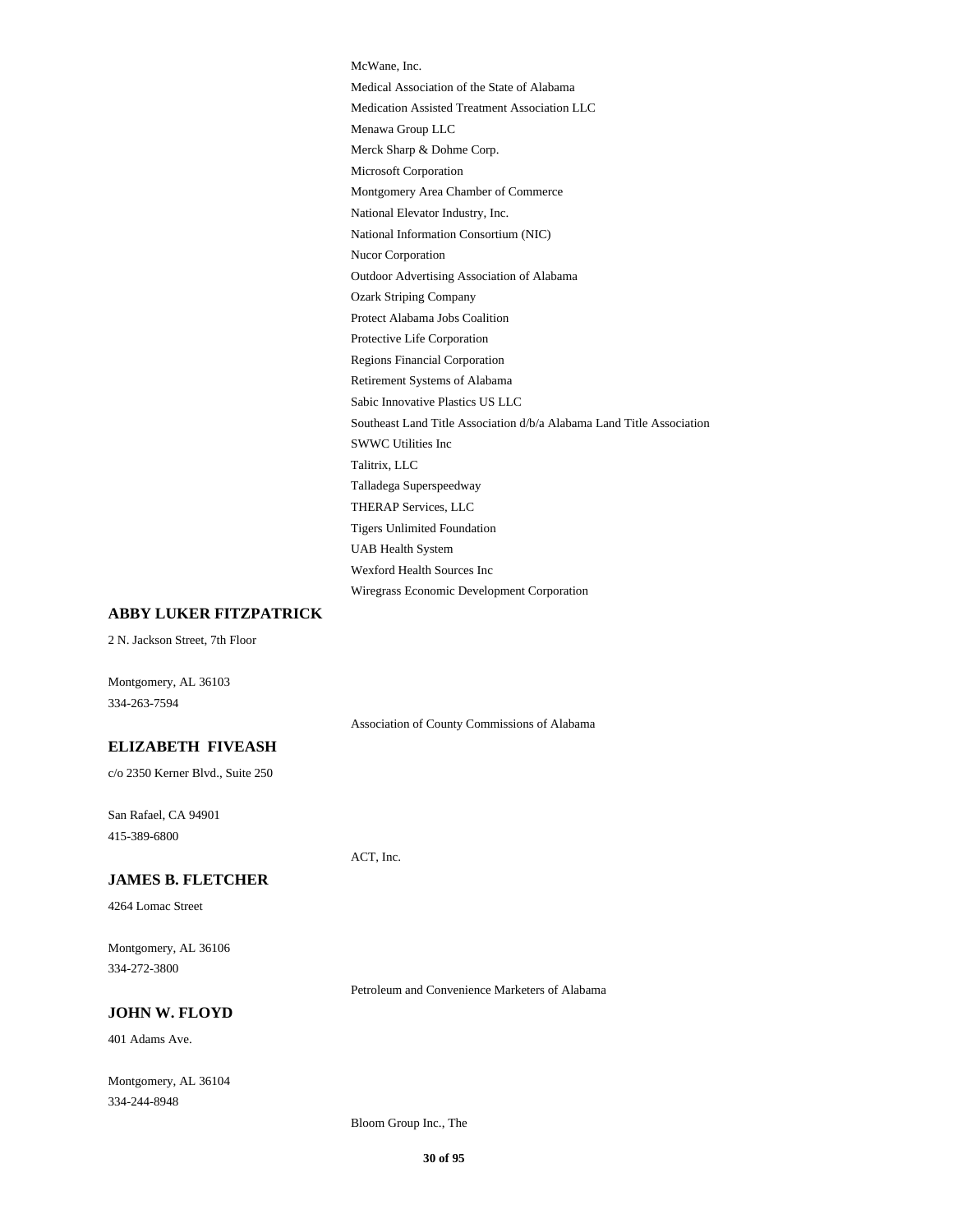McWane, Inc.

Medical Association of the State of Alabama

Medication Assisted Treatment Association LLC

Menawa Group LLC

Merck Sharp & Dohme Corp.

Microsoft Corporation

Montgomery Area Chamber of Commerce

National Elevator Industry, Inc.

National Information Consortium (NIC)

Nucor Corporation

Outdoor Advertising Association of Alabama

Ozark Striping Company

Protect Alabama Jobs Coalition

Protective Life Corporation

Regions Financial Corporation

Retirement Systems of Alabama

Sabic Innovative Plastics US LLC

Southeast Land Title Association d/b/a Alabama Land Title Association

SWWC Utilities Inc

Talitrix, LLC

Talladega Superspeedway

THERAP Services, LLC

Tigers Unlimited Foundation

UAB Health System

Wexford Health Sources Inc

Wiregrass Economic Development Corporation

**ABBY LUKER FITZPATRICK**

2 N. Jackson Street, 7th Floor

Montgomery, AL 36103
334-263-7594

Association of County Commissions of Alabama

**ELIZABETH FIVEASH**

c/o 2350 Kerner Blvd., Suite 250

San Rafael, CA 94901
415-389-6800

ACT, Inc.

**JAMES B. FLETCHER**

4264 Lomac Street

Montgomery, AL 36106
334-272-3800

Petroleum and Convenience Marketers of Alabama

**JOHN W. FLOYD**

401 Adams Ave.

Montgomery, AL 36104
334-244-8948

Bloom Group Inc., The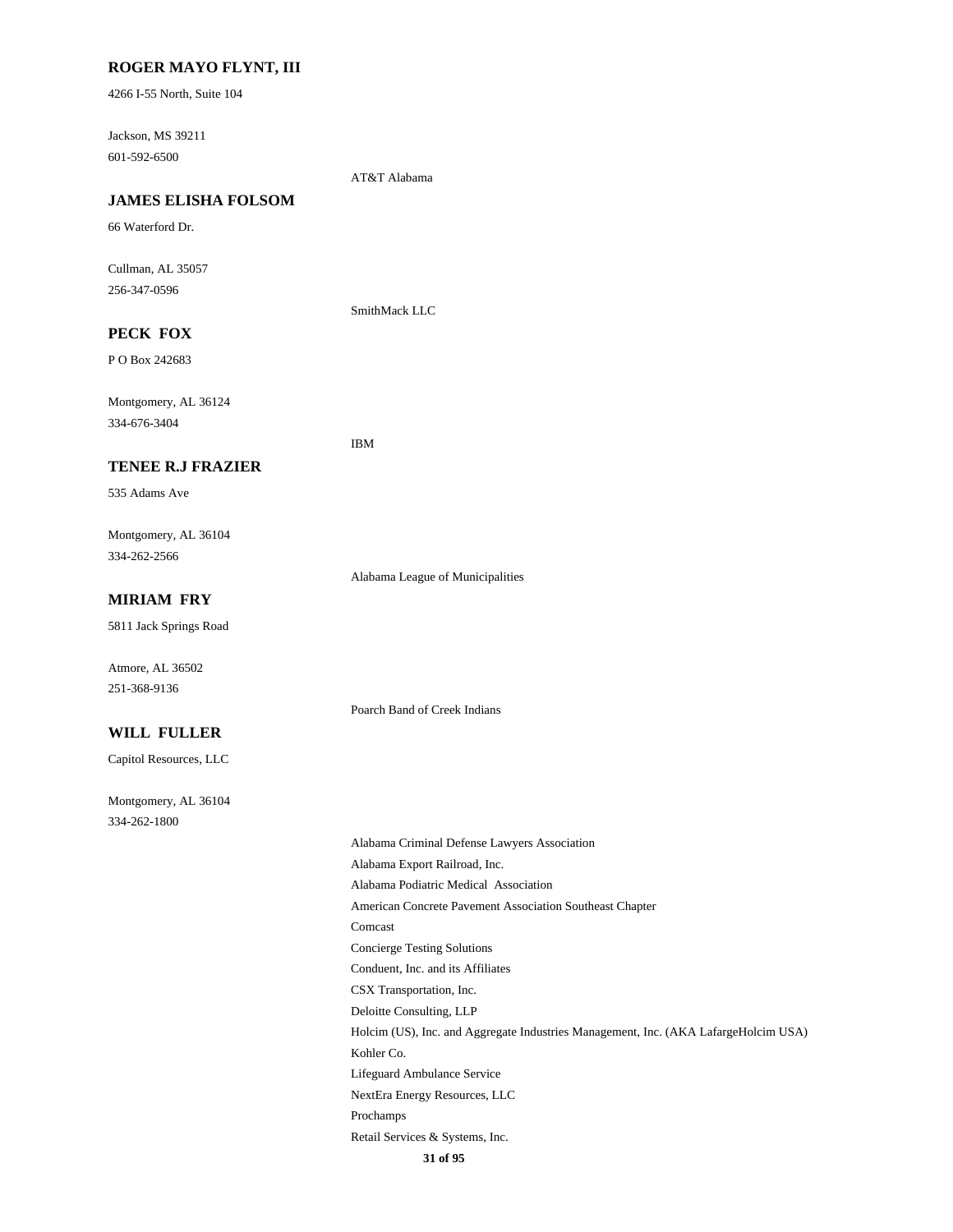**ROGER MAYO FLYNT, III**

4266 I-55 North, Suite 104

Jackson, MS 39211

601-592-6500

AT&T Alabama

**JAMES ELISHA FOLSOM**

66 Waterford Dr.

Cullman, AL 35057

256-347-0596

SmithMack LLC

**PECK FOX**

P O Box 242683

Montgomery, AL 36124

334-676-3404

IBM

**TENEE R.J FRAZIER**

535 Adams Ave

Montgomery, AL 36104

334-262-2566

Alabama League of Municipalities

**MIRIAM FRY**

5811 Jack Springs Road

Atmore, AL 36502

251-368-9136

Poarch Band of Creek Indians

**WILL FULLER**

Capitol Resources, LLC

Montgomery, AL 36104

334-262-1800

Alabama Criminal Defense Lawyers Association

Alabama Export Railroad, Inc.

Alabama Podiatric Medical Association

American Concrete Pavement Association Southeast Chapter

Comcast

Concierge Testing Solutions

Conduent, Inc. and its Affiliates

CSX Transportation, Inc.

Deloitte Consulting, LLP

Holcim (US), Inc. and Aggregate Industries Management, Inc. (AKA LafargeHolcim USA)

Kohler Co.

Lifeguard Ambulance Service

NextEra Energy Resources, LLC

Prochamps

Retail Services & Systems, Inc.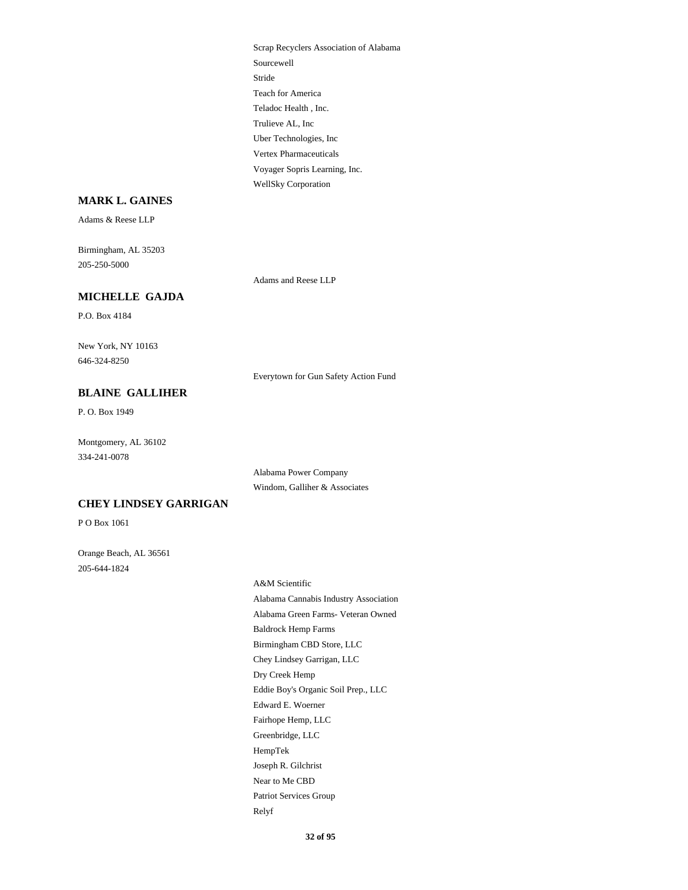Scrap Recyclers Association of Alabama
Sourcewell
Stride
Teach for America
Teladoc Health , Inc.
Trulieve AL, Inc
Uber Technologies, Inc
Vertex Pharmaceuticals
Voyager Sopris Learning, Inc.
WellSky Corporation

### MARK L. GAINES

Adams & Reese LLP

Birmingham, AL 35203
205-250-5000

Adams and Reese LLP

### MICHELLE GAJDA

P.O. Box 4184

New York, NY 10163
646-324-8250

Everytown for Gun Safety Action Fund

### BLAINE GALLIHER

P. O. Box 1949

Montgomery, AL 36102
334-241-0078

Alabama Power Company
Windom, Galliher & Associates

### CHEY LINDSEY GARRIGAN

P O Box 1061

Orange Beach, AL 36561
205-644-1824

A&M Scientific
Alabama Cannabis Industry Association
Alabama Green Farms- Veteran Owned
Baldrock Hemp Farms
Birmingham CBD Store, LLC
Chey Lindsey Garrigan, LLC
Dry Creek Hemp
Eddie Boy's Organic Soil Prep., LLC
Edward E. Woerner
Fairhope Hemp, LLC
Greenbridge, LLC
HempTek
Joseph R. Gilchrist
Near to Me CBD
Patriot Services Group
Relyf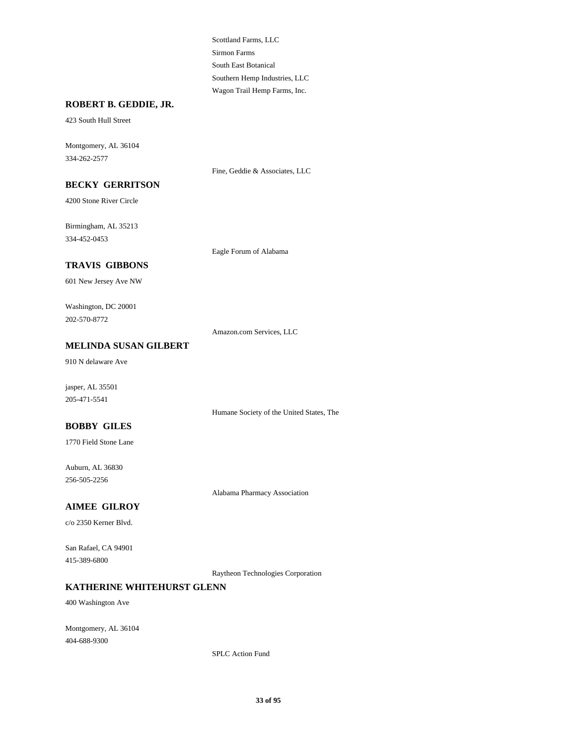Scottland Farms, LLC
Sirmon Farms
South East Botanical
Southern Hemp Industries, LLC
Wagon Trail Hemp Farms, Inc.

**ROBERT B. GEDDIE, JR.**

423 South Hull Street

Montgomery, AL 36104
334-262-2577

Fine, Geddie & Associates, LLC

**BECKY GERRITSON**

4200 Stone River Circle

Birmingham, AL 35213
334-452-0453

Eagle Forum of Alabama

**TRAVIS GIBBONS**

601 New Jersey Ave NW

Washington, DC 20001
202-570-8772

Amazon.com Services, LLC

**MELINDA SUSAN GILBERT**

910 N delaware Ave

jasper, AL 35501
205-471-5541

Humane Society of the United States, The

**BOBBY GILES**

1770 Field Stone Lane

Auburn, AL 36830
256-505-2256

Alabama Pharmacy Association

**AIMEE GILROY**

c/o 2350 Kerner Blvd.

San Rafael, CA 94901
415-389-6800

Raytheon Technologies Corporation

**KATHERINE WHITEHURST GLENN**

400 Washington Ave

Montgomery, AL 36104
404-688-9300

SPLC Action Fund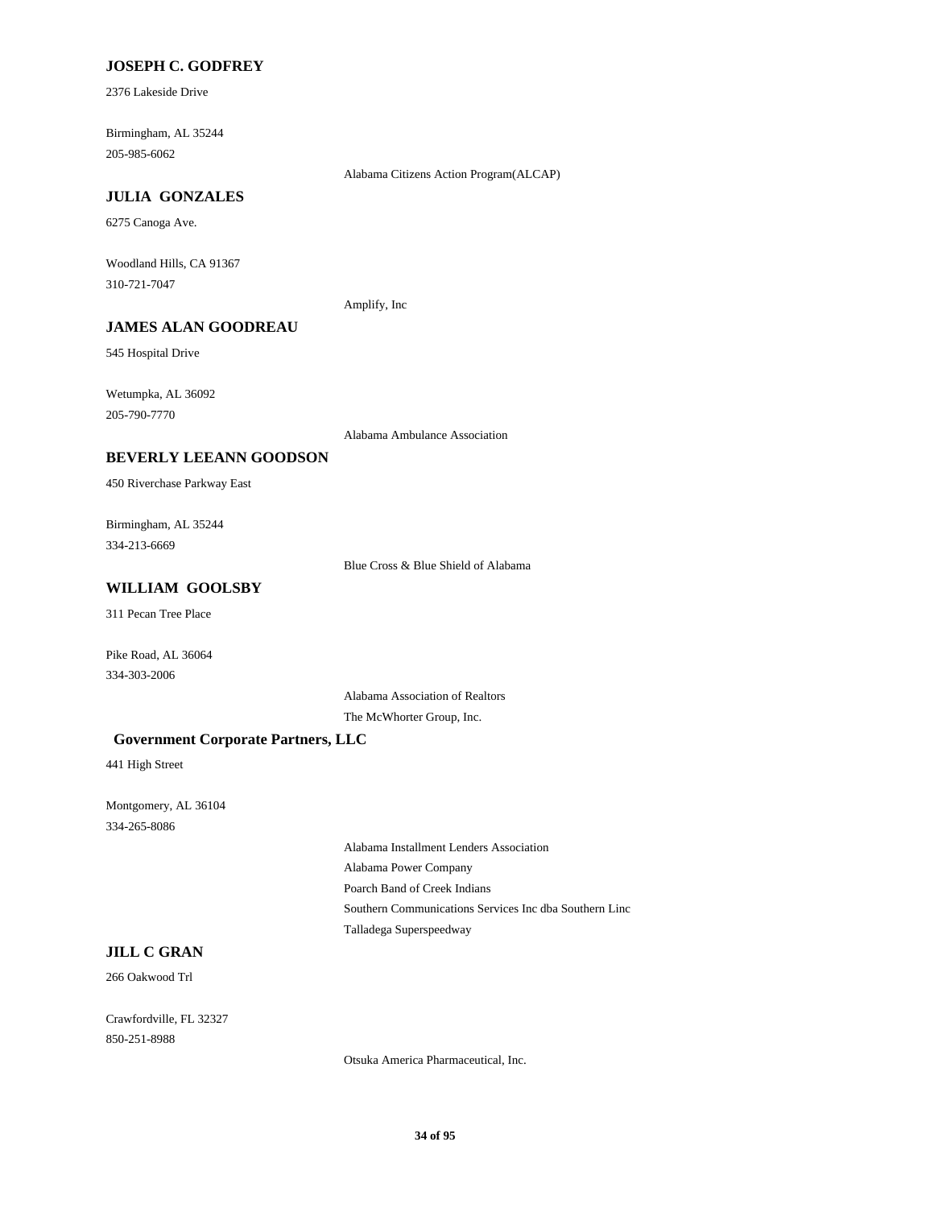**JOSEPH C. GODFREY**

2376 Lakeside Drive

Birmingham, AL 35244

205-985-6062

Alabama Citizens Action Program(ALCAP)

**JULIA GONZALES**

6275 Canoga Ave.

Woodland Hills, CA 91367

310-721-7047

Amplify, Inc

**JAMES ALAN GOODREAU**

545 Hospital Drive

Wetumpka, AL 36092

205-790-7770

Alabama Ambulance Association

**BEVERLY LEEANN GOODSON**

450 Riverchase Parkway East

Birmingham, AL 35244

334-213-6669

Blue Cross & Blue Shield of Alabama

**WILLIAM GOOLSBY**

311 Pecan Tree Place

Pike Road, AL 36064

334-303-2006

Alabama Association of Realtors

The McWhorter Group, Inc.

**Government Corporate Partners, LLC**

441 High Street

Montgomery, AL 36104

334-265-8086

Alabama Installment Lenders Association

Alabama Power Company

Poarch Band of Creek Indians

Southern Communications Services Inc dba Southern Linc

Talladega Superspeedway

**JILL C GRAN**

266 Oakwood Trl

Crawfordville, FL 32327

850-251-8988

Otsuka America Pharmaceutical, Inc.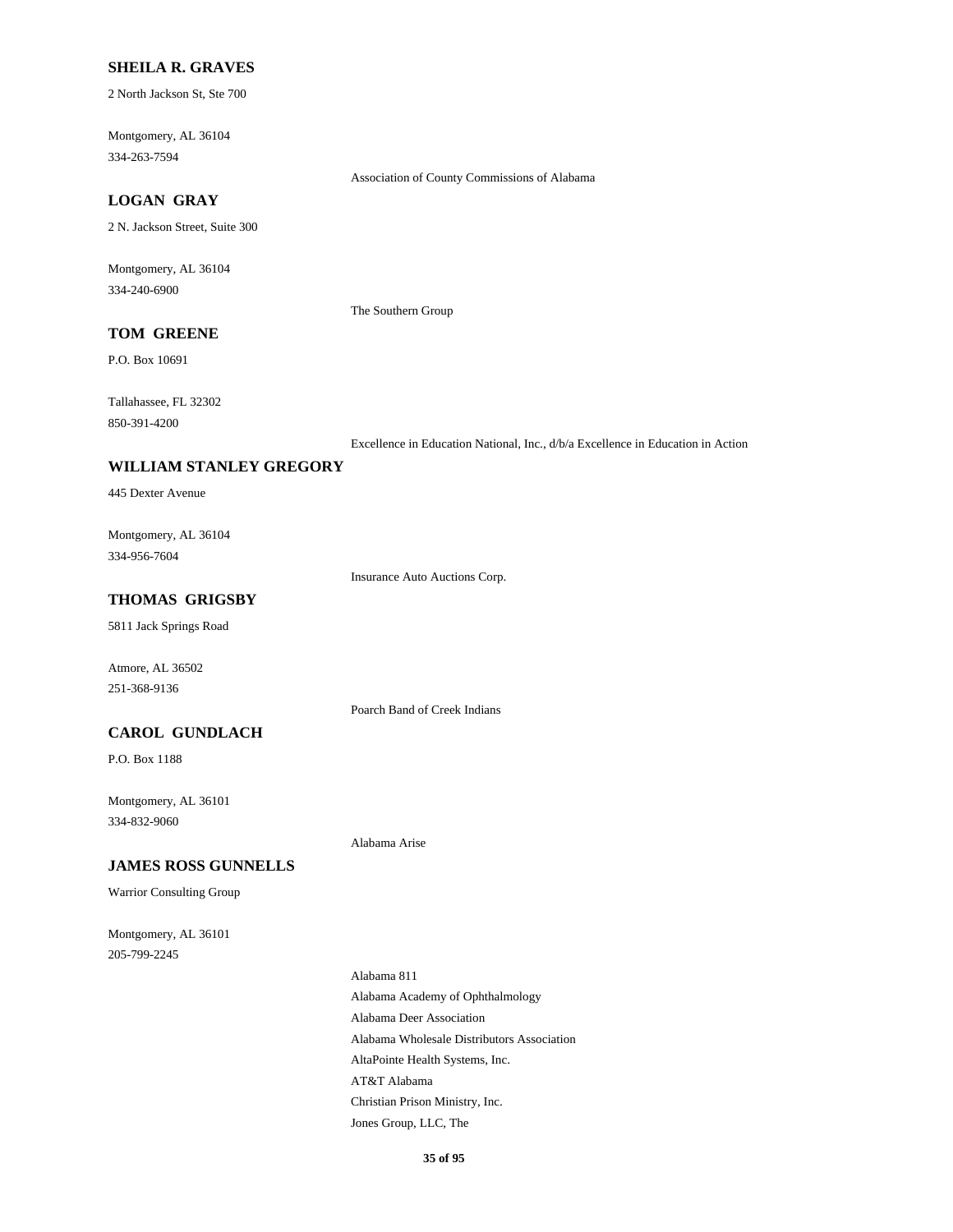**SHEILA R. GRAVES**

2 North Jackson St, Ste 700

Montgomery, AL 36104
334-263-7594

Association of County Commissions of Alabama

**LOGAN GRAY**

2 N. Jackson Street, Suite 300

Montgomery, AL 36104
334-240-6900

The Southern Group

**TOM GREENE**

P.O. Box 10691

Tallahassee, FL 32302
850-391-4200

Excellence in Education National, Inc., d/b/a Excellence in Education in Action

**WILLIAM STANLEY GREGORY**

445 Dexter Avenue

Montgomery, AL 36104
334-956-7604

Insurance Auto Auctions Corp.

**THOMAS GRIGSBY**

5811 Jack Springs Road

Atmore, AL 36502
251-368-9136

Poarch Band of Creek Indians

**CAROL GUNDLACH**

P.O. Box 1188

Montgomery, AL 36101
334-832-9060

Alabama Arise

**JAMES ROSS GUNNELLS**

Warrior Consulting Group

Montgomery, AL 36101
205-799-2245

Alabama 811
Alabama Academy of Ophthalmology
Alabama Deer Association
Alabama Wholesale Distributors Association
AltaPointe Health Systems, Inc.
AT&T Alabama
Christian Prison Ministry, Inc.
Jones Group, LLC, The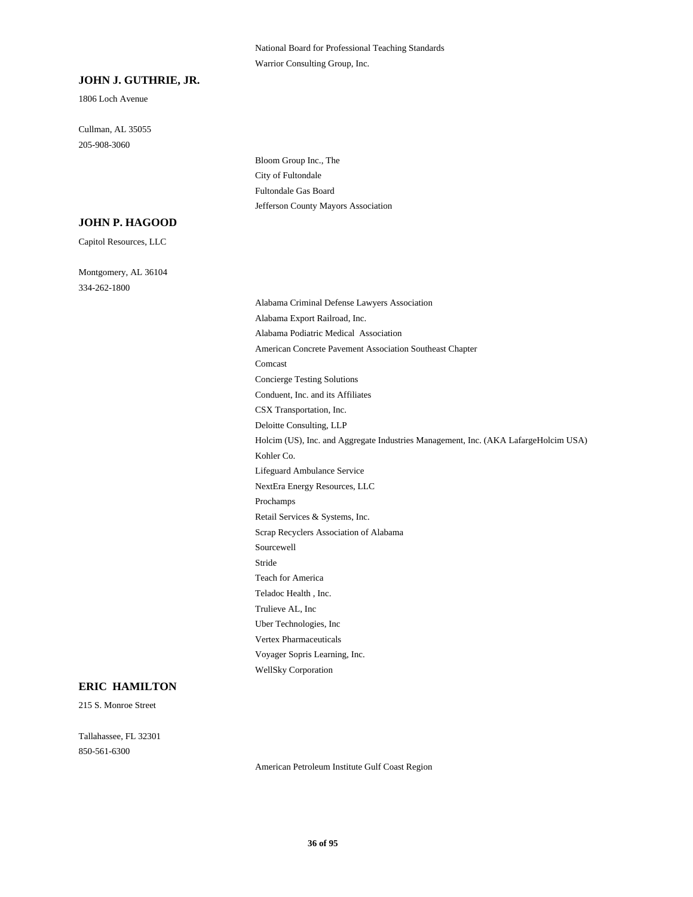National Board for Professional Teaching Standards
Warrior Consulting Group, Inc.

**JOHN J. GUTHRIE, JR.**

1806 Loch Avenue

Cullman, AL 35055
205-908-3060

Bloom Group Inc., The
City of Fultondale
Fultondale Gas Board
Jefferson County Mayors Association

**JOHN P. HAGOOD**

Capitol Resources, LLC

Montgomery, AL 36104
334-262-1800

Alabama Criminal Defense Lawyers Association
Alabama Export Railroad, Inc.
Alabama Podiatric Medical Association
American Concrete Pavement Association Southeast Chapter
Comcast
Concierge Testing Solutions
Conduent, Inc. and its Affiliates
CSX Transportation, Inc.
Deloitte Consulting, LLP
Holcim (US), Inc. and Aggregate Industries Management, Inc. (AKA LafargeHolcim USA)
Kohler Co.
Lifeguard Ambulance Service
NextEra Energy Resources, LLC
Prochamps
Retail Services & Systems, Inc.
Scrap Recyclers Association of Alabama
Sourcewell
Stride
Teach for America
Teladoc Health , Inc.
Trulieve AL, Inc
Uber Technologies, Inc
Vertex Pharmaceuticals
Voyager Sopris Learning, Inc.
WellSky Corporation

**ERIC HAMILTON**

215 S. Monroe Street

Tallahassee, FL 32301
850-561-6300

American Petroleum Institute Gulf Coast Region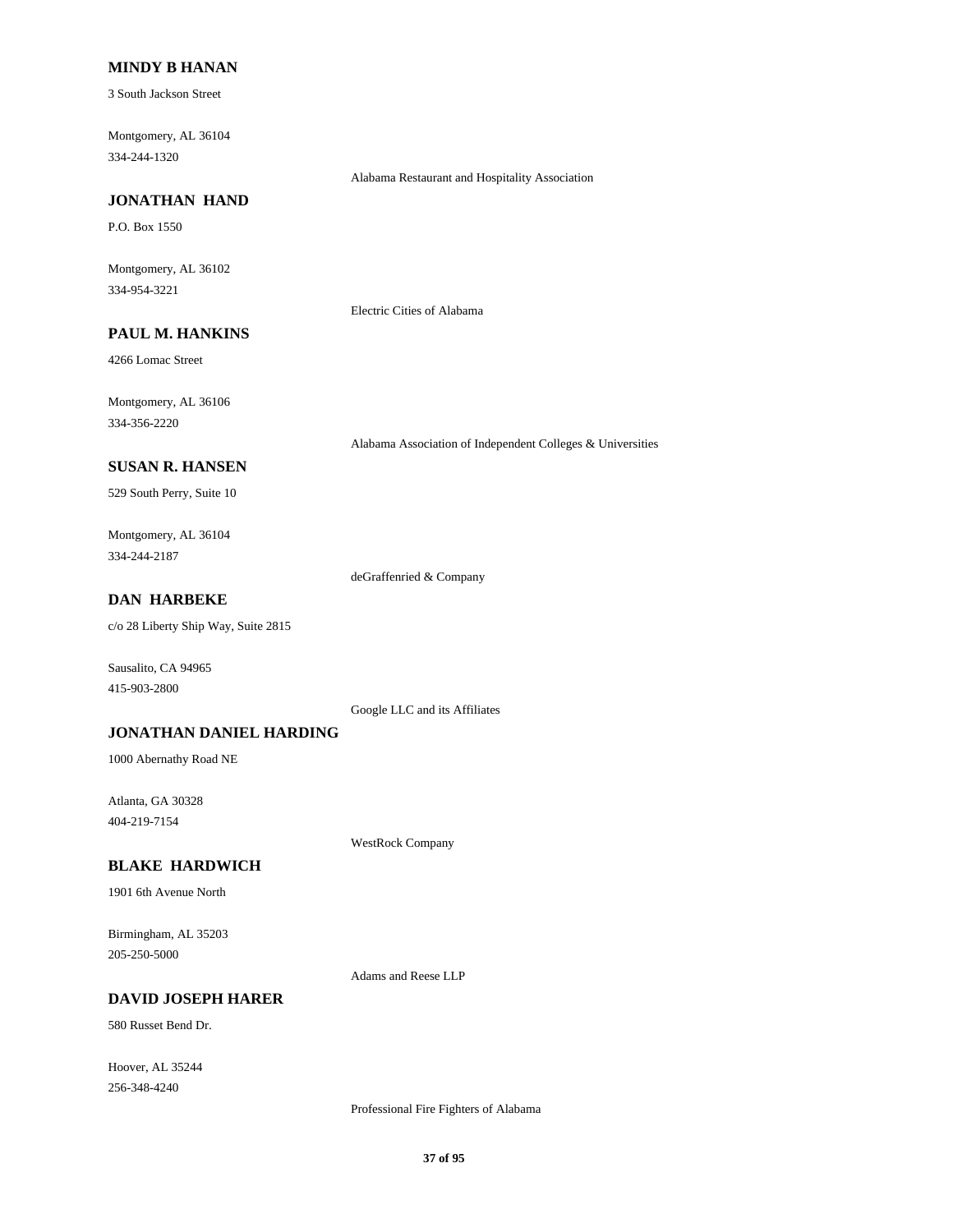**MINDY B HANAN**

3 South Jackson Street

Montgomery, AL 36104

334-244-1320

Alabama Restaurant and Hospitality Association

**JONATHAN HAND**

P.O. Box 1550

Montgomery, AL 36102

334-954-3221

Electric Cities of Alabama

**PAUL M. HANKINS**

4266 Lomac Street

Montgomery, AL 36106

334-356-2220

Alabama Association of Independent Colleges & Universities

**SUSAN R. HANSEN**

529 South Perry, Suite 10

Montgomery, AL 36104

334-244-2187

deGraffenried & Company

**DAN HARBEKE**

c/o 28 Liberty Ship Way, Suite 2815

Sausalito, CA 94965

415-903-2800

Google LLC and its Affiliates

**JONATHAN DANIEL HARDING**

1000 Abernathy Road NE

Atlanta, GA 30328

404-219-7154

WestRock Company

**BLAKE HARDWICH**

1901 6th Avenue North

Birmingham, AL 35203

205-250-5000

Adams and Reese LLP

**DAVID JOSEPH HARER**

580 Russet Bend Dr.

Hoover, AL 35244

256-348-4240

Professional Fire Fighters of Alabama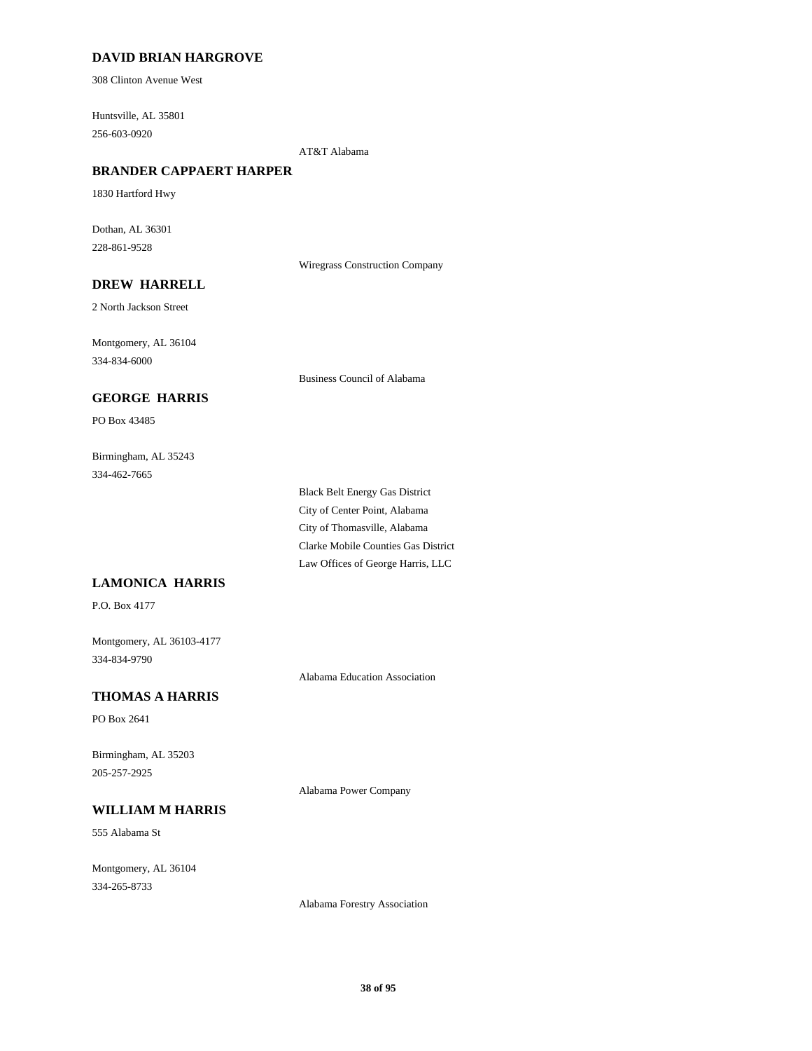**DAVID BRIAN HARGROVE**

308 Clinton Avenue West

Huntsville, AL 35801
256-603-0920

AT&T Alabama

**BRANDER CAPPAERT HARPER**

1830 Hartford Hwy

Dothan, AL 36301
228-861-9528

Wiregrass Construction Company

**DREW HARRELL**

2 North Jackson Street

Montgomery, AL 36104
334-834-6000

Business Council of Alabama

**GEORGE HARRIS**

PO Box 43485

Birmingham, AL 35243
334-462-7665

Black Belt Energy Gas District
City of Center Point, Alabama
City of Thomasville, Alabama
Clarke Mobile Counties Gas District
Law Offices of George Harris, LLC

**LAMONICA HARRIS**

P.O. Box 4177

Montgomery, AL 36103-4177
334-834-9790

Alabama Education Association

**THOMAS A HARRIS**

PO Box 2641

Birmingham, AL 35203
205-257-2925

Alabama Power Company

**WILLIAM M HARRIS**

555 Alabama St

Montgomery, AL 36104
334-265-8733

Alabama Forestry Association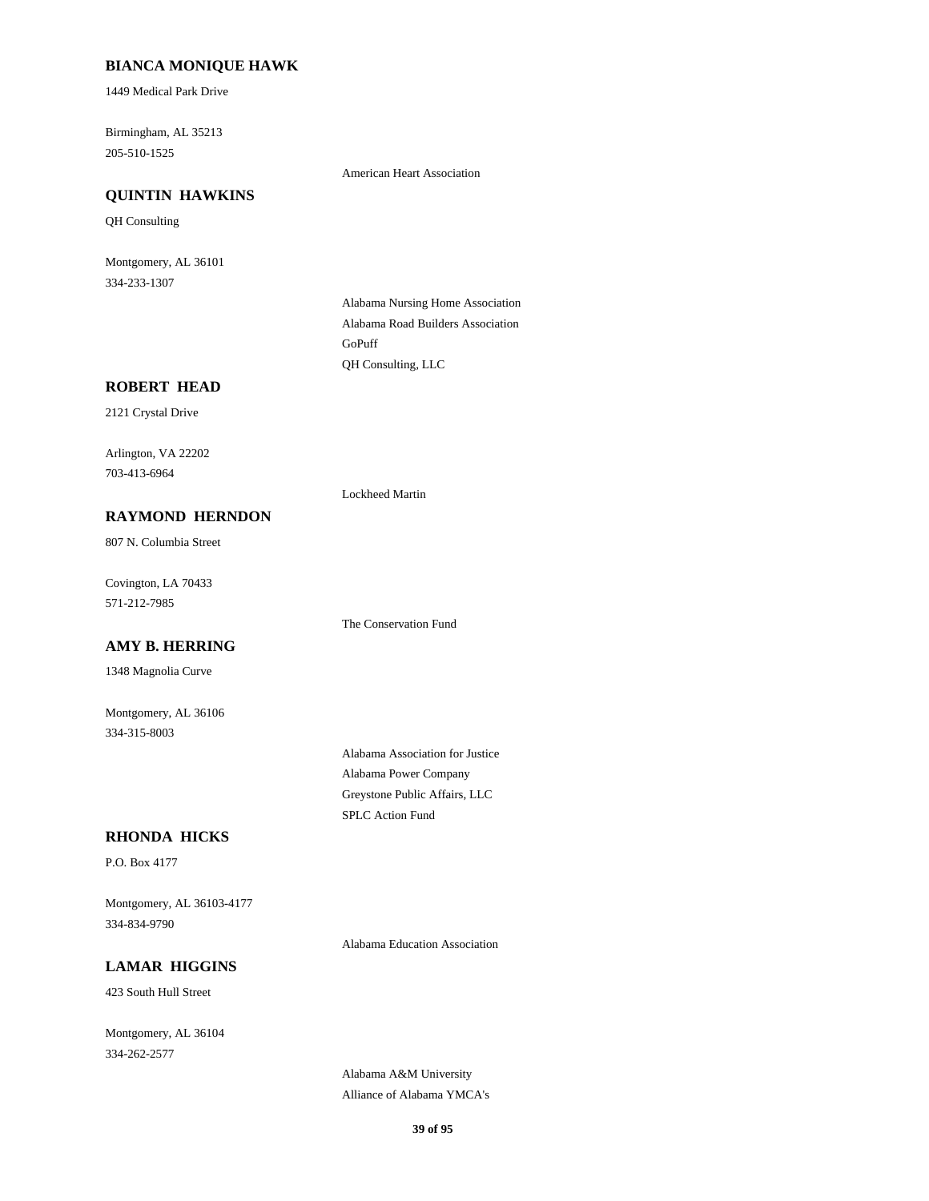**BIANCA MONIQUE HAWK**

1449 Medical Park Drive

Birmingham, AL 35213
205-510-1525

American Heart Association

**QUINTIN HAWKINS**

QH Consulting

Montgomery, AL 36101
334-233-1307

Alabama Nursing Home Association
Alabama Road Builders Association
GoPuff
QH Consulting, LLC

**ROBERT HEAD**

2121 Crystal Drive

Arlington, VA 22202
703-413-6964

Lockheed Martin

**RAYMOND HERNDON**

807 N. Columbia Street

Covington, LA 70433
571-212-7985

The Conservation Fund

**AMY B. HERRING**

1348 Magnolia Curve

Montgomery, AL 36106
334-315-8003

Alabama Association for Justice
Alabama Power Company
Greystone Public Affairs, LLC
SPLC Action Fund

**RHONDA HICKS**

P.O. Box 4177

Montgomery, AL 36103-4177
334-834-9790

Alabama Education Association

**LAMAR HIGGINS**

423 South Hull Street

Montgomery, AL 36104
334-262-2577

Alabama A&M University
Alliance of Alabama YMCA's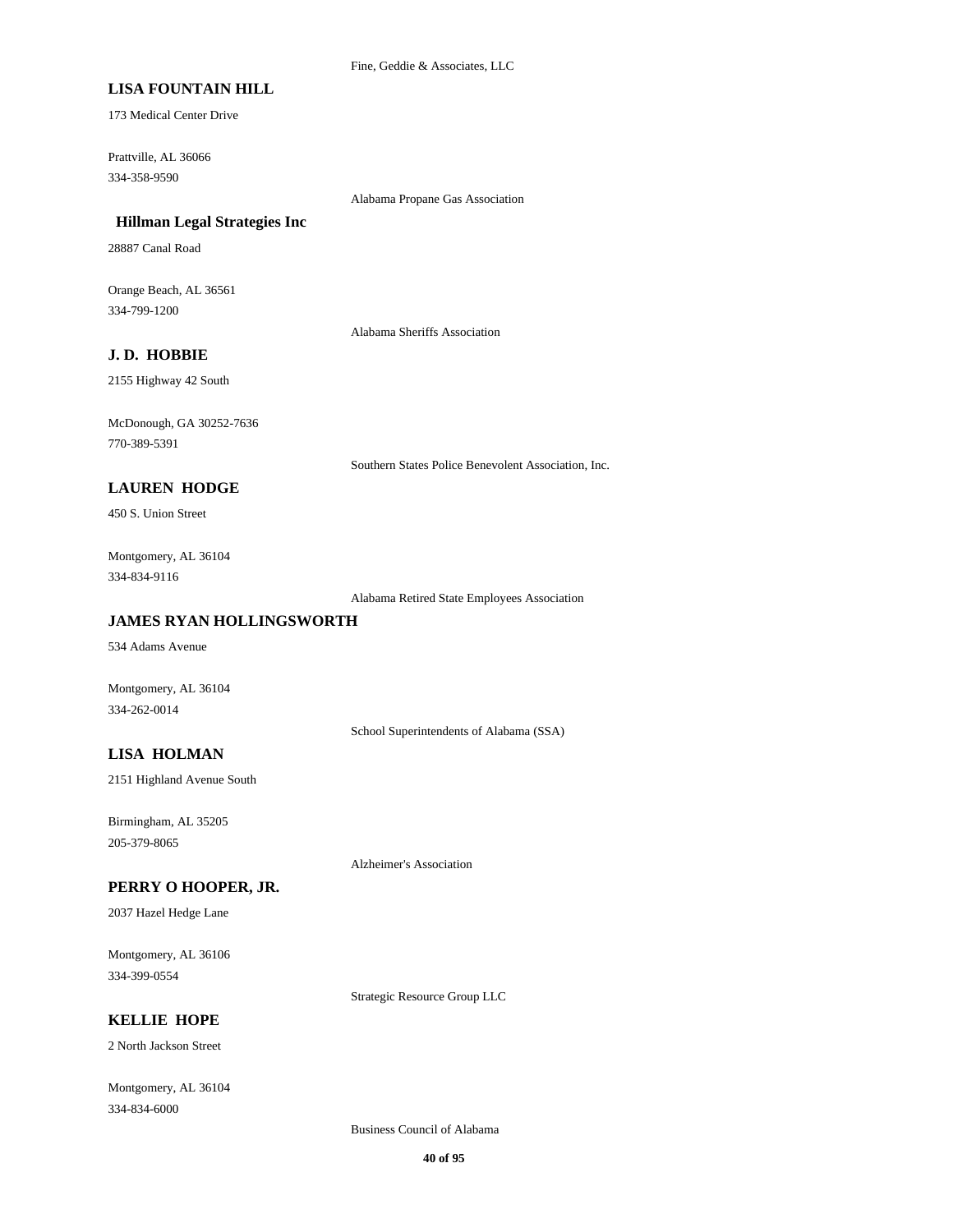Fine, Geddie & Associates, LLC

**LISA FOUNTAIN HILL**

173 Medical Center Drive

Prattville, AL 36066
334-358-9590

Alabama Propane Gas Association

**Hillman Legal Strategies Inc**

28887 Canal Road

Orange Beach, AL 36561
334-799-1200

Alabama Sheriffs Association

**J. D. HOBBIE**

2155 Highway 42 South

McDonough, GA 30252-7636
770-389-5391

Southern States Police Benevolent Association, Inc.

**LAUREN HODGE**

450 S. Union Street

Montgomery, AL 36104
334-834-9116

Alabama Retired State Employees Association

**JAMES RYAN HOLLINGSWORTH**

534 Adams Avenue

Montgomery, AL 36104
334-262-0014

School Superintendents of Alabama (SSA)

**LISA HOLMAN**

2151 Highland Avenue South

Birmingham, AL 35205
205-379-8065

Alzheimer's Association

**PERRY O HOOPER, JR.**

2037 Hazel Hedge Lane

Montgomery, AL 36106
334-399-0554

Strategic Resource Group LLC

**KELLIE HOPE**

2 North Jackson Street

Montgomery, AL 36104
334-834-6000

Business Council of Alabama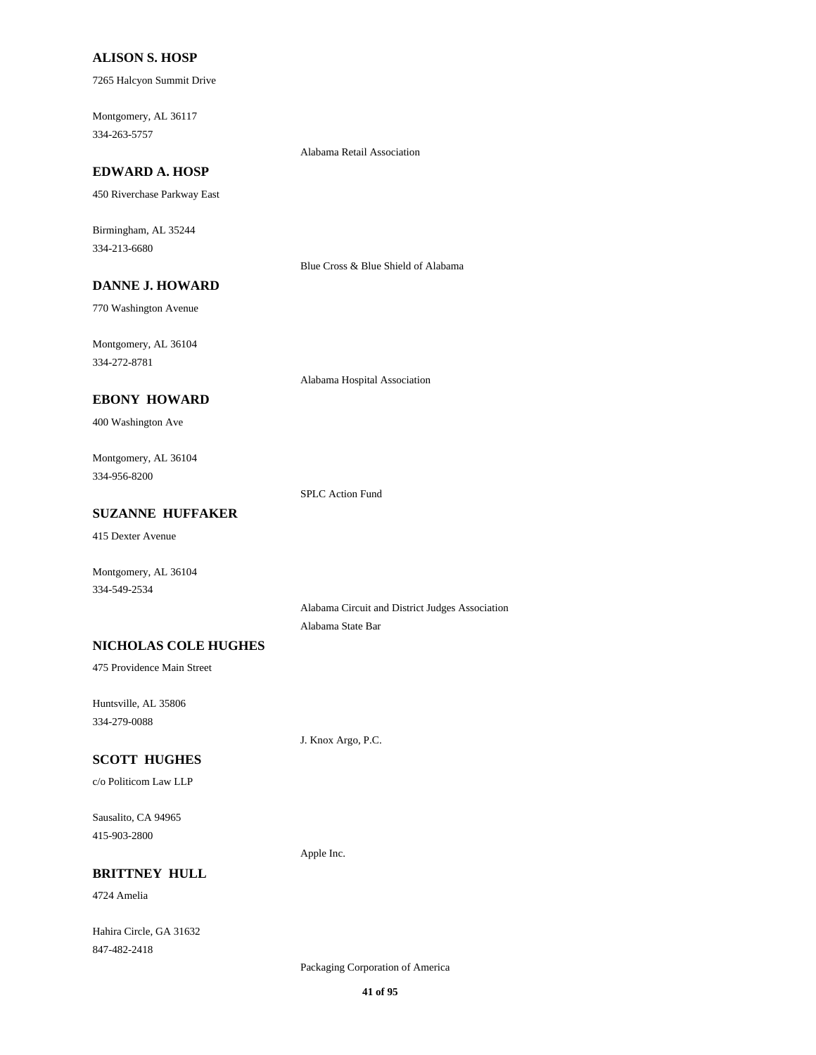**ALISON S. HOSP**

7265 Halcyon Summit Drive

Montgomery, AL 36117
334-263-5757

Alabama Retail Association

**EDWARD A. HOSP**

450 Riverchase Parkway East

Birmingham, AL 35244
334-213-6680

Blue Cross & Blue Shield of Alabama

**DANNE J. HOWARD**

770 Washington Avenue

Montgomery, AL 36104
334-272-8781

Alabama Hospital Association

**EBONY HOWARD**

400 Washington Ave

Montgomery, AL 36104
334-956-8200

SPLC Action Fund

**SUZANNE HUFFAKER**

415 Dexter Avenue

Montgomery, AL 36104
334-549-2534

Alabama Circuit and District Judges Association
Alabama State Bar

**NICHOLAS COLE HUGHES**

475 Providence Main Street

Huntsville, AL 35806
334-279-0088

J. Knox Argo, P.C.

**SCOTT HUGHES**

c/o Politicom Law LLP

Sausalito, CA 94965
415-903-2800

Apple Inc.

**BRITTNEY HULL**

4724 Amelia

Hahira Circle, GA 31632
847-482-2418

Packaging Corporation of America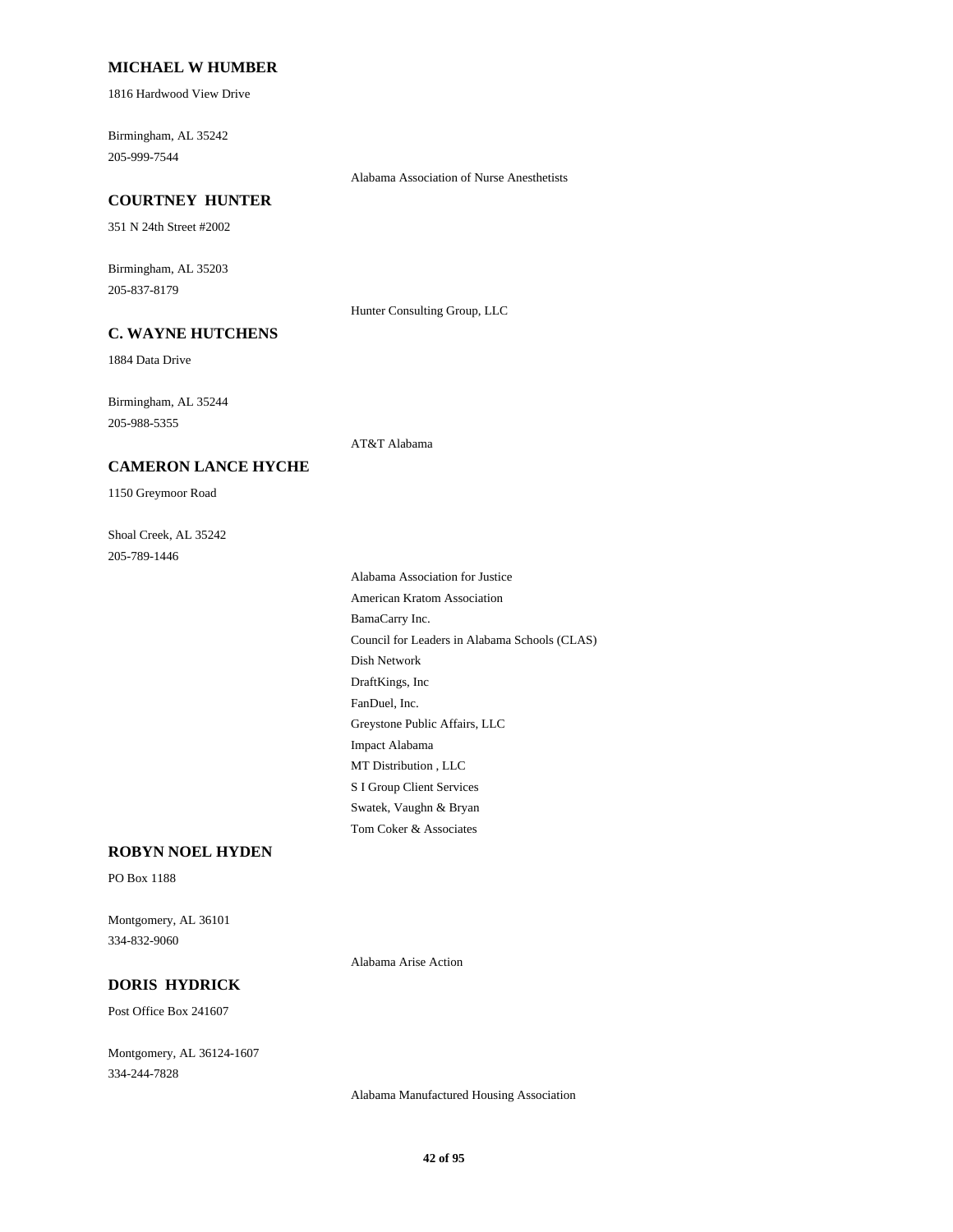### MICHAEL W HUMBER

1816 Hardwood View Drive

Birmingham, AL 35242
205-999-7544

Alabama Association of Nurse Anesthetists

### COURTNEY HUNTER

351 N 24th Street #2002

Birmingham, AL 35203
205-837-8179

Hunter Consulting Group, LLC

### C. WAYNE HUTCHENS

1884 Data Drive

Birmingham, AL 35244
205-988-5355

AT&T Alabama

### CAMERON LANCE HYCHE

1150 Greymoor Road

Shoal Creek, AL 35242
205-789-1446

Alabama Association for Justice
American Kratom Association
BamaCarry Inc.
Council for Leaders in Alabama Schools (CLAS)
Dish Network
DraftKings, Inc
FanDuel, Inc.
Greystone Public Affairs, LLC
Impact Alabama
MT Distribution , LLC
S I Group Client Services
Swatek, Vaughn & Bryan
Tom Coker & Associates

### ROBYN NOEL HYDEN

PO Box 1188

Montgomery, AL 36101
334-832-9060

Alabama Arise Action

### DORIS HYDRICK

Post Office Box 241607

Montgomery, AL 36124-1607
334-244-7828

Alabama Manufactured Housing Association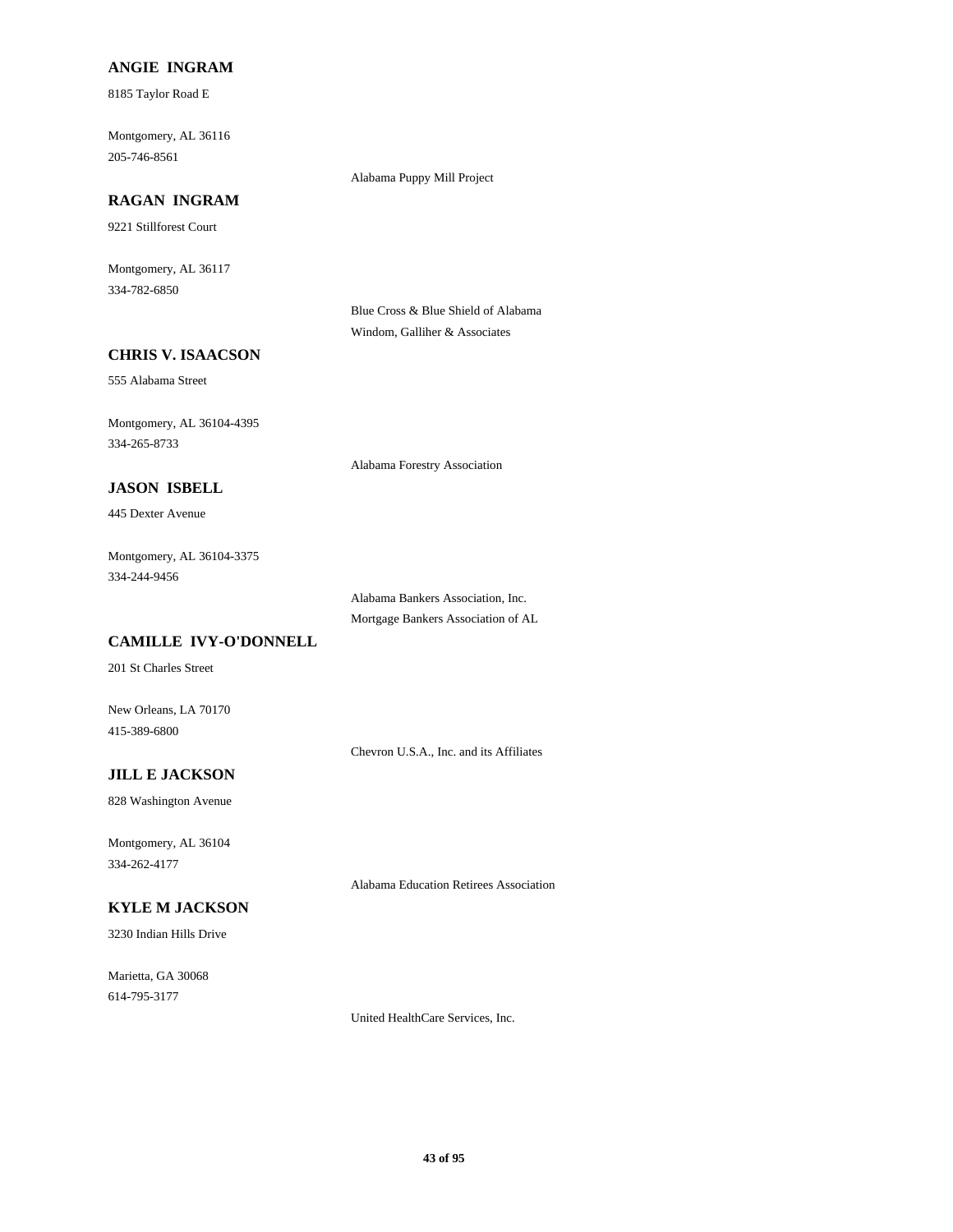**ANGIE INGRAM**

8185 Taylor Road E

Montgomery, AL 36116
205-746-8561

Alabama Puppy Mill Project

**RAGAN INGRAM**

9221 Stillforest Court

Montgomery, AL 36117
334-782-6850

Blue Cross & Blue Shield of Alabama
Windom, Galliher & Associates

**CHRIS V. ISAACSON**

555 Alabama Street

Montgomery, AL 36104-4395
334-265-8733

Alabama Forestry Association

**JASON ISBELL**

445 Dexter Avenue

Montgomery, AL 36104-3375
334-244-9456

Alabama Bankers Association, Inc.
Mortgage Bankers Association of AL

**CAMILLE IVY-O'DONNELL**

201 St Charles Street

New Orleans, LA 70170
415-389-6800

Chevron U.S.A., Inc. and its Affiliates

**JILL E JACKSON**

828 Washington Avenue

Montgomery, AL 36104
334-262-4177

Alabama Education Retirees Association

**KYLE M JACKSON**

3230 Indian Hills Drive

Marietta, GA 30068
614-795-3177

United HealthCare Services, Inc.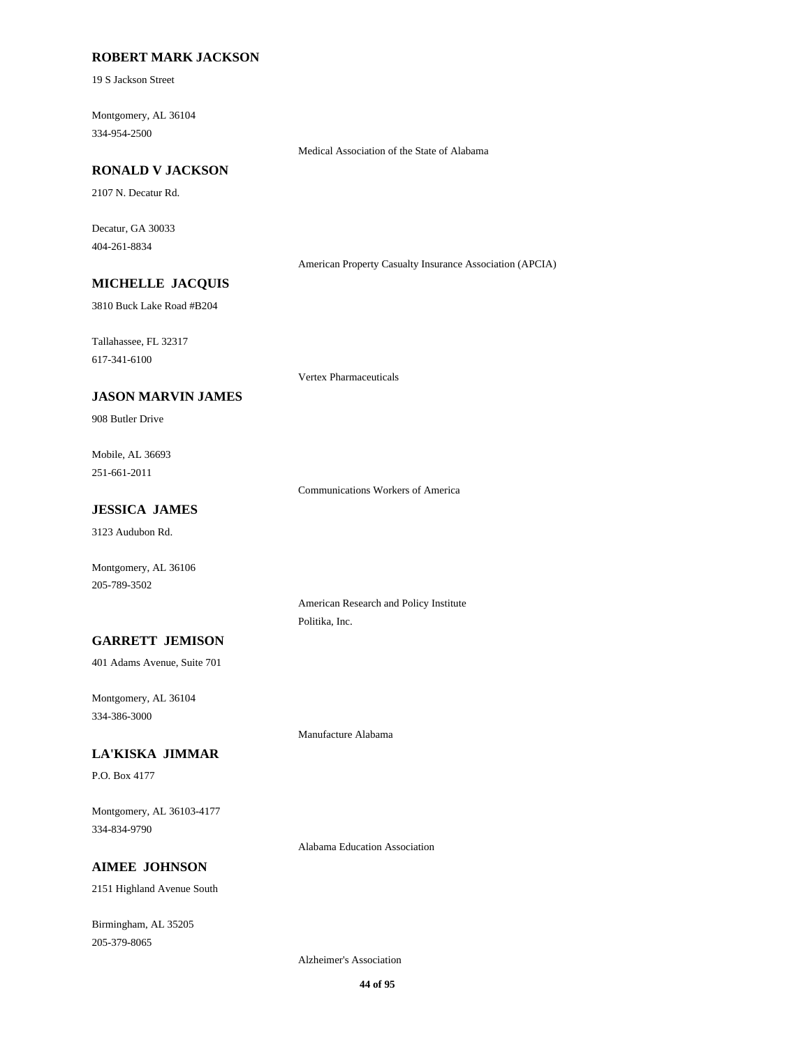**ROBERT MARK JACKSON**

19 S Jackson Street

Montgomery, AL 36104
334-954-2500

Medical Association of the State of Alabama

**RONALD V JACKSON**

2107 N. Decatur Rd.

Decatur, GA 30033
404-261-8834

American Property Casualty Insurance Association (APCIA)

**MICHELLE JACQUIS**

3810 Buck Lake Road #B204

Tallahassee, FL 32317
617-341-6100

Vertex Pharmaceuticals

**JASON MARVIN JAMES**

908 Butler Drive

Mobile, AL 36693
251-661-2011

Communications Workers of America

**JESSICA JAMES**

3123 Audubon Rd.

Montgomery, AL 36106
205-789-3502

American Research and Policy Institute
Politika, Inc.

**GARRETT JEMISON**

401 Adams Avenue, Suite 701

Montgomery, AL 36104
334-386-3000

Manufacture Alabama

**LA'KISKA JIMMAR**

P.O. Box 4177

Montgomery, AL 36103-4177
334-834-9790

Alabama Education Association

**AIMEE JOHNSON**

2151 Highland Avenue South

Birmingham, AL 35205
205-379-8065

Alzheimer's Association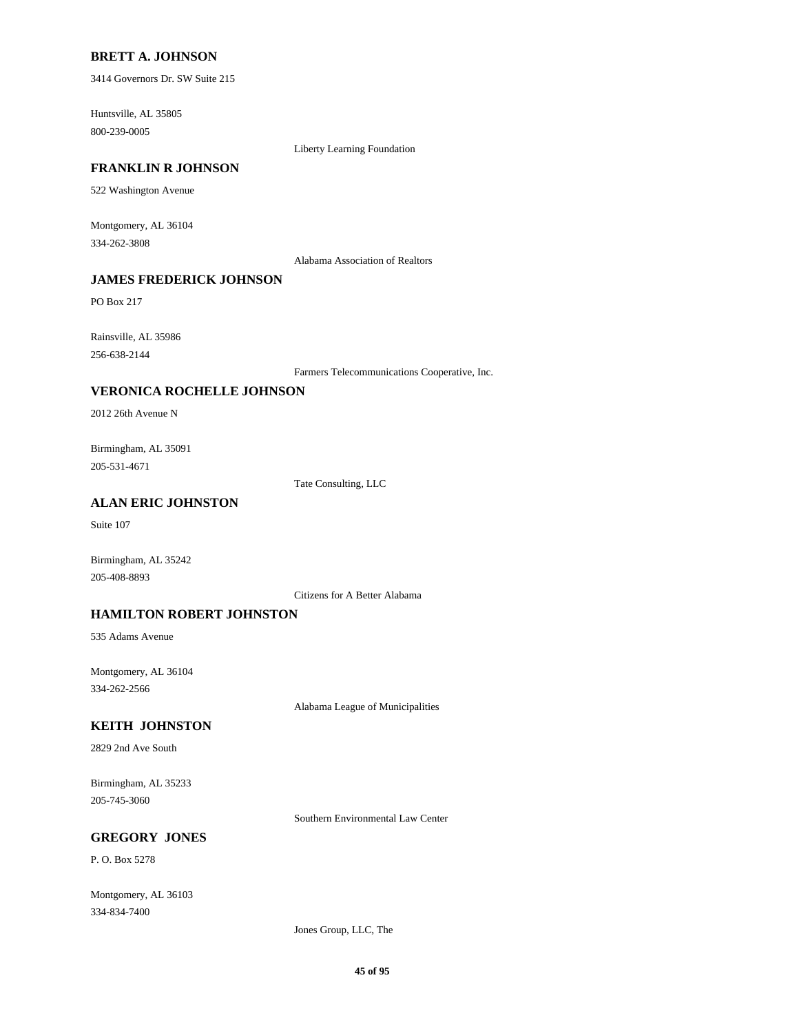**BRETT A. JOHNSON**

3414 Governors Dr. SW Suite 215

Huntsville, AL 35805

800-239-0005

Liberty Learning Foundation

**FRANKLIN R JOHNSON**

522 Washington Avenue

Montgomery, AL 36104

334-262-3808

Alabama Association of Realtors

**JAMES FREDERICK JOHNSON**

PO Box 217

Rainsville, AL 35986

256-638-2144

Farmers Telecommunications Cooperative, Inc.

**VERONICA ROCHELLE JOHNSON**

2012 26th Avenue N

Birmingham, AL 35091

205-531-4671

Tate Consulting, LLC

**ALAN ERIC JOHNSTON**

Suite 107

Birmingham, AL 35242

205-408-8893

Citizens for A Better Alabama

**HAMILTON ROBERT JOHNSTON**

535 Adams Avenue

Montgomery, AL 36104

334-262-2566

Alabama League of Municipalities

**KEITH JOHNSTON**

2829 2nd Ave South

Birmingham, AL 35233

205-745-3060

Southern Environmental Law Center

**GREGORY JONES**

P. O. Box 5278

Montgomery, AL 36103

334-834-7400

Jones Group, LLC, The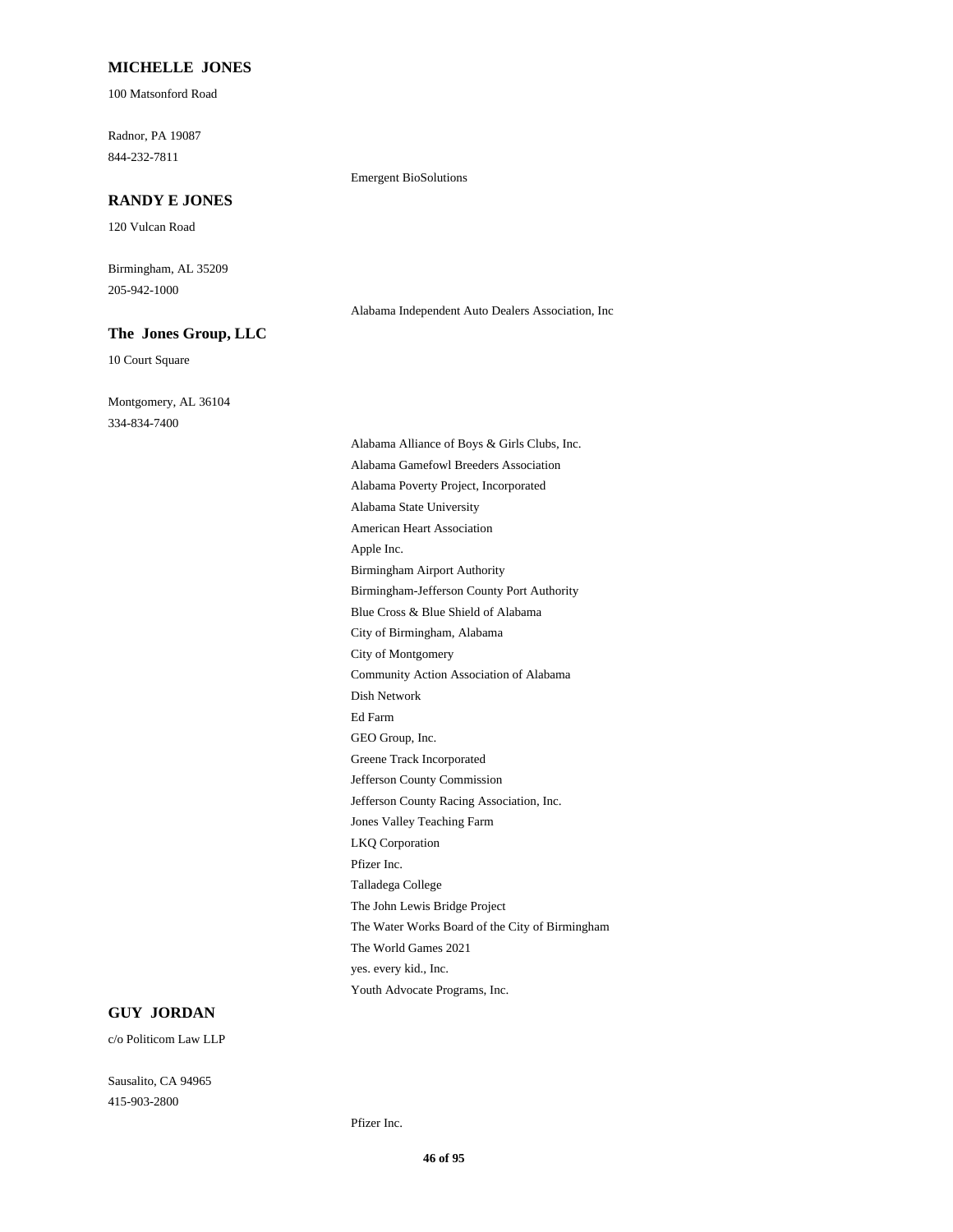**MICHELLE JONES**

100 Matsonford Road

Radnor, PA 19087

844-232-7811

Emergent BioSolutions

**RANDY E JONES**

120 Vulcan Road

Birmingham, AL 35209

205-942-1000

Alabama Independent Auto Dealers Association, Inc

**The Jones Group, LLC**

10 Court Square

Montgomery, AL 36104

334-834-7400

Alabama Alliance of Boys & Girls Clubs, Inc.
Alabama Gamefowl Breeders Association
Alabama Poverty Project, Incorporated
Alabama State University
American Heart Association
Apple Inc.
Birmingham Airport Authority
Birmingham-Jefferson County Port Authority
Blue Cross & Blue Shield of Alabama
City of Birmingham, Alabama
City of Montgomery
Community Action Association of Alabama
Dish Network
Ed Farm
GEO Group, Inc.
Greene Track Incorporated
Jefferson County Commission
Jefferson County Racing Association, Inc.
Jones Valley Teaching Farm
LKQ Corporation
Pfizer Inc.
Talladega College
The John Lewis Bridge Project
The Water Works Board of the City of Birmingham
The World Games 2021
yes. every kid., Inc.
Youth Advocate Programs, Inc.

**GUY JORDAN**

c/o Politicom Law LLP

Sausalito, CA 94965

415-903-2800

Pfizer Inc.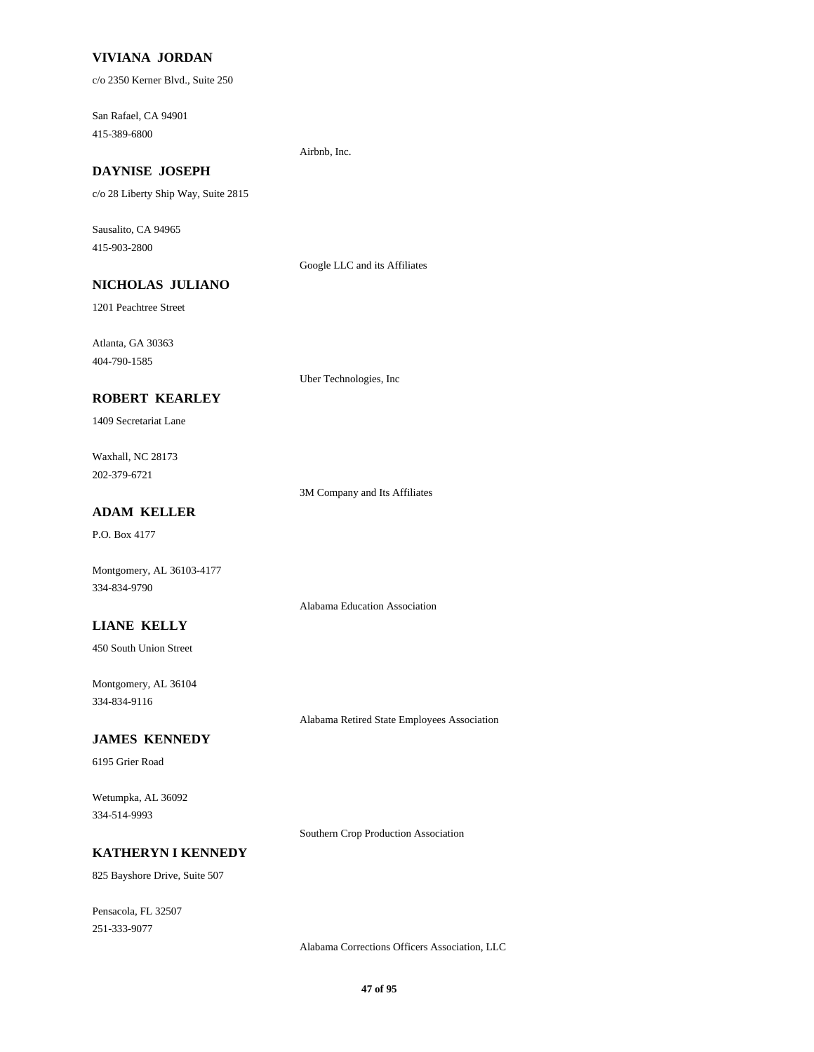**VIVIANA JORDAN**

c/o 2350 Kerner Blvd., Suite 250

San Rafael, CA 94901
415-389-6800

Airbnb, Inc.

**DAYNISE JOSEPH**

c/o 28 Liberty Ship Way, Suite 2815

Sausalito, CA 94965
415-903-2800

Google LLC and its Affiliates

**NICHOLAS JULIANO**

1201 Peachtree Street

Atlanta, GA 30363
404-790-1585

Uber Technologies, Inc

**ROBERT KEARLEY**

1409 Secretariat Lane

Waxhall, NC 28173
202-379-6721

3M Company and Its Affiliates

**ADAM KELLER**

P.O. Box 4177

Montgomery, AL 36103-4177
334-834-9790

Alabama Education Association

**LIANE KELLY**

450 South Union Street

Montgomery, AL 36104
334-834-9116

Alabama Retired State Employees Association

**JAMES KENNEDY**

6195 Grier Road

Wetumpka, AL 36092
334-514-9993

Southern Crop Production Association

**KATHERYN I KENNEDY**

825 Bayshore Drive, Suite 507

Pensacola, FL 32507
251-333-9077

Alabama Corrections Officers Association, LLC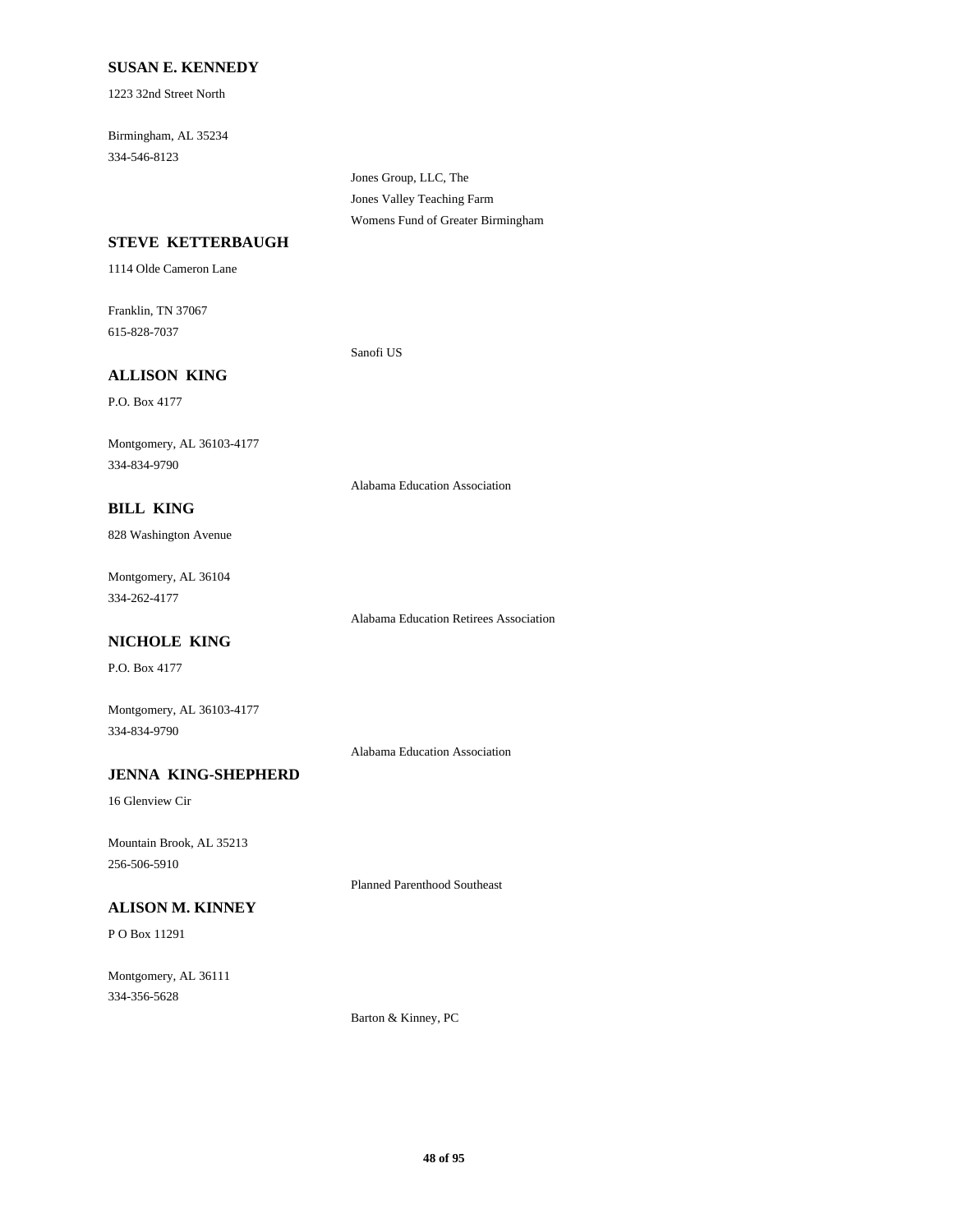**SUSAN E. KENNEDY**

1223 32nd Street North

Birmingham, AL 35234
334-546-8123

Jones Group, LLC, The
Jones Valley Teaching Farm
Womens Fund of Greater Birmingham

**STEVE KETTERBAUGH**

1114 Olde Cameron Lane

Franklin, TN 37067
615-828-7037

Sanofi US

**ALLISON KING**

P.O. Box 4177

Montgomery, AL 36103-4177
334-834-9790

Alabama Education Association

**BILL KING**

828 Washington Avenue

Montgomery, AL 36104
334-262-4177

Alabama Education Retirees Association

**NICHOLE KING**

P.O. Box 4177

Montgomery, AL 36103-4177
334-834-9790

Alabama Education Association

**JENNA KING-SHEPHERD**

16 Glenview Cir

Mountain Brook, AL 35213
256-506-5910

Planned Parenthood Southeast

**ALISON M. KINNEY**

P O Box 11291

Montgomery, AL 36111
334-356-5628

Barton & Kinney, PC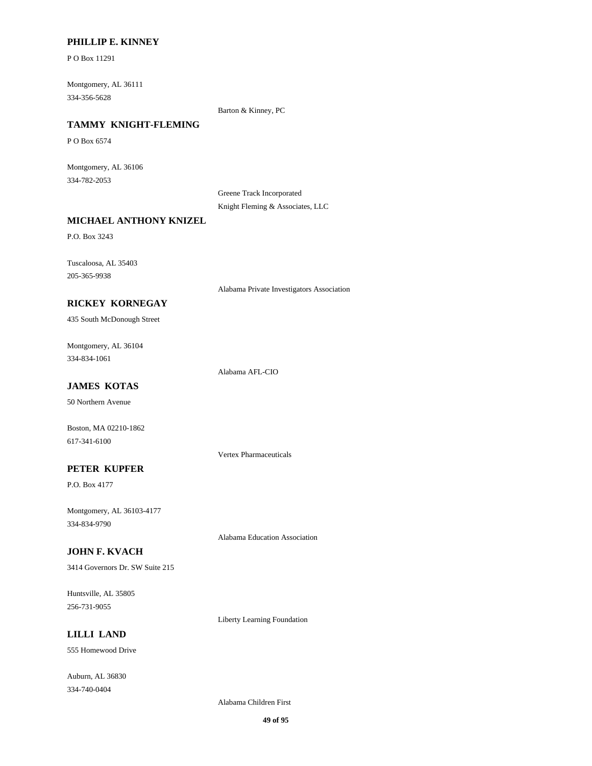**PHILLIP E. KINNEY**

P O Box 11291

Montgomery, AL 36111
334-356-5628

Barton & Kinney, PC

**TAMMY KNIGHT-FLEMING**

P O Box 6574

Montgomery, AL 36106
334-782-2053

Greene Track Incorporated
Knight Fleming & Associates, LLC

**MICHAEL ANTHONY KNIZEL**

P.O. Box 3243

Tuscaloosa, AL 35403
205-365-9938

Alabama Private Investigators Association

**RICKEY KORNEGAY**

435 South McDonough Street

Montgomery, AL 36104
334-834-1061

Alabama AFL-CIO

**JAMES KOTAS**

50 Northern Avenue

Boston, MA 02210-1862
617-341-6100

Vertex Pharmaceuticals

**PETER KUPFER**

P.O. Box 4177

Montgomery, AL 36103-4177
334-834-9790

Alabama Education Association

**JOHN F. KVACH**

3414 Governors Dr. SW Suite 215

Huntsville, AL 35805
256-731-9055

Liberty Learning Foundation

**LILLI LAND**

555 Homewood Drive

Auburn, AL 36830
334-740-0404

Alabama Children First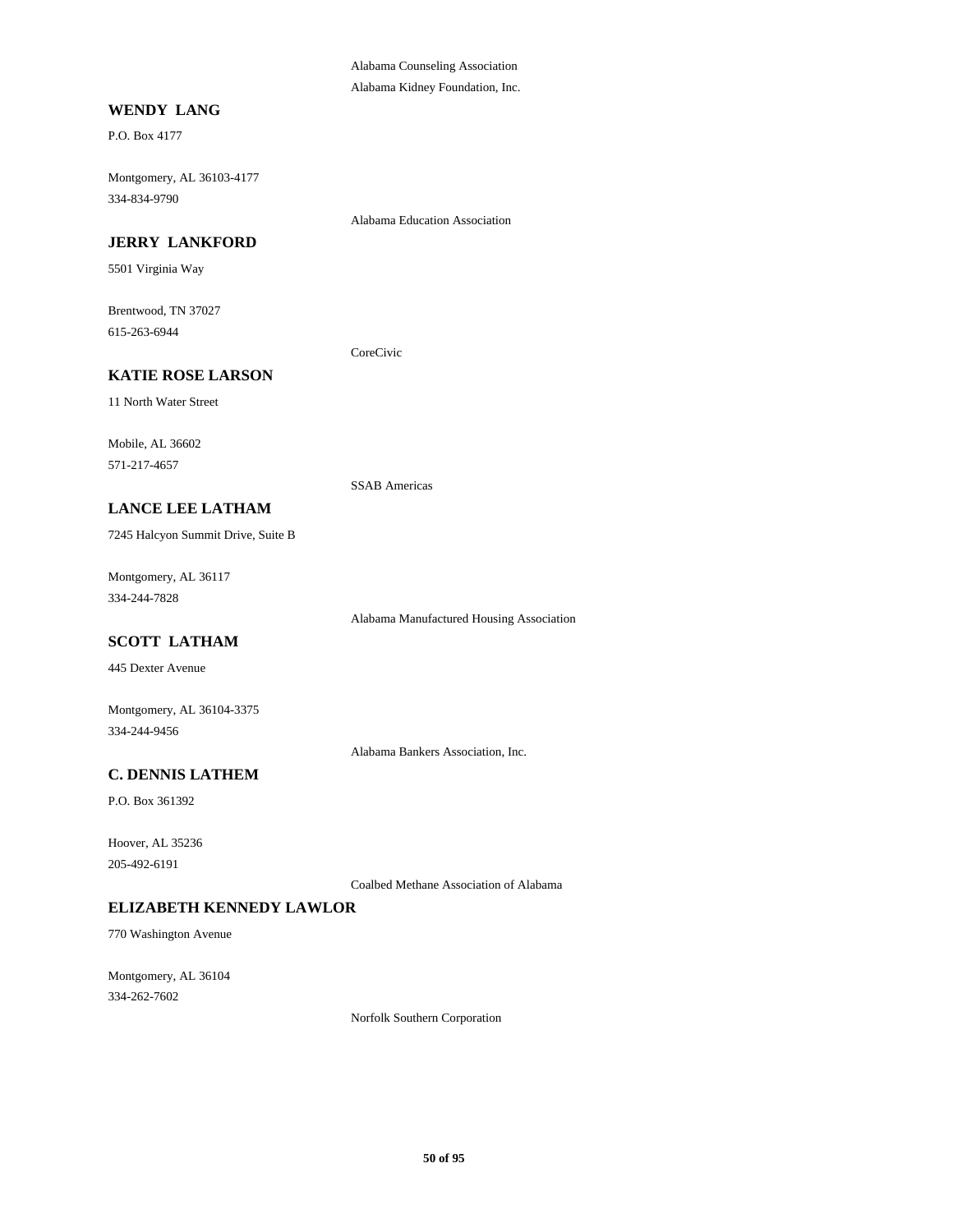Alabama Counseling Association

Alabama Kidney Foundation, Inc.

**WENDY LANG**

P.O. Box 4177

Montgomery, AL 36103-4177

334-834-9790

Alabama Education Association

**JERRY LANKFORD**

5501 Virginia Way

Brentwood, TN 37027

615-263-6944

CoreCivic

**KATIE ROSE LARSON**

11 North Water Street

Mobile, AL 36602

571-217-4657

SSAB Americas

**LANCE LEE LATHAM**

7245 Halcyon Summit Drive, Suite B

Montgomery, AL 36117

334-244-7828

Alabama Manufactured Housing Association

**SCOTT LATHAM**

445 Dexter Avenue

Montgomery, AL 36104-3375

334-244-9456

Alabama Bankers Association, Inc.

**C. DENNIS LATHEM**

P.O. Box 361392

Hoover, AL 35236

205-492-6191

Coalbed Methane Association of Alabama

**ELIZABETH KENNEDY LAWLOR**

770 Washington Avenue

Montgomery, AL 36104

334-262-7602

Norfolk Southern Corporation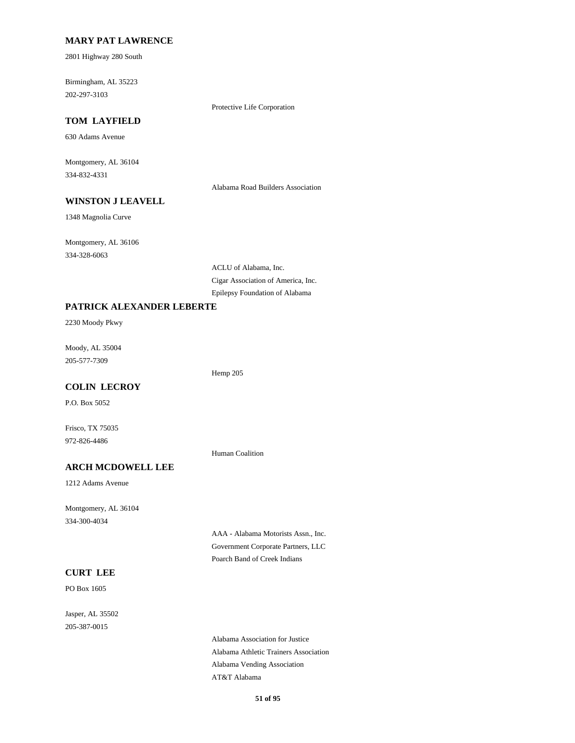**MARY PAT LAWRENCE**

2801 Highway 280 South

Birmingham, AL 35223
202-297-3103

Protective Life Corporation

**TOM LAYFIELD**

630 Adams Avenue

Montgomery, AL 36104
334-832-4331

Alabama Road Builders Association

**WINSTON J LEAVELL**

1348 Magnolia Curve

Montgomery, AL 36106
334-328-6063

ACLU of Alabama, Inc.
Cigar Association of America, Inc.
Epilepsy Foundation of Alabama

**PATRICK ALEXANDER LEBERTE**

2230 Moody Pkwy

Moody, AL 35004
205-577-7309

Hemp 205

**COLIN LECROY**

P.O. Box 5052

Frisco, TX 75035
972-826-4486

Human Coalition

**ARCH MCDOWELL LEE**

1212 Adams Avenue

Montgomery, AL 36104
334-300-4034

AAA - Alabama Motorists Assn., Inc.
Government Corporate Partners, LLC
Poarch Band of Creek Indians

**CURT LEE**

PO Box 1605

Jasper, AL 35502
205-387-0015

Alabama Association for Justice
Alabama Athletic Trainers Association
Alabama Vending Association
AT&T Alabama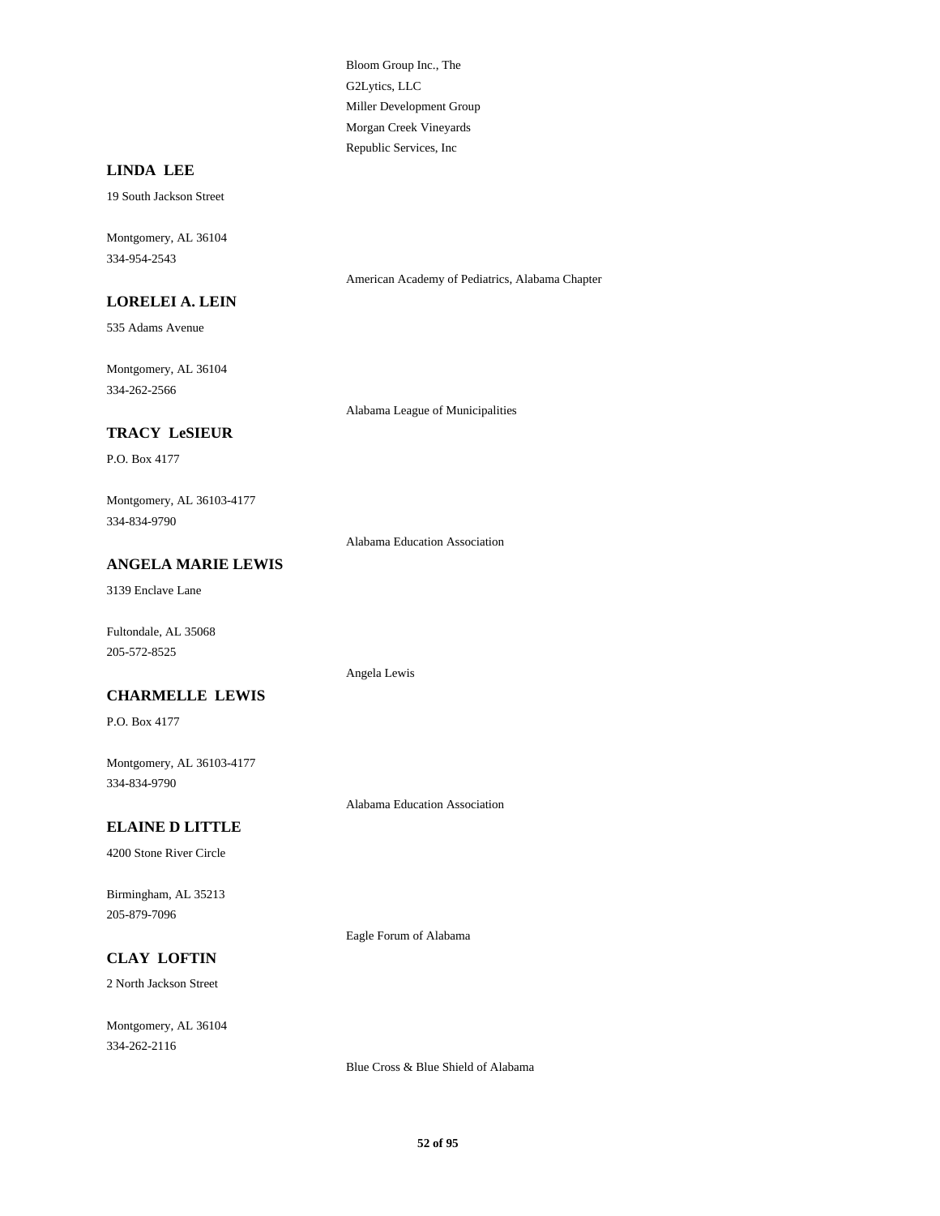Bloom Group Inc., The
G2Lytics, LLC
Miller Development Group
Morgan Creek Vineyards
Republic Services, Inc

**LINDA LEE**

19 South Jackson Street

Montgomery, AL 36104
334-954-2543

American Academy of Pediatrics, Alabama Chapter

**LORELEI A. LEIN**

535 Adams Avenue

Montgomery, AL 36104
334-262-2566

Alabama League of Municipalities

**TRACY LeSIEUR**

P.O. Box 4177

Montgomery, AL 36103-4177
334-834-9790

Alabama Education Association

**ANGELA MARIE LEWIS**

3139 Enclave Lane

Fultondale, AL 35068
205-572-8525

Angela Lewis

**CHARMELLE LEWIS**

P.O. Box 4177

Montgomery, AL 36103-4177
334-834-9790

Alabama Education Association

**ELAINE D LITTLE**

4200 Stone River Circle

Birmingham, AL 35213
205-879-7096

Eagle Forum of Alabama

**CLAY LOFTIN**

2 North Jackson Street

Montgomery, AL 36104
334-262-2116

Blue Cross & Blue Shield of Alabama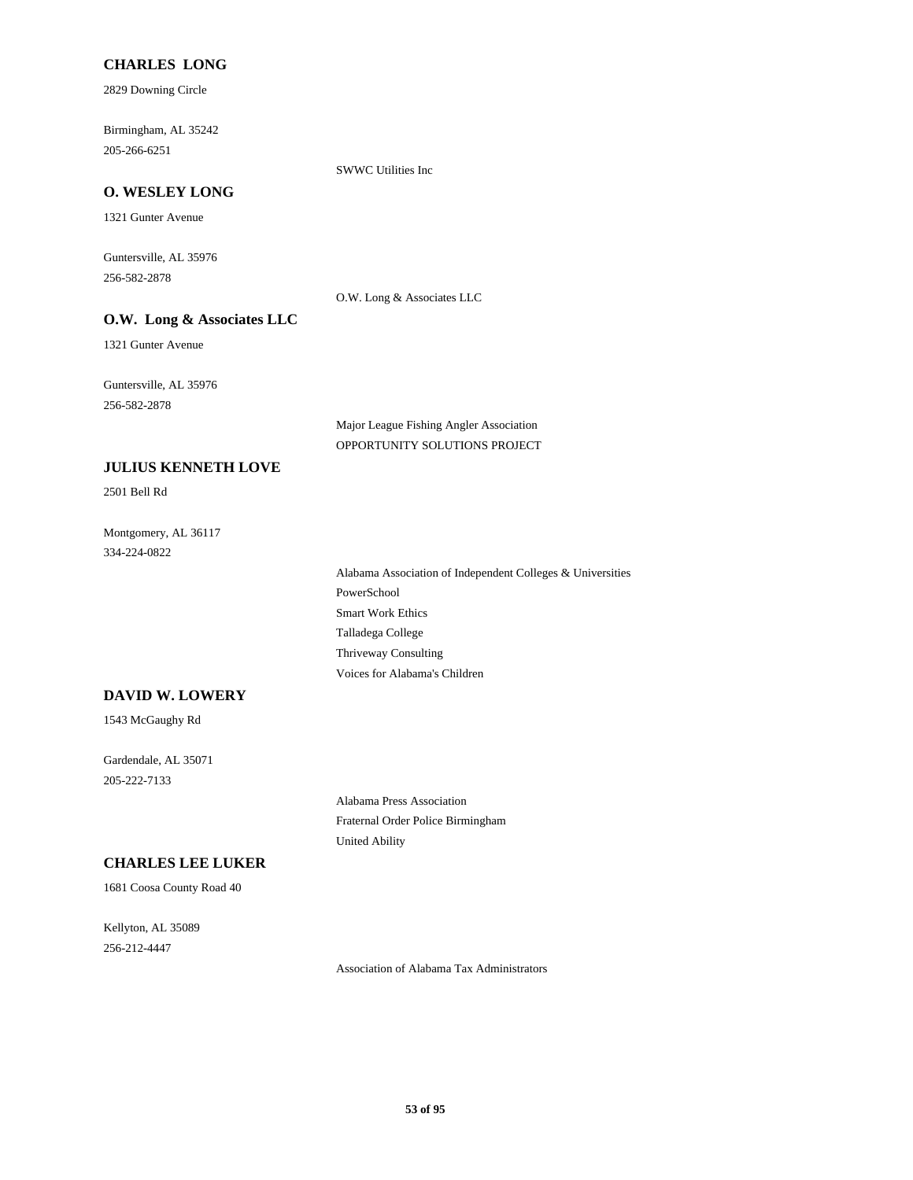**CHARLES LONG**

2829 Downing Circle

Birmingham, AL 35242
205-266-6251

SWWC Utilities Inc

**O. WESLEY LONG**

1321 Gunter Avenue

Guntersville, AL 35976
256-582-2878

O.W. Long & Associates LLC

**O.W. Long & Associates LLC**

1321 Gunter Avenue

Guntersville, AL 35976
256-582-2878

Major League Fishing Angler Association
OPPORTUNITY SOLUTIONS PROJECT

**JULIUS KENNETH LOVE**

2501 Bell Rd

Montgomery, AL 36117
334-224-0822

Alabama Association of Independent Colleges & Universities
PowerSchool
Smart Work Ethics
Talladega College
Thriveway Consulting
Voices for Alabama's Children

**DAVID W. LOWERY**

1543 McGaughy Rd

Gardendale, AL 35071
205-222-7133

Alabama Press Association
Fraternal Order Police Birmingham
United Ability

**CHARLES LEE LUKER**

1681 Coosa County Road 40

Kellyton, AL 35089
256-212-4447

Association of Alabama Tax Administrators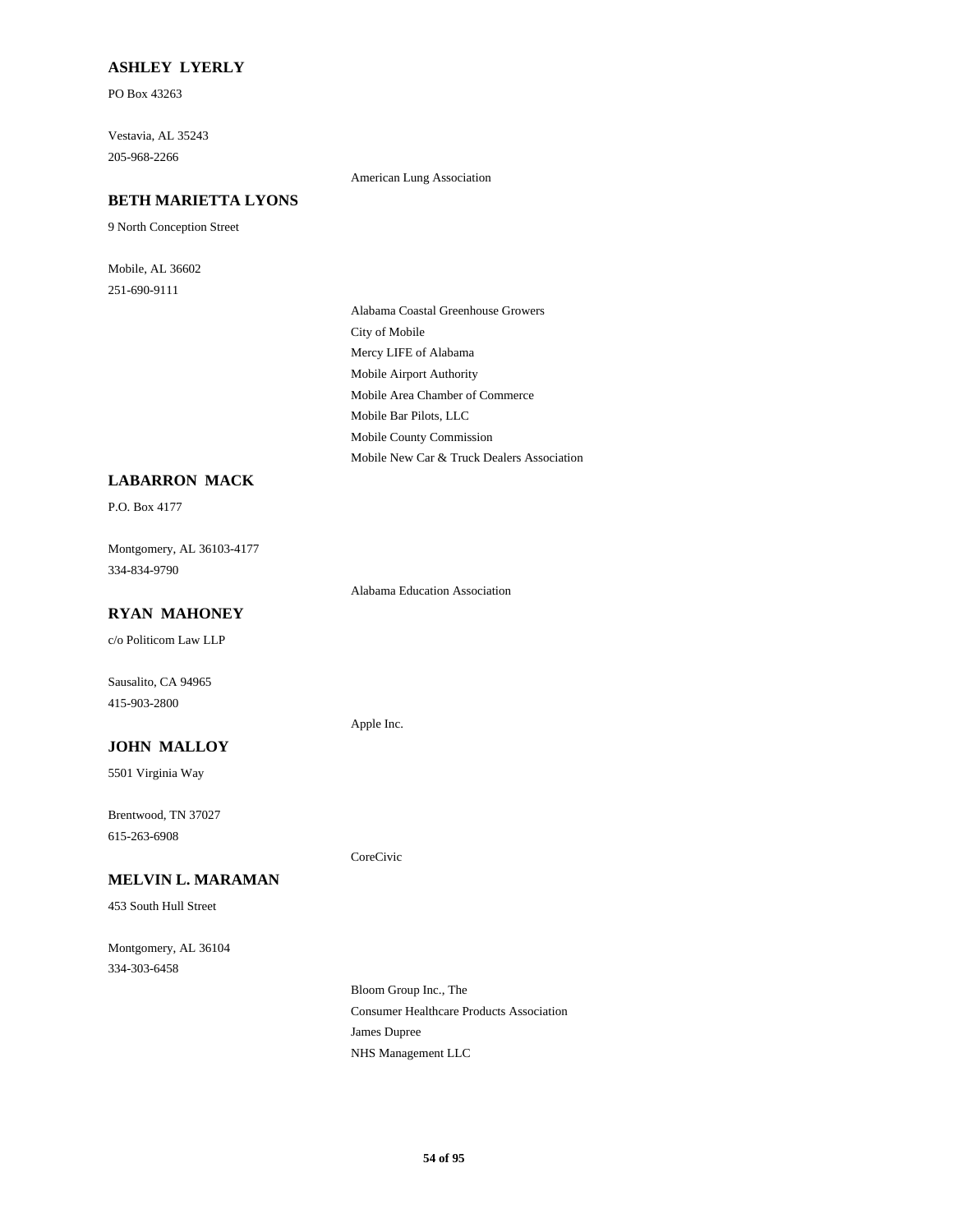**ASHLEY LYERLY**

PO Box 43263

Vestavia, AL 35243
205-968-2266

American Lung Association

**BETH MARIETTA LYONS**

9 North Conception Street

Mobile, AL 36602
251-690-9111

Alabama Coastal Greenhouse Growers
City of Mobile
Mercy LIFE of Alabama
Mobile Airport Authority
Mobile Area Chamber of Commerce
Mobile Bar Pilots, LLC
Mobile County Commission
Mobile New Car & Truck Dealers Association

**LABARRON MACK**

P.O. Box 4177

Montgomery, AL 36103-4177
334-834-9790

Alabama Education Association

**RYAN MAHONEY**

c/o Politicom Law LLP

Sausalito, CA 94965
415-903-2800

Apple Inc.

**JOHN MALLOY**

5501 Virginia Way

Brentwood, TN 37027
615-263-6908

CoreCivic

**MELVIN L. MARAMAN**

453 South Hull Street

Montgomery, AL 36104
334-303-6458

Bloom Group Inc., The
Consumer Healthcare Products Association
James Dupree
NHS Management LLC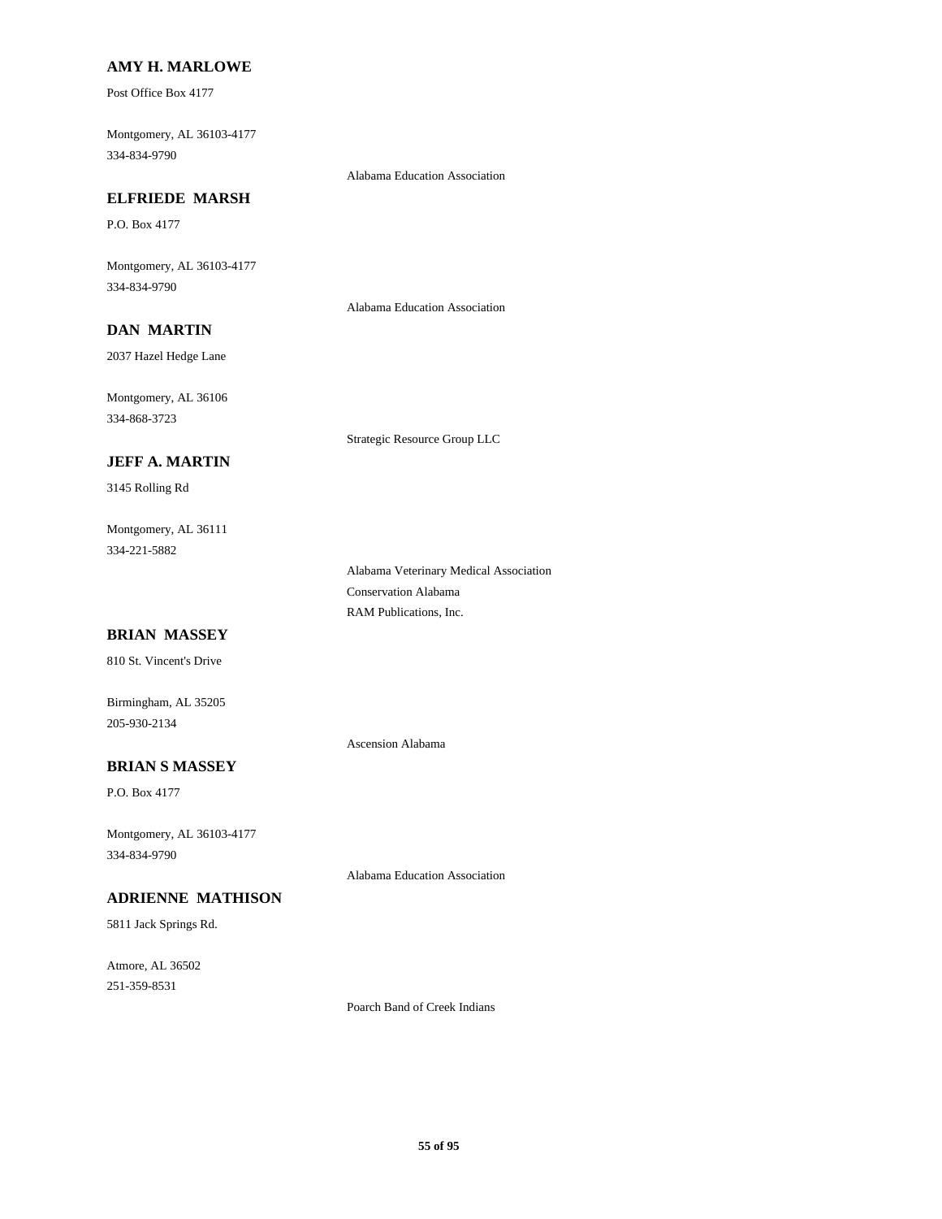**AMY H. MARLOWE**

Post Office Box 4177

Montgomery, AL 36103-4177
334-834-9790

Alabama Education Association

**ELFRIEDE MARSH**

P.O. Box 4177

Montgomery, AL 36103-4177
334-834-9790

Alabama Education Association

**DAN MARTIN**

2037 Hazel Hedge Lane

Montgomery, AL 36106
334-868-3723

Strategic Resource Group LLC

**JEFF A. MARTIN**

3145 Rolling Rd

Montgomery, AL 36111
334-221-5882

Alabama Veterinary Medical Association
Conservation Alabama
RAM Publications, Inc.

**BRIAN MASSEY**

810 St. Vincent's Drive

Birmingham, AL 35205
205-930-2134

Ascension Alabama

**BRIAN S MASSEY**

P.O. Box 4177

Montgomery, AL 36103-4177
334-834-9790

Alabama Education Association

**ADRIENNE MATHISON**

5811 Jack Springs Rd.

Atmore, AL 36502
251-359-8531

Poarch Band of Creek Indians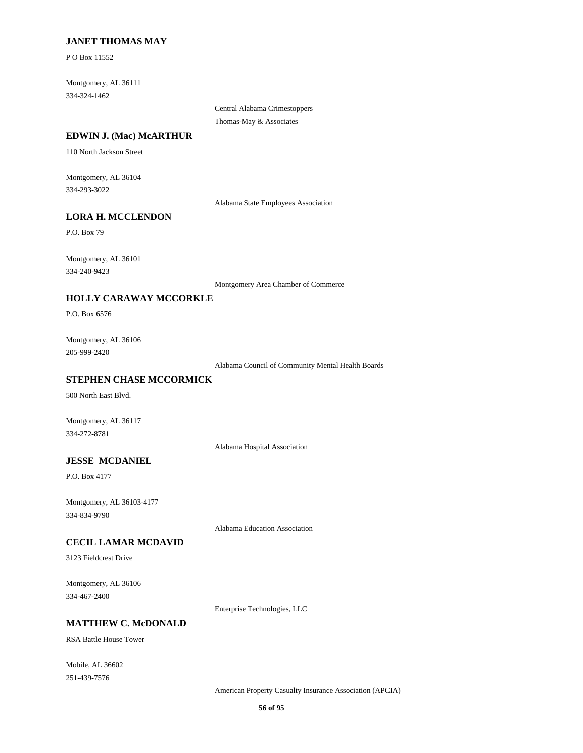**JANET THOMAS MAY**

P O Box 11552

Montgomery, AL 36111
334-324-1462

Central Alabama Crimestoppers
Thomas-May & Associates

**EDWIN J. (Mac) McARTHUR**

110 North Jackson Street

Montgomery, AL 36104
334-293-3022

Alabama State Employees Association

**LORA H. MCCLENDON**

P.O. Box 79

Montgomery, AL 36101
334-240-9423

Montgomery Area Chamber of Commerce

**HOLLY CARAWAY MCCORKLE**

P.O. Box 6576

Montgomery, AL 36106
205-999-2420

Alabama Council of Community Mental Health Boards

**STEPHEN CHASE MCCORMICK**

500 North East Blvd.

Montgomery, AL 36117
334-272-8781

Alabama Hospital Association

**JESSE MCDANIEL**

P.O. Box 4177

Montgomery, AL 36103-4177
334-834-9790

Alabama Education Association

**CECIL LAMAR MCDAVID**

3123 Fieldcrest Drive

Montgomery, AL 36106
334-467-2400

Enterprise Technologies, LLC

**MATTHEW C. McDONALD**

RSA Battle House Tower

Mobile, AL 36602
251-439-7576

American Property Casualty Insurance Association (APCIA)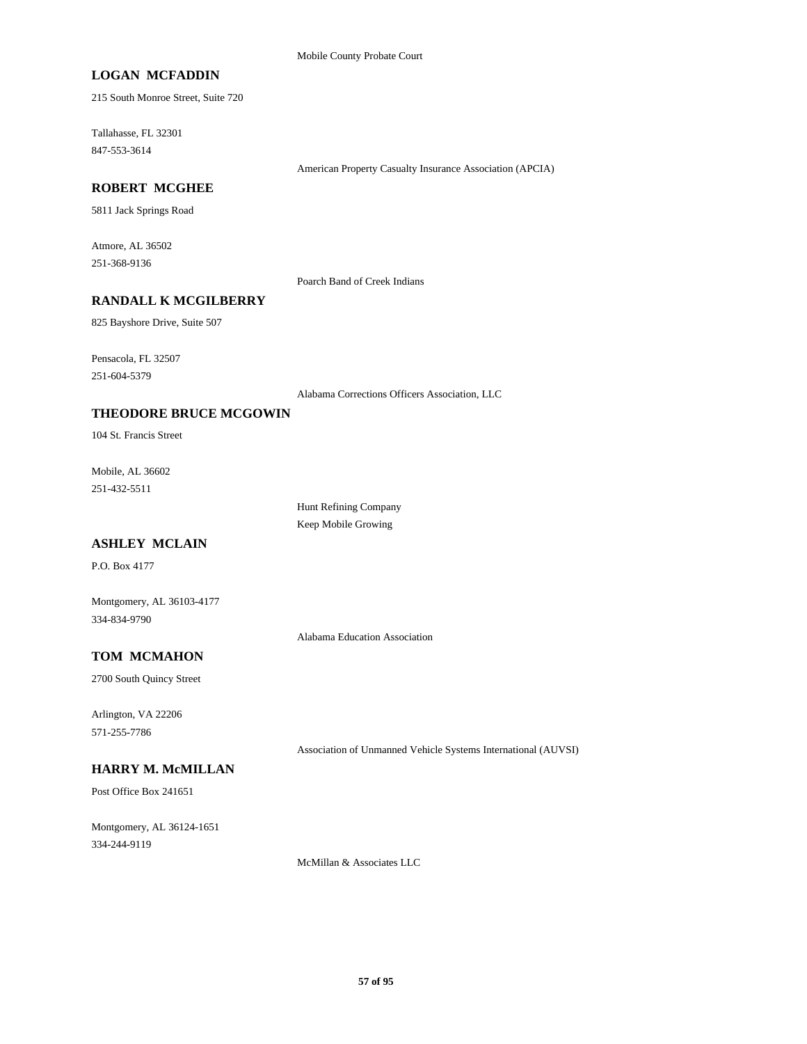Mobile County Probate Court

**LOGAN MCFADDIN**

215 South Monroe Street, Suite 720

Tallahasse, FL 32301
847-553-3614

American Property Casualty Insurance Association (APCIA)

**ROBERT MCGHEE**

5811 Jack Springs Road

Atmore, AL 36502
251-368-9136

Poarch Band of Creek Indians

**RANDALL K MCGILBERRY**

825 Bayshore Drive, Suite 507

Pensacola, FL 32507
251-604-5379

Alabama Corrections Officers Association, LLC

**THEODORE BRUCE MCGOWIN**

104 St. Francis Street

Mobile, AL 36602
251-432-5511

Hunt Refining Company
Keep Mobile Growing

**ASHLEY MCLAIN**

P.O. Box 4177

Montgomery, AL 36103-4177
334-834-9790

Alabama Education Association

**TOM MCMAHON**

2700 South Quincy Street

Arlington, VA 22206
571-255-7786

Association of Unmanned Vehicle Systems International (AUVSI)

**HARRY M. McMILLAN**

Post Office Box 241651

Montgomery, AL 36124-1651
334-244-9119

McMillan & Associates LLC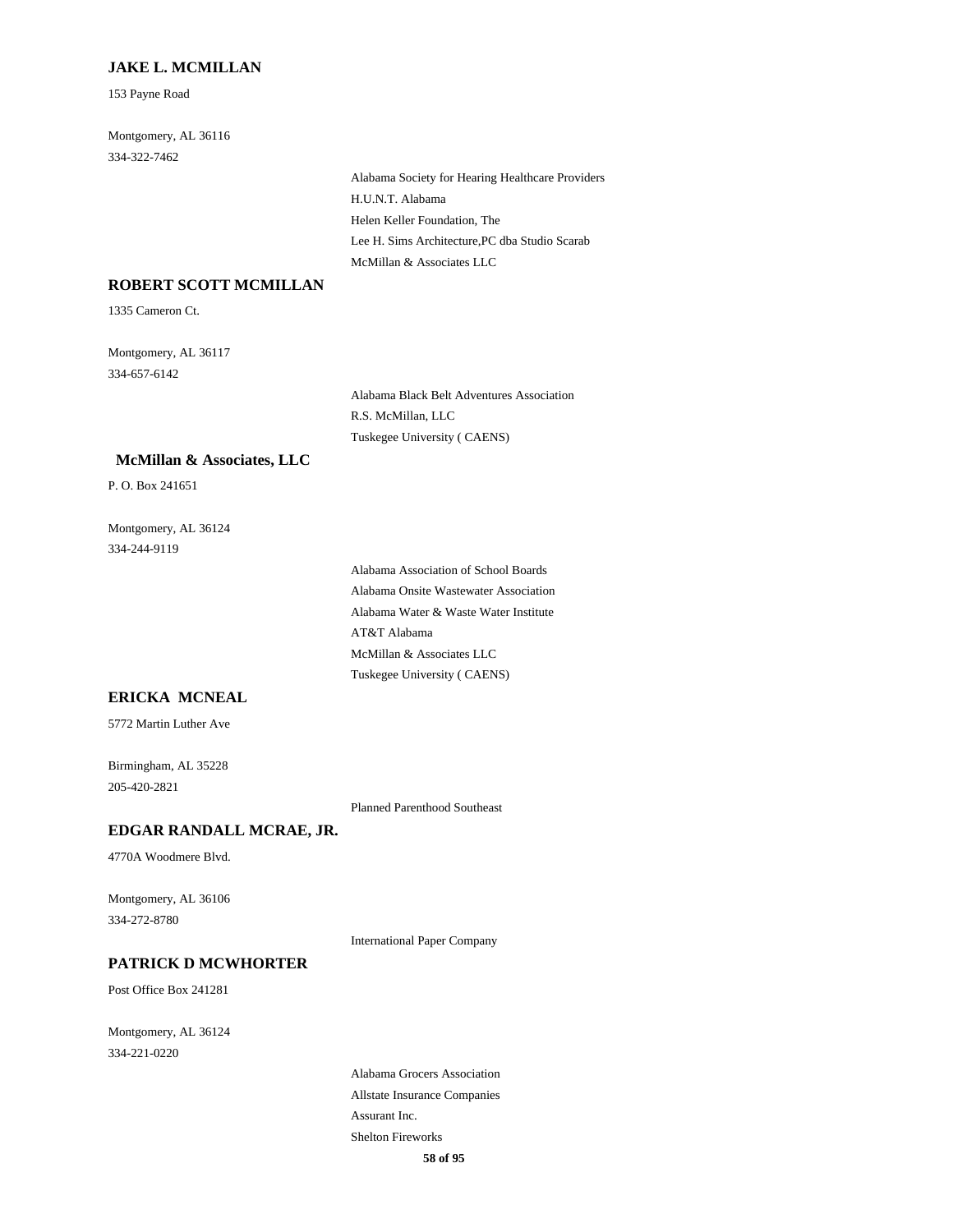### JAKE L. MCMILLAN

153 Payne Road

Montgomery, AL 36116
334-322-7462

- Alabama Society for Hearing Healthcare Providers
- H.U.N.T. Alabama
- Helen Keller Foundation, The
- Lee H. Sims Architecture,PC dba Studio Scarab
- McMillan & Associates LLC

### ROBERT SCOTT MCMILLAN

1335 Cameron Ct.

Montgomery, AL 36117
334-657-6142

- Alabama Black Belt Adventures Association
- R.S. McMillan, LLC
- Tuskegee University ( CAENS)

### McMillan & Associates, LLC

P. O. Box 241651

Montgomery, AL 36124
334-244-9119

- Alabama Association of School Boards
- Alabama Onsite Wastewater Association
- Alabama Water & Waste Water Institute
- AT&T Alabama
- McMillan & Associates LLC
- Tuskegee University ( CAENS)

### ERICKA MCNEAL

5772 Martin Luther Ave

Birmingham, AL 35228
205-420-2821

- Planned Parenthood Southeast

### EDGAR RANDALL MCRAE, JR.

4770A Woodmere Blvd.

Montgomery, AL 36106
334-272-8780

- International Paper Company

### PATRICK D MCWHORTER

Post Office Box 241281

Montgomery, AL 36124
334-221-0220

- Alabama Grocers Association
- Allstate Insurance Companies
- Assurant Inc.
- Shelton Fireworks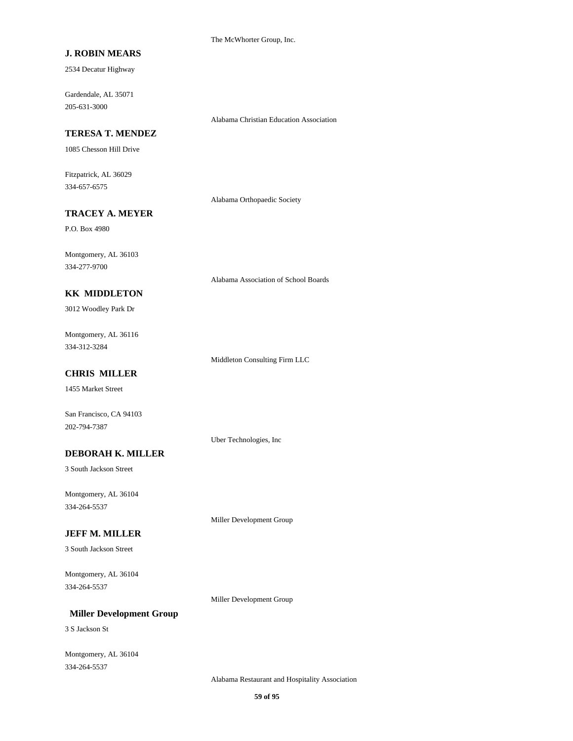The McWhorter Group, Inc.

**J. ROBIN MEARS**

2534 Decatur Highway

Gardendale, AL 35071
205-631-3000

Alabama Christian Education Association

**TERESA T. MENDEZ**

1085 Chesson Hill Drive

Fitzpatrick, AL 36029
334-657-6575

Alabama Orthopaedic Society

**TRACEY A. MEYER**

P.O. Box 4980

Montgomery, AL 36103
334-277-9700

Alabama Association of School Boards

**KK MIDDLETON**

3012 Woodley Park Dr

Montgomery, AL 36116
334-312-3284

Middleton Consulting Firm LLC

**CHRIS MILLER**

1455 Market Street

San Francisco, CA 94103
202-794-7387

Uber Technologies, Inc

**DEBORAH K. MILLER**

3 South Jackson Street

Montgomery, AL 36104
334-264-5537

Miller Development Group

**JEFF M. MILLER**

3 South Jackson Street

Montgomery, AL 36104
334-264-5537

Miller Development Group

**Miller Development Group**

3 S Jackson St

Montgomery, AL 36104
334-264-5537

Alabama Restaurant and Hospitality Association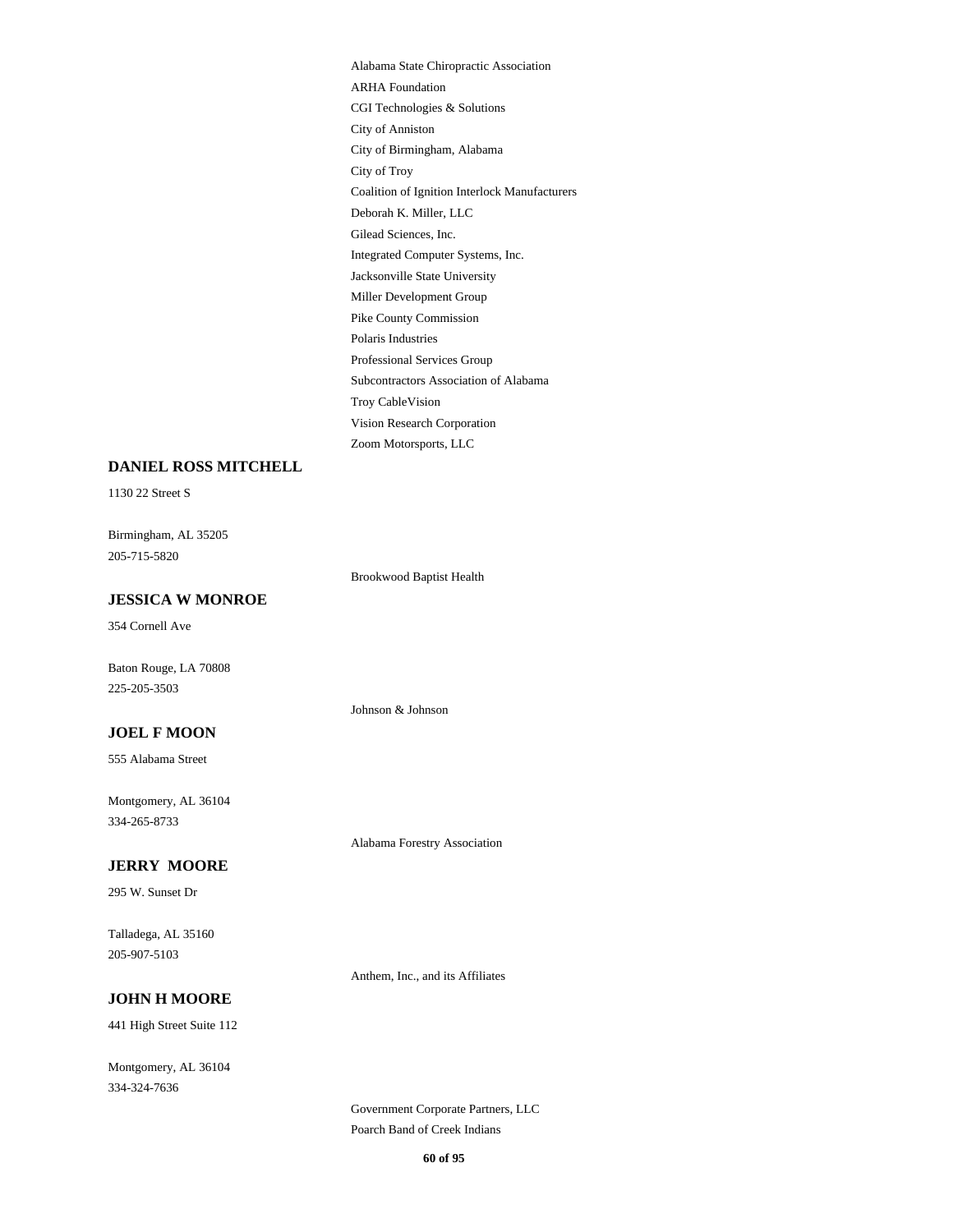Alabama State Chiropractic Association
ARHA Foundation
CGI Technologies & Solutions
City of Anniston
City of Birmingham, Alabama
City of Troy
Coalition of Ignition Interlock Manufacturers
Deborah K. Miller, LLC
Gilead Sciences, Inc.
Integrated Computer Systems, Inc.
Jacksonville State University
Miller Development Group
Pike County Commission
Polaris Industries
Professional Services Group
Subcontractors Association of Alabama
Troy CableVision
Vision Research Corporation
Zoom Motorsports, LLC

**DANIEL ROSS MITCHELL**

1130 22 Street S

Birmingham, AL 35205
205-715-5820

Brookwood Baptist Health

**JESSICA W MONROE**

354 Cornell Ave

Baton Rouge, LA 70808
225-205-3503

Johnson & Johnson

**JOEL F MOON**

555 Alabama Street

Montgomery, AL 36104
334-265-8733

Alabama Forestry Association

**JERRY MOORE**

295 W. Sunset Dr

Talladega, AL 35160
205-907-5103

Anthem, Inc., and its Affiliates

**JOHN H MOORE**

441 High Street Suite 112

Montgomery, AL 36104
334-324-7636

Government Corporate Partners, LLC
Poarch Band of Creek Indians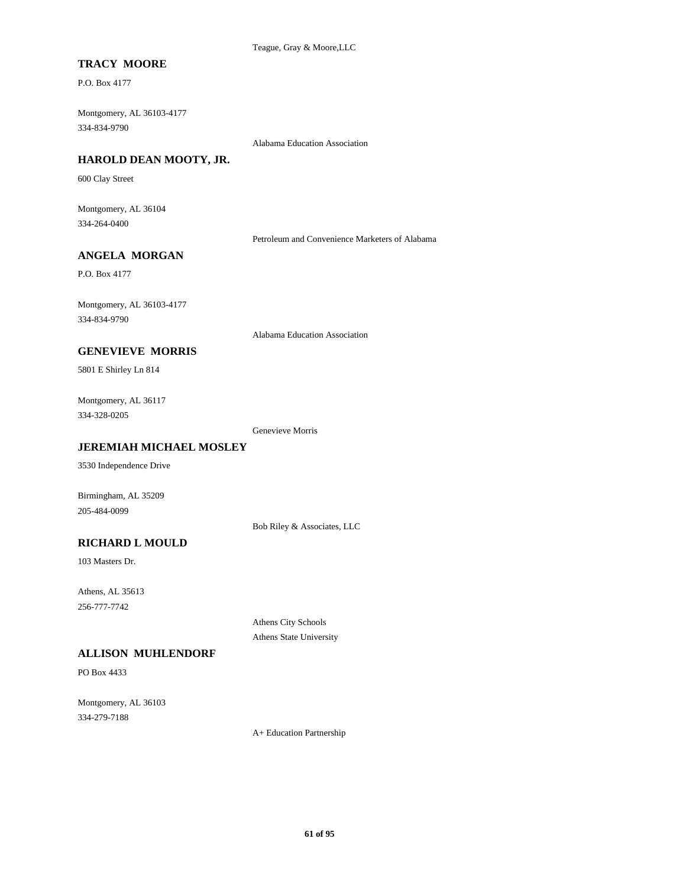Teague, Gray & Moore,LLC

**TRACY MOORE**

P.O. Box 4177

Montgomery, AL 36103-4177
334-834-9790

Alabama Education Association

**HAROLD DEAN MOOTY, JR.**

600 Clay Street

Montgomery, AL 36104
334-264-0400

Petroleum and Convenience Marketers of Alabama

**ANGELA MORGAN**

P.O. Box 4177

Montgomery, AL 36103-4177
334-834-9790

Alabama Education Association

**GENEVIEVE MORRIS**

5801 E Shirley Ln 814

Montgomery, AL 36117
334-328-0205

Genevieve Morris

**JEREMIAH MICHAEL MOSLEY**

3530 Independence Drive

Birmingham, AL 35209
205-484-0099

Bob Riley & Associates, LLC

**RICHARD L MOULD**

103 Masters Dr.

Athens, AL 35613
256-777-7742

Athens City Schools
Athens State University

**ALLISON MUHLENDORF**

PO Box 4433

Montgomery, AL 36103
334-279-7188

A+ Education Partnership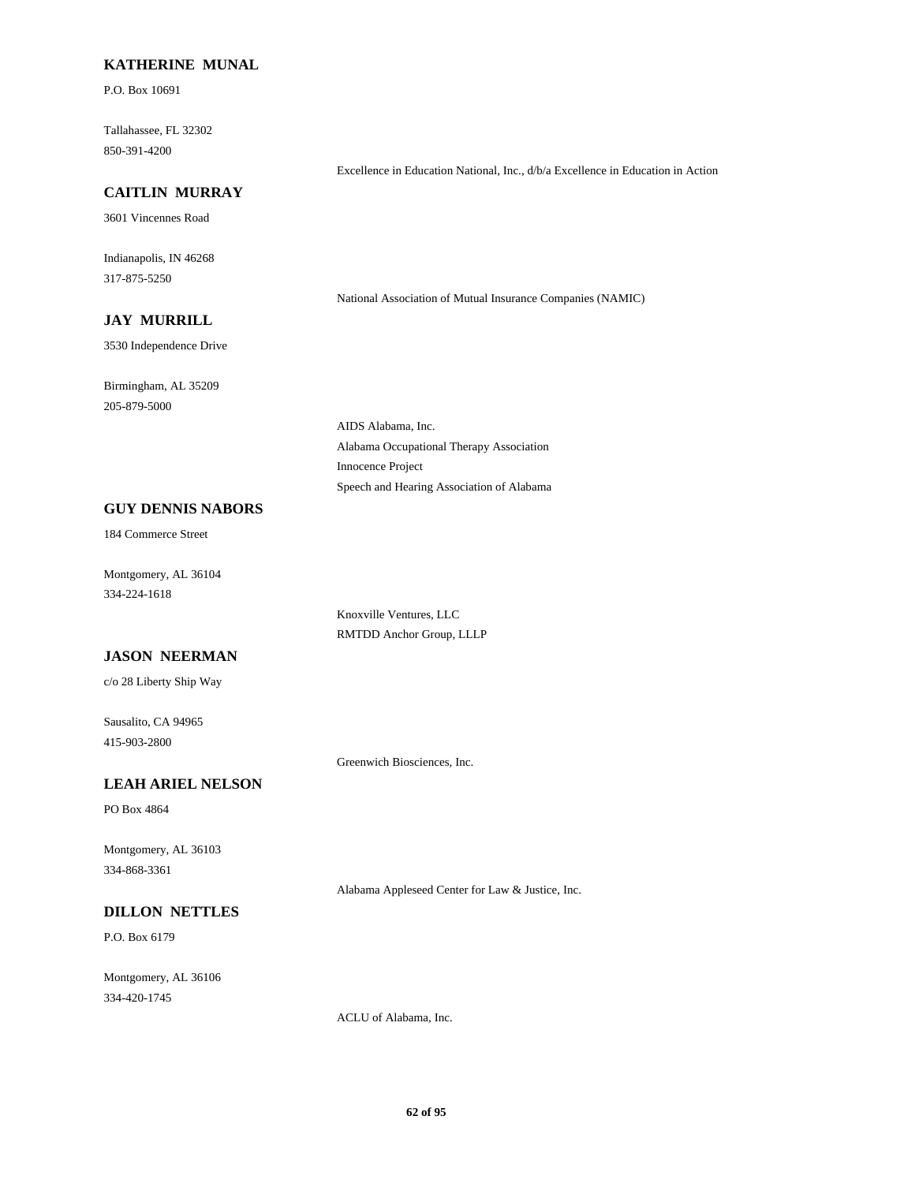**KATHERINE MUNAL**

P.O. Box 10691

Tallahassee, FL 32302

850-391-4200

Excellence in Education National, Inc., d/b/a Excellence in Education in Action

**CAITLIN MURRAY**

3601 Vincennes Road

Indianapolis, IN 46268

317-875-5250

National Association of Mutual Insurance Companies (NAMIC)

**JAY MURRILL**

3530 Independence Drive

Birmingham, AL 35209

205-879-5000

AIDS Alabama, Inc.

Alabama Occupational Therapy Association

Innocence Project

Speech and Hearing Association of Alabama

**GUY DENNIS NABORS**

184 Commerce Street

Montgomery, AL 36104

334-224-1618

Knoxville Ventures, LLC

RMTDD Anchor Group, LLLP

**JASON NEERMAN**

c/o 28 Liberty Ship Way

Sausalito, CA 94965

415-903-2800

Greenwich Biosciences, Inc.

**LEAH ARIEL NELSON**

PO Box 4864

Montgomery, AL 36103

334-868-3361

Alabama Appleseed Center for Law & Justice, Inc.

**DILLON NETTLES**

P.O. Box 6179

Montgomery, AL 36106

334-420-1745

ACLU of Alabama, Inc.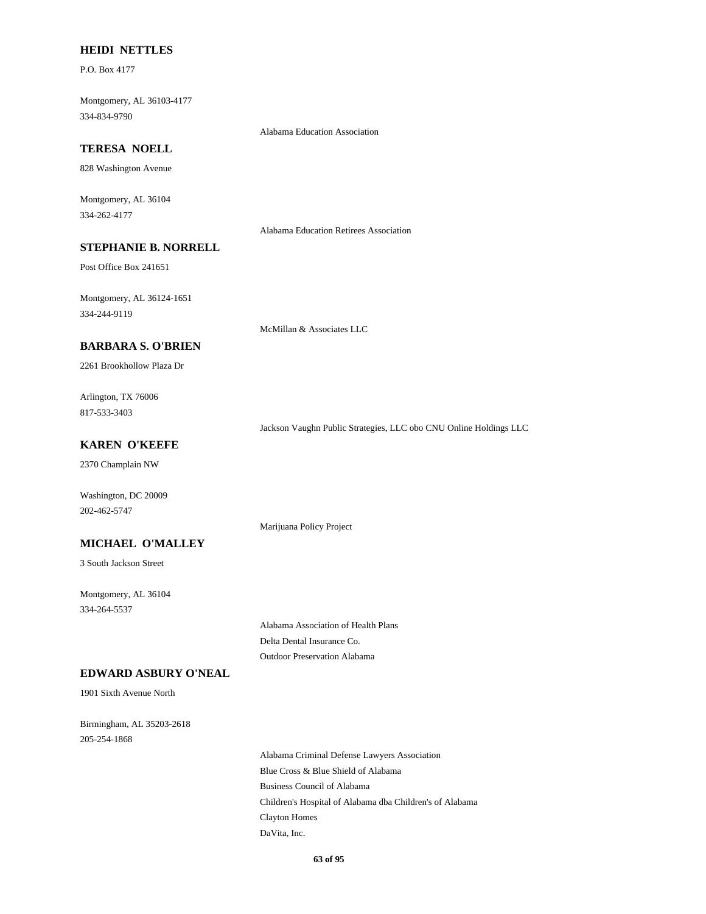**HEIDI NETTLES**

P.O. Box 4177

Montgomery, AL 36103-4177
334-834-9790

Alabama Education Association

**TERESA NOELL**

828 Washington Avenue

Montgomery, AL 36104
334-262-4177

Alabama Education Retirees Association

**STEPHANIE B. NORRELL**

Post Office Box 241651

Montgomery, AL 36124-1651
334-244-9119

McMillan & Associates LLC

**BARBARA S. O'BRIEN**

2261 Brookhollow Plaza Dr

Arlington, TX 76006
817-533-3403

Jackson Vaughn Public Strategies, LLC obo CNU Online Holdings LLC

**KAREN O'KEEFE**

2370 Champlain NW

Washington, DC 20009
202-462-5747

Marijuana Policy Project

**MICHAEL O'MALLEY**

3 South Jackson Street

Montgomery, AL 36104
334-264-5537

Alabama Association of Health Plans
Delta Dental Insurance Co.
Outdoor Preservation Alabama

**EDWARD ASBURY O'NEAL**

1901 Sixth Avenue North

Birmingham, AL 35203-2618
205-254-1868

Alabama Criminal Defense Lawyers Association
Blue Cross & Blue Shield of Alabama
Business Council of Alabama
Children's Hospital of Alabama dba Children's of Alabama
Clayton Homes
DaVita, Inc.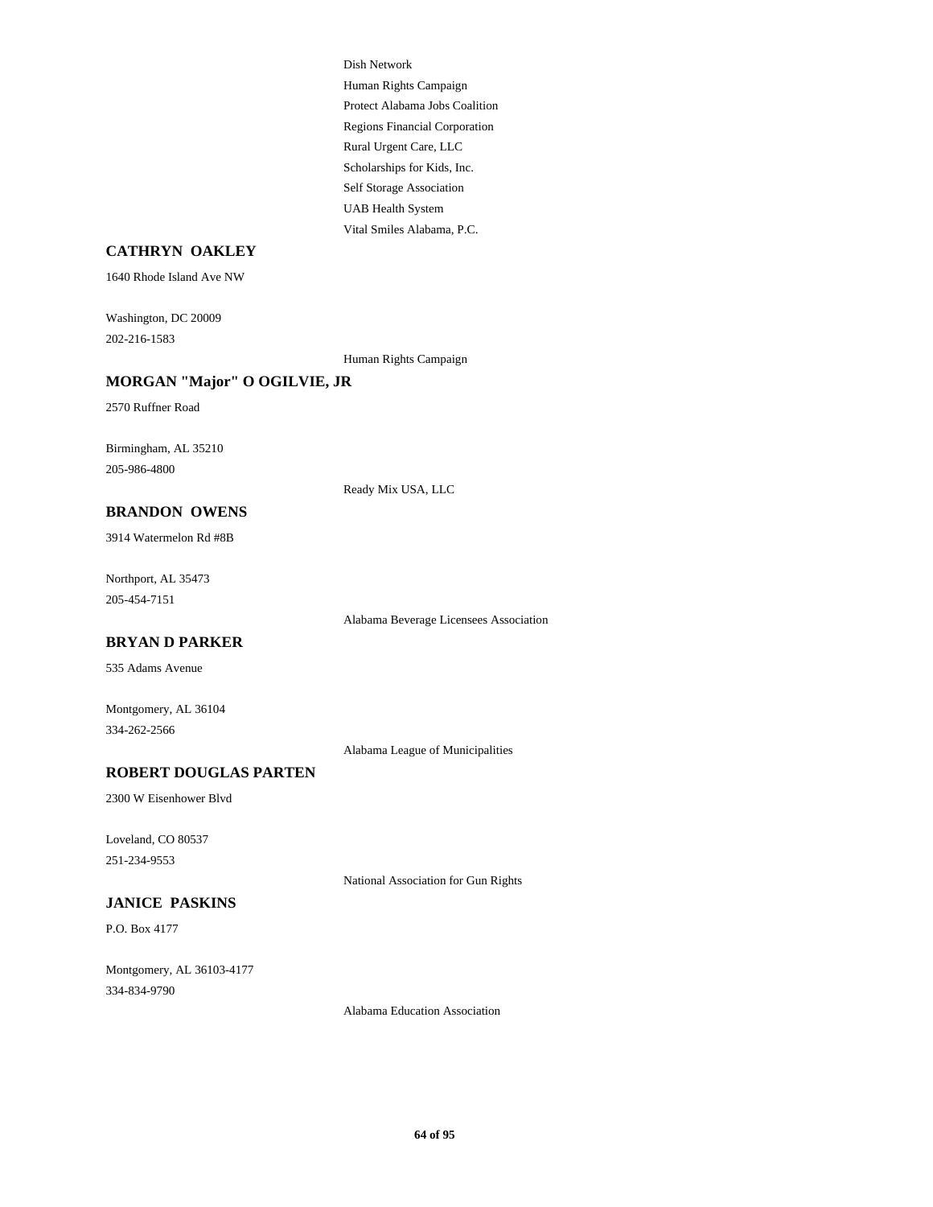Dish Network
Human Rights Campaign
Protect Alabama Jobs Coalition
Regions Financial Corporation
Rural Urgent Care, LLC
Scholarships for Kids, Inc.
Self Storage Association
UAB Health System
Vital Smiles Alabama, P.C.

**CATHRYN OAKLEY**

1640 Rhode Island Ave NW

Washington, DC 20009
202-216-1583

Human Rights Campaign

**MORGAN "Major" O OGILVIE, JR**

2570 Ruffner Road

Birmingham, AL 35210
205-986-4800

Ready Mix USA, LLC

**BRANDON OWENS**

3914 Watermelon Rd #8B

Northport, AL 35473
205-454-7151

Alabama Beverage Licensees Association

**BRYAN D PARKER**

535 Adams Avenue

Montgomery, AL 36104
334-262-2566

Alabama League of Municipalities

**ROBERT DOUGLAS PARTEN**

2300 W Eisenhower Blvd

Loveland, CO 80537
251-234-9553

National Association for Gun Rights

**JANICE PASKINS**

P.O. Box 4177

Montgomery, AL 36103-4177
334-834-9790

Alabama Education Association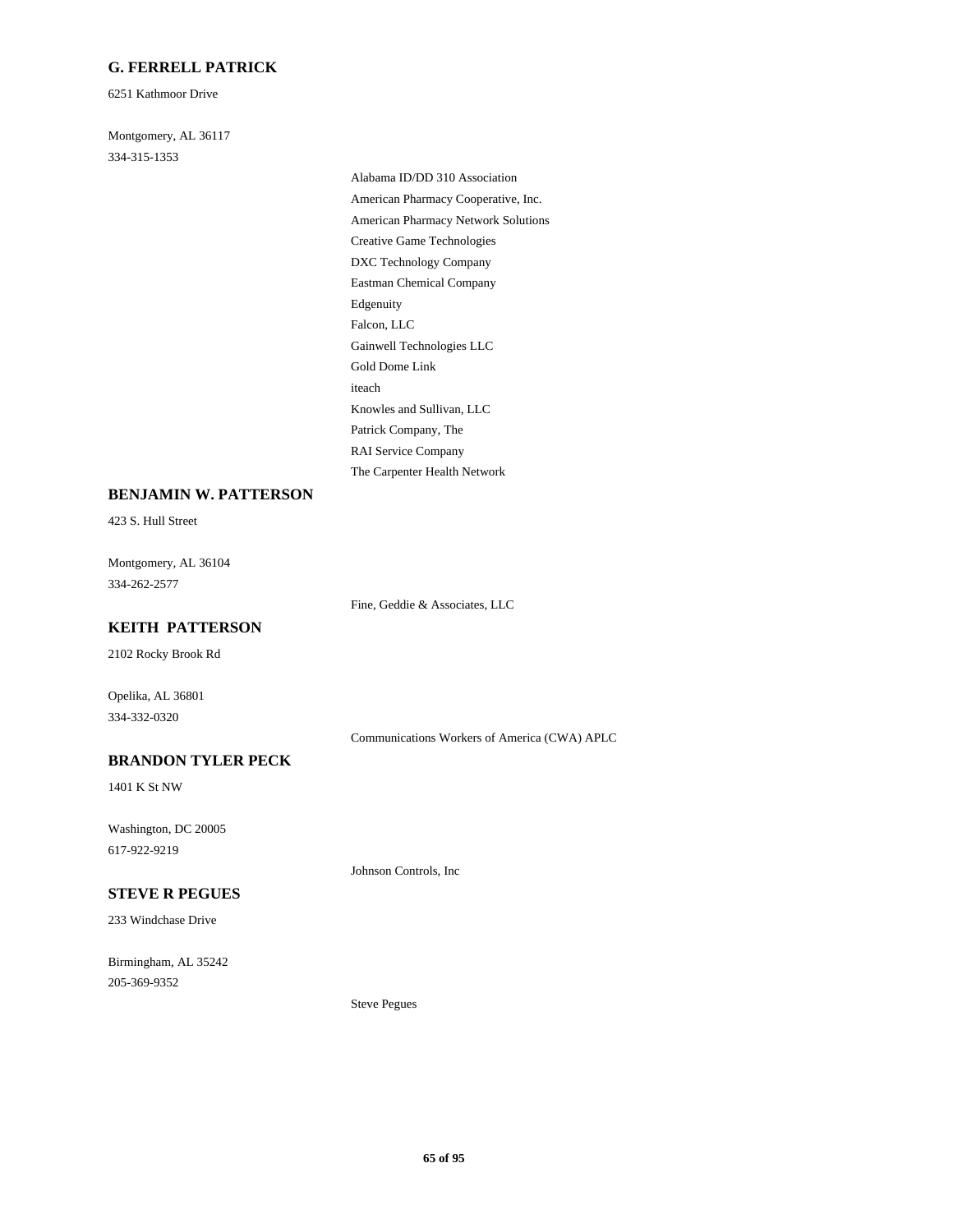### G. FERRELL PATRICK

6251 Kathmoor Drive

Montgomery, AL 36117
334-315-1353

- Alabama ID/DD 310 Association
- American Pharmacy Cooperative, Inc.
- American Pharmacy Network Solutions
- Creative Game Technologies
- DXC Technology Company
- Eastman Chemical Company
- Edgenuity
- Falcon, LLC
- Gainwell Technologies LLC
- Gold Dome Link
- iteach
- Knowles and Sullivan, LLC
- Patrick Company, The
- RAI Service Company
- The Carpenter Health Network

### BENJAMIN W. PATTERSON

423 S. Hull Street

Montgomery, AL 36104
334-262-2577

- Fine, Geddie & Associates, LLC

### KEITH PATTERSON

2102 Rocky Brook Rd

Opelika, AL 36801
334-332-0320

- Communications Workers of America (CWA) APLC

### BRANDON TYLER PECK

1401 K St NW

Washington, DC 20005
617-922-9219

- Johnson Controls, Inc

### STEVE R PEGUES

233 Windchase Drive

Birmingham, AL 35242
205-369-9352

- Steve Pegues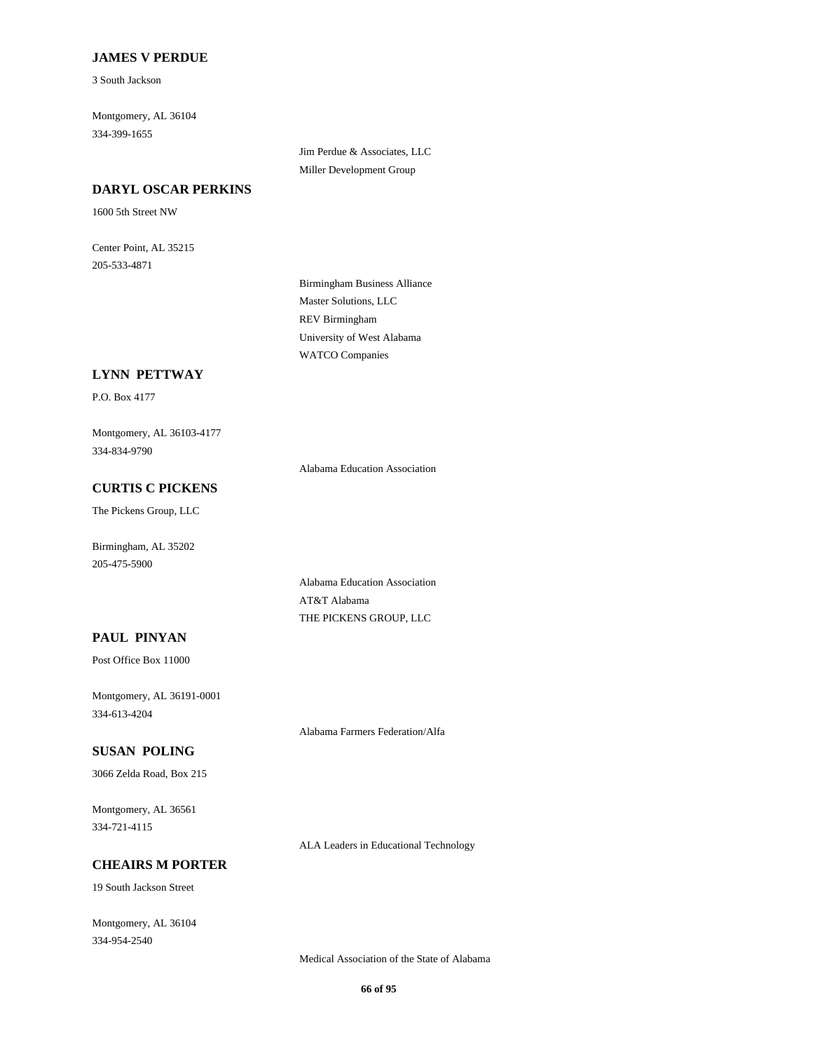### JAMES V PERDUE

3 South Jackson

Montgomery, AL 36104
334-399-1655

Jim Perdue & Associates, LLC
Miller Development Group

### DARYL OSCAR PERKINS

1600 5th Street NW

Center Point, AL 35215
205-533-4871

Birmingham Business Alliance
Master Solutions, LLC
REV Birmingham
University of West Alabama
WATCO Companies

### LYNN PETTWAY

P.O. Box 4177

Montgomery, AL 36103-4177
334-834-9790

Alabama Education Association

### CURTIS C PICKENS

The Pickens Group, LLC

Birmingham, AL 35202
205-475-5900

Alabama Education Association
AT&T Alabama
THE PICKENS GROUP, LLC

### PAUL PINYAN

Post Office Box 11000

Montgomery, AL 36191-0001
334-613-4204

Alabama Farmers Federation/Alfa

### SUSAN POLING

3066 Zelda Road, Box 215

Montgomery, AL 36561
334-721-4115

ALA Leaders in Educational Technology

### CHEAIRS M PORTER

19 South Jackson Street

Montgomery, AL 36104
334-954-2540

Medical Association of the State of Alabama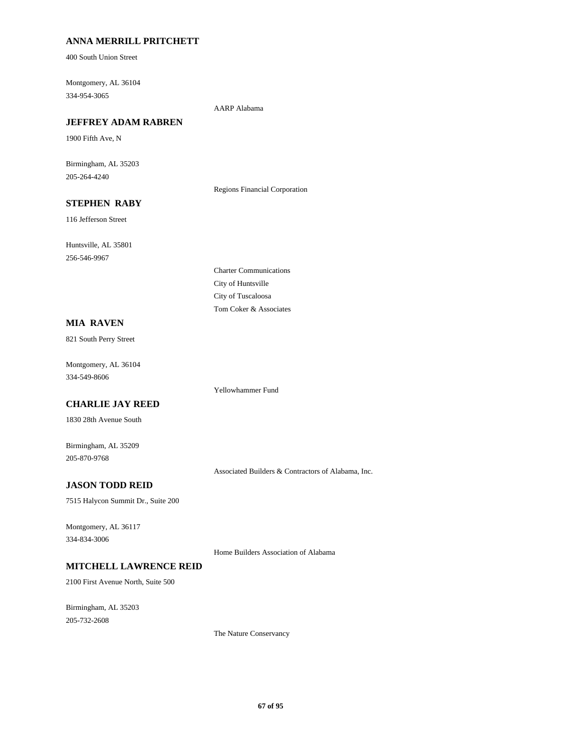**ANNA MERRILL PRITCHETT**

400 South Union Street

Montgomery, AL 36104
334-954-3065

AARP Alabama

**JEFFREY ADAM RABREN**

1900 Fifth Ave, N

Birmingham, AL 35203
205-264-4240

Regions Financial Corporation

**STEPHEN RABY**

116 Jefferson Street

Huntsville, AL 35801
256-546-9967

Charter Communications
City of Huntsville
City of Tuscaloosa
Tom Coker & Associates

**MIA RAVEN**

821 South Perry Street

Montgomery, AL 36104
334-549-8606

Yellowhammer Fund

**CHARLIE JAY REED**

1830 28th Avenue South

Birmingham, AL 35209
205-870-9768

Associated Builders & Contractors of Alabama, Inc.

**JASON TODD REID**

7515 Halycon Summit Dr., Suite 200

Montgomery, AL 36117
334-834-3006

Home Builders Association of Alabama

**MITCHELL LAWRENCE REID**

2100 First Avenue North, Suite 500

Birmingham, AL 35203
205-732-2608

The Nature Conservancy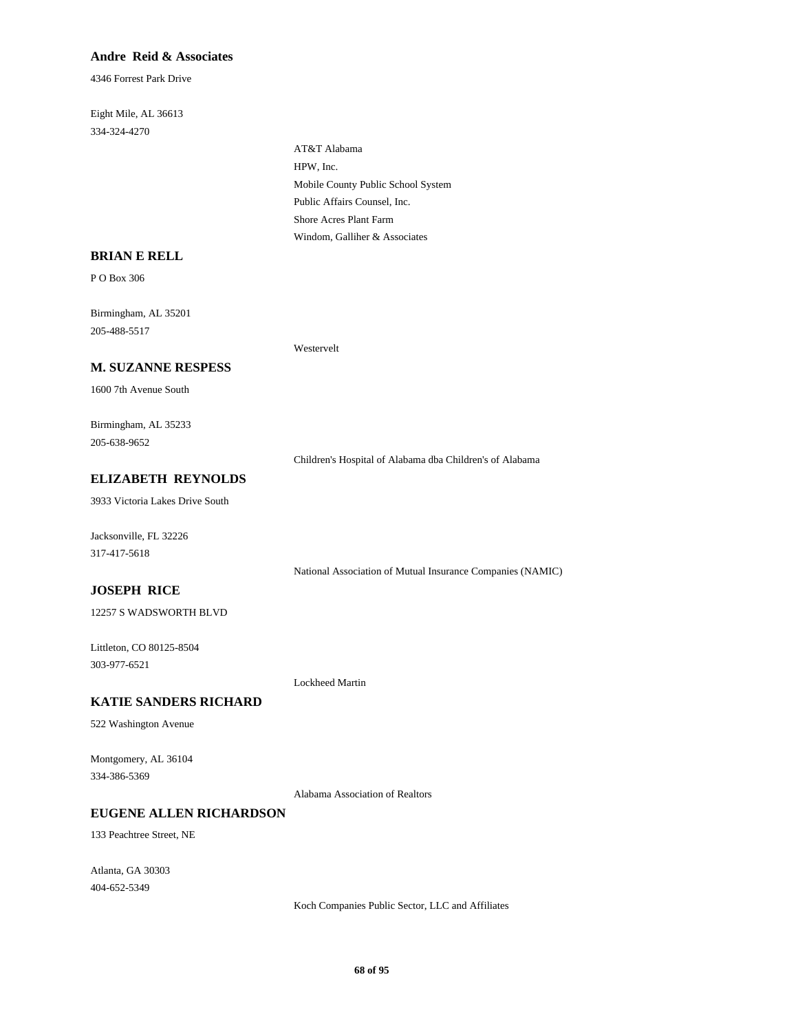**Andre Reid & Associates**

4346 Forrest Park Drive

Eight Mile, AL 36613
334-324-4270

AT&T Alabama
HPW, Inc.
Mobile County Public School System
Public Affairs Counsel, Inc.
Shore Acres Plant Farm
Windom, Galliher & Associates

**BRIAN E RELL**

P O Box 306

Birmingham, AL 35201
205-488-5517

Westervelt

**M. SUZANNE RESPESS**

1600 7th Avenue South

Birmingham, AL 35233
205-638-9652

Children's Hospital of Alabama dba Children's of Alabama

**ELIZABETH REYNOLDS**

3933 Victoria Lakes Drive South

Jacksonville, FL 32226
317-417-5618

National Association of Mutual Insurance Companies (NAMIC)

**JOSEPH RICE**

12257 S WADSWORTH BLVD

Littleton, CO 80125-8504
303-977-6521

Lockheed Martin

**KATIE SANDERS RICHARD**

522 Washington Avenue

Montgomery, AL 36104
334-386-5369

Alabama Association of Realtors

**EUGENE ALLEN RICHARDSON**

133 Peachtree Street, NE

Atlanta, GA 30303
404-652-5349

Koch Companies Public Sector, LLC and Affiliates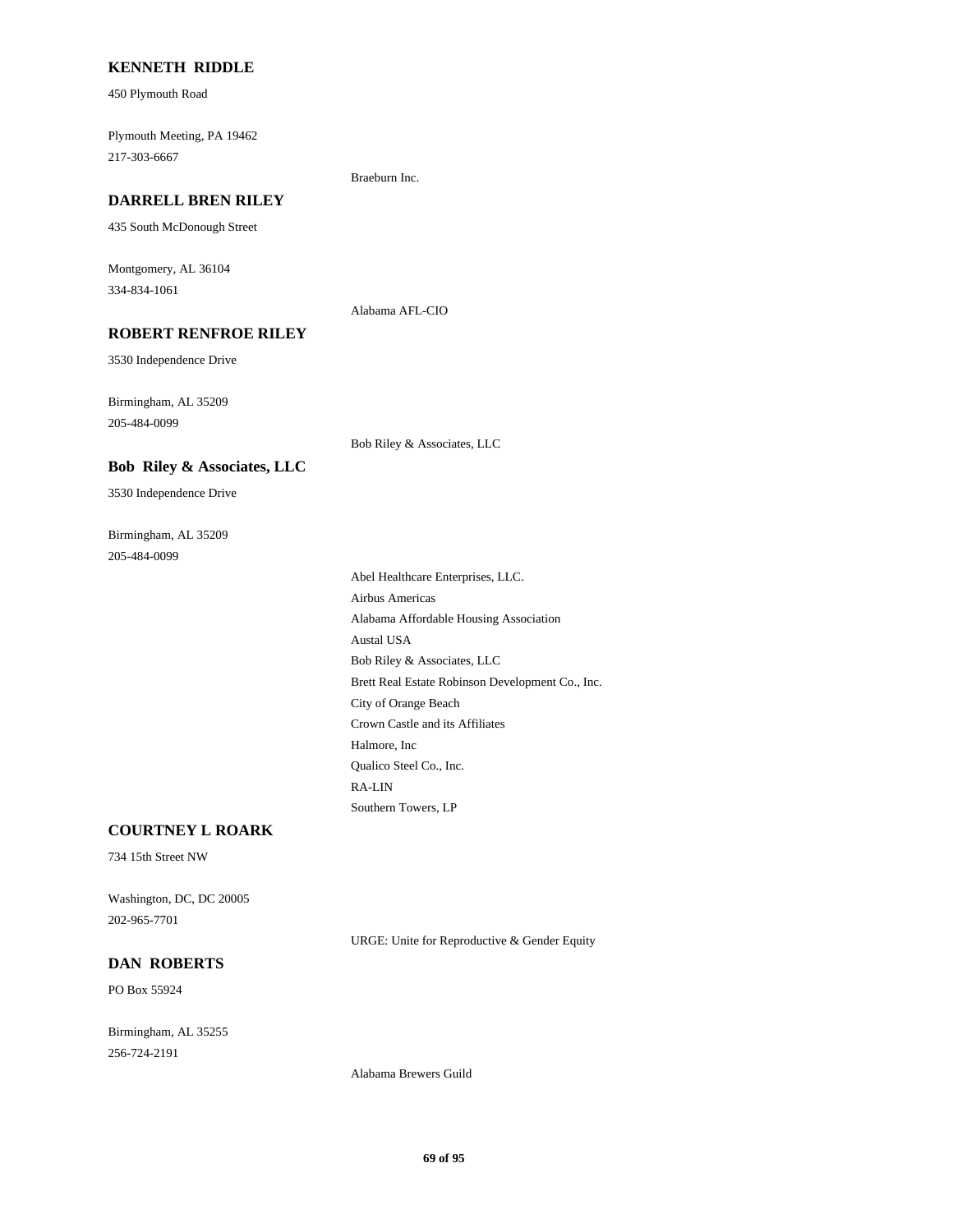**KENNETH RIDDLE**

450 Plymouth Road

Plymouth Meeting, PA 19462
217-303-6667

Braeburn Inc.

**DARRELL BREN RILEY**

435 South McDonough Street

Montgomery, AL 36104
334-834-1061

Alabama AFL-CIO

**ROBERT RENFROE RILEY**

3530 Independence Drive

Birmingham, AL 35209
205-484-0099

Bob Riley & Associates, LLC

**Bob Riley & Associates, LLC**

3530 Independence Drive

Birmingham, AL 35209
205-484-0099

Abel Healthcare Enterprises, LLC.
Airbus Americas
Alabama Affordable Housing Association
Austal USA
Bob Riley & Associates, LLC
Brett Real Estate Robinson Development Co., Inc.
City of Orange Beach
Crown Castle and its Affiliates
Halmore, Inc
Qualico Steel Co., Inc.
RA-LIN
Southern Towers, LP

**COURTNEY L ROARK**

734 15th Street NW

Washington, DC, DC 20005
202-965-7701

URGE: Unite for Reproductive & Gender Equity

**DAN ROBERTS**

PO Box 55924

Birmingham, AL 35255
256-724-2191

Alabama Brewers Guild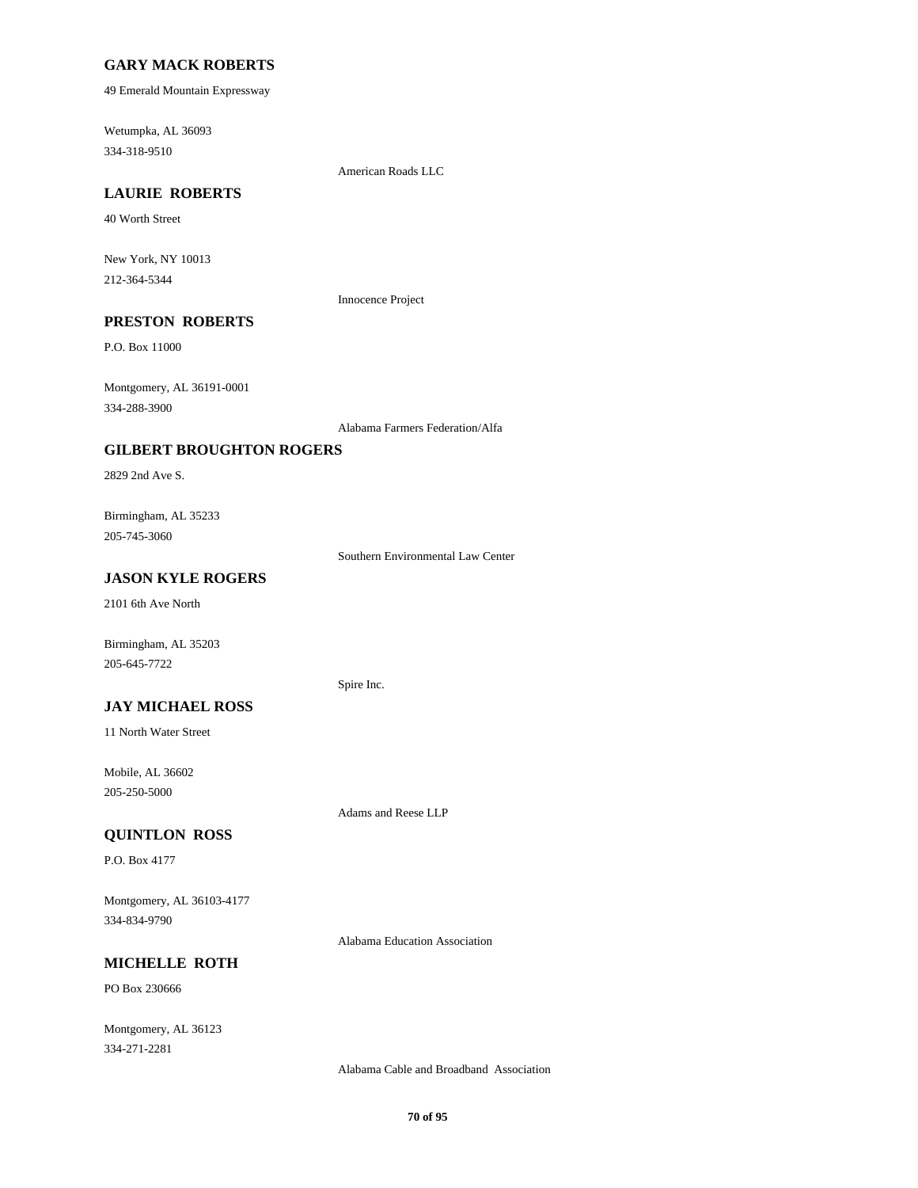**GARY MACK ROBERTS**

49 Emerald Mountain Expressway

Wetumpka, AL 36093
334-318-9510

American Roads LLC

**LAURIE ROBERTS**

40 Worth Street

New York, NY 10013
212-364-5344

Innocence Project

**PRESTON ROBERTS**

P.O. Box 11000

Montgomery, AL 36191-0001
334-288-3900

Alabama Farmers Federation/Alfa

**GILBERT BROUGHTON ROGERS**

2829 2nd Ave S.

Birmingham, AL 35233
205-745-3060

Southern Environmental Law Center

**JASON KYLE ROGERS**

2101 6th Ave North

Birmingham, AL 35203
205-645-7722

Spire Inc.

**JAY MICHAEL ROSS**

11 North Water Street

Mobile, AL 36602
205-250-5000

Adams and Reese LLP

**QUINTLON ROSS**

P.O. Box 4177

Montgomery, AL 36103-4177
334-834-9790

Alabama Education Association

**MICHELLE ROTH**

PO Box 230666

Montgomery, AL 36123
334-271-2281

Alabama Cable and Broadband Association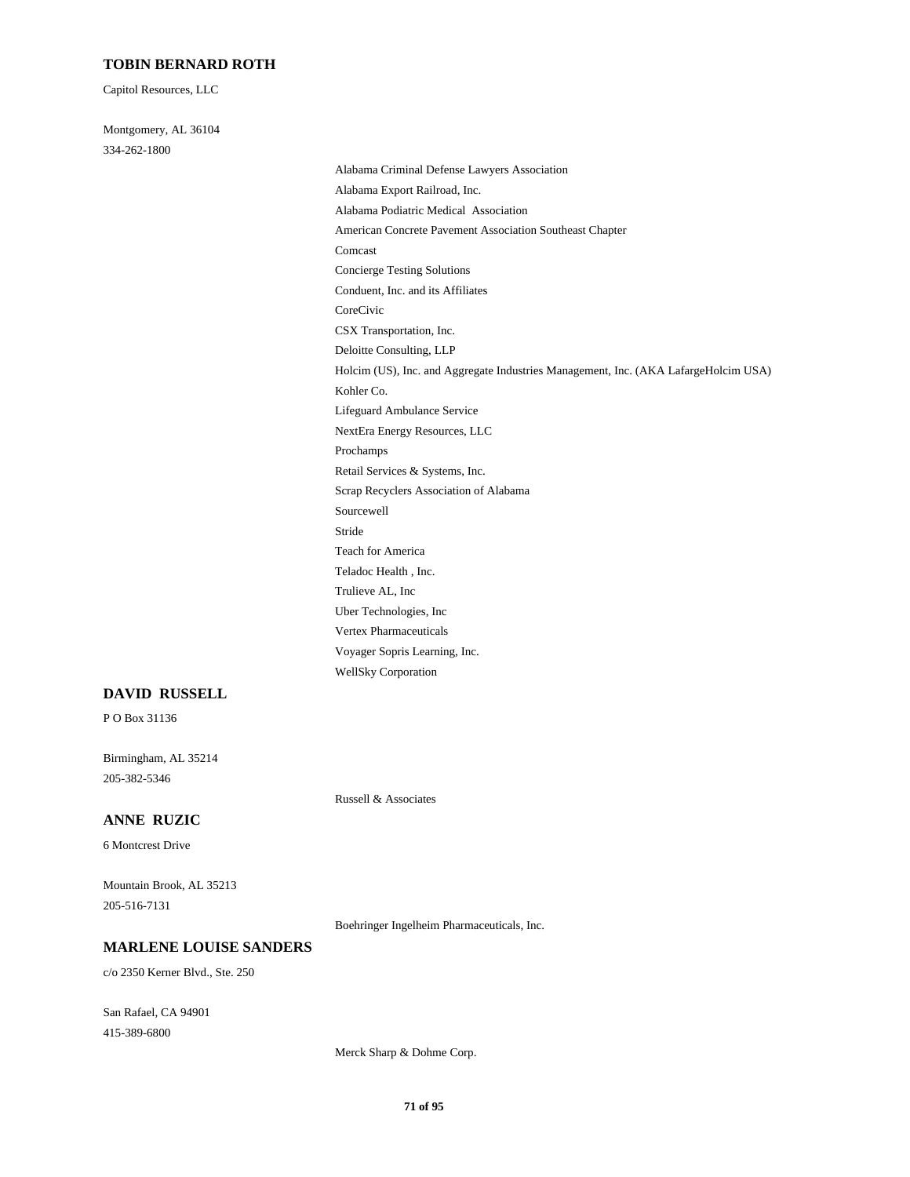### TOBIN BERNARD ROTH

Capitol Resources, LLC

Montgomery, AL 36104

334-262-1800

- Alabama Criminal Defense Lawyers Association
- Alabama Export Railroad, Inc.
- Alabama Podiatric Medical Association
- American Concrete Pavement Association Southeast Chapter
- Comcast
- Concierge Testing Solutions
- Conduent, Inc. and its Affiliates
- CoreCivic
- CSX Transportation, Inc.
- Deloitte Consulting, LLP
- Holcim (US), Inc. and Aggregate Industries Management, Inc. (AKA LafargeHolcim USA)
- Kohler Co.
- Lifeguard Ambulance Service
- NextEra Energy Resources, LLC
- Prochamps
- Retail Services & Systems, Inc.
- Scrap Recyclers Association of Alabama
- Sourcewell
- Stride
- Teach for America
- Teladoc Health , Inc.
- Trulieve AL, Inc
- Uber Technologies, Inc
- Vertex Pharmaceuticals
- Voyager Sopris Learning, Inc.
- WellSky Corporation

### DAVID RUSSELL

P O Box 31136

Birmingham, AL 35214

205-382-5346

- Russell & Associates

### ANNE RUZIC

6 Montcrest Drive

Mountain Brook, AL 35213

205-516-7131

- Boehringer Ingelheim Pharmaceuticals, Inc.

### MARLENE LOUISE SANDERS

c/o 2350 Kerner Blvd., Ste. 250

San Rafael, CA 94901

415-389-6800

- Merck Sharp & Dohme Corp.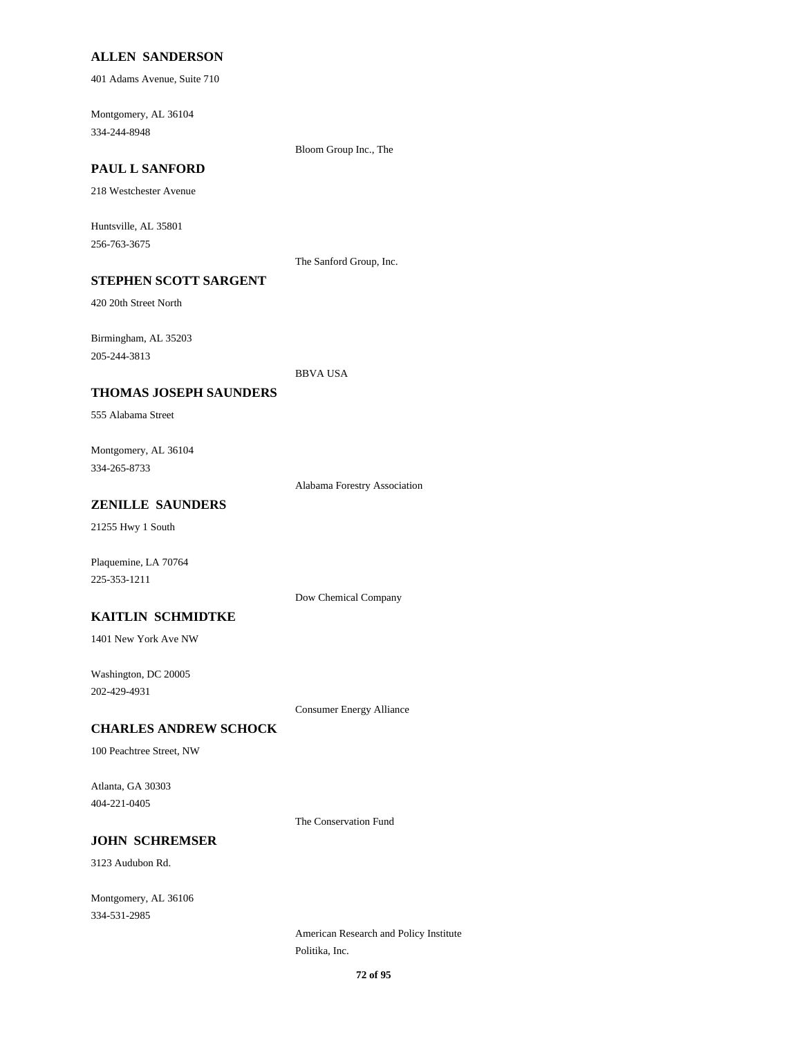**ALLEN SANDERSON**

401 Adams Avenue, Suite 710

Montgomery, AL 36104
334-244-8948

Bloom Group Inc., The

**PAUL L SANFORD**

218 Westchester Avenue

Huntsville, AL 35801
256-763-3675

The Sanford Group, Inc.

**STEPHEN SCOTT SARGENT**

420 20th Street North

Birmingham, AL 35203
205-244-3813

BBVA USA

**THOMAS JOSEPH SAUNDERS**

555 Alabama Street

Montgomery, AL 36104
334-265-8733

Alabama Forestry Association

**ZENILLE SAUNDERS**

21255 Hwy 1 South

Plaquemine, LA 70764
225-353-1211

Dow Chemical Company

**KAITLIN SCHMIDTKE**

1401 New York Ave NW

Washington, DC 20005
202-429-4931

Consumer Energy Alliance

**CHARLES ANDREW SCHOCK**

100 Peachtree Street, NW

Atlanta, GA 30303
404-221-0405

The Conservation Fund

**JOHN SCHREMSER**

3123 Audubon Rd.

Montgomery, AL 36106
334-531-2985

American Research and Policy Institute
Politika, Inc.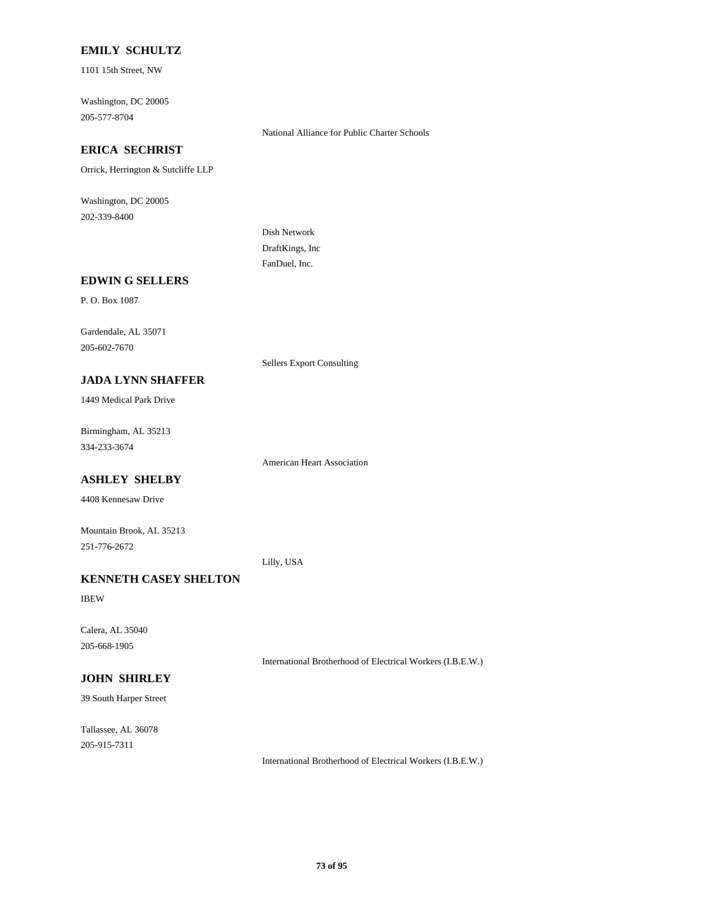**EMILY SCHULTZ**

1101 15th Street, NW

Washington, DC 20005
205-577-8704

National Alliance for Public Charter Schools

**ERICA SECHRIST**

Orrick, Herrington & Sutcliffe LLP

Washington, DC 20005
202-339-8400

Dish Network
DraftKings, Inc
FanDuel, Inc.

**EDWIN G SELLERS**

P. O. Box 1087

Gardendale, AL 35071
205-602-7670

Sellers Export Consulting

**JADA LYNN SHAFFER**

1449 Medical Park Drive

Birmingham, AL 35213
334-233-3674

American Heart Association

**ASHLEY SHELBY**

4408 Kennesaw Drive

Mountain Brook, AL 35213
251-776-2672

Lilly, USA

**KENNETH CASEY SHELTON**

IBEW

Calera, AL 35040
205-668-1905

International Brotherhood of Electrical Workers (I.B.E.W.)

**JOHN SHIRLEY**

39 South Harper Street

Tallassee, AL 36078
205-915-7311

International Brotherhood of Electrical Workers (I.B.E.W.)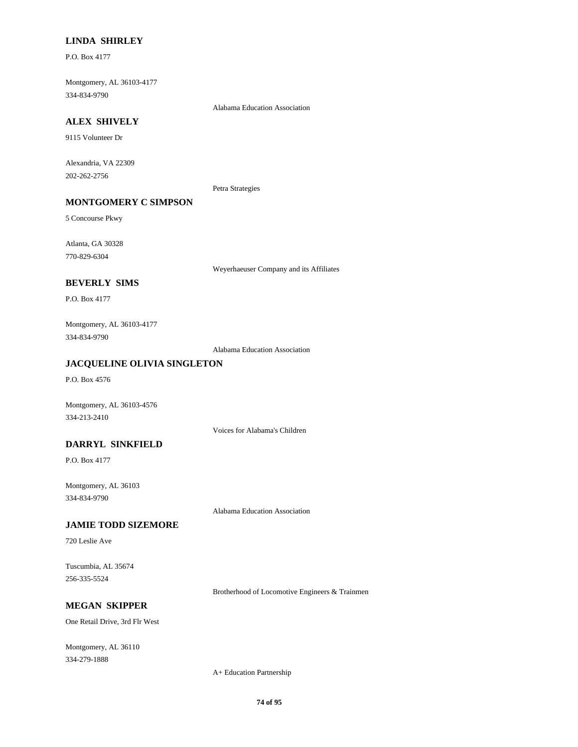**LINDA SHIRLEY**

P.O. Box 4177

Montgomery, AL 36103-4177
334-834-9790

Alabama Education Association

**ALEX SHIVELY**

9115 Volunteer Dr

Alexandria, VA 22309
202-262-2756

Petra Strategies

**MONTGOMERY C SIMPSON**

5 Concourse Pkwy

Atlanta, GA 30328
770-829-6304

Weyerhaeuser Company and its Affiliates

**BEVERLY SIMS**

P.O. Box 4177

Montgomery, AL 36103-4177
334-834-9790

Alabama Education Association

**JACQUELINE OLIVIA SINGLETON**

P.O. Box 4576

Montgomery, AL 36103-4576
334-213-2410

Voices for Alabama's Children

**DARRYL SINKFIELD**

P.O. Box 4177

Montgomery, AL 36103
334-834-9790

Alabama Education Association

**JAMIE TODD SIZEMORE**

720 Leslie Ave

Tuscumbia, AL 35674
256-335-5524

Brotherhood of Locomotive Engineers & Trainmen

**MEGAN SKIPPER**

One Retail Drive, 3rd Flr West

Montgomery, AL 36110
334-279-1888

A+ Education Partnership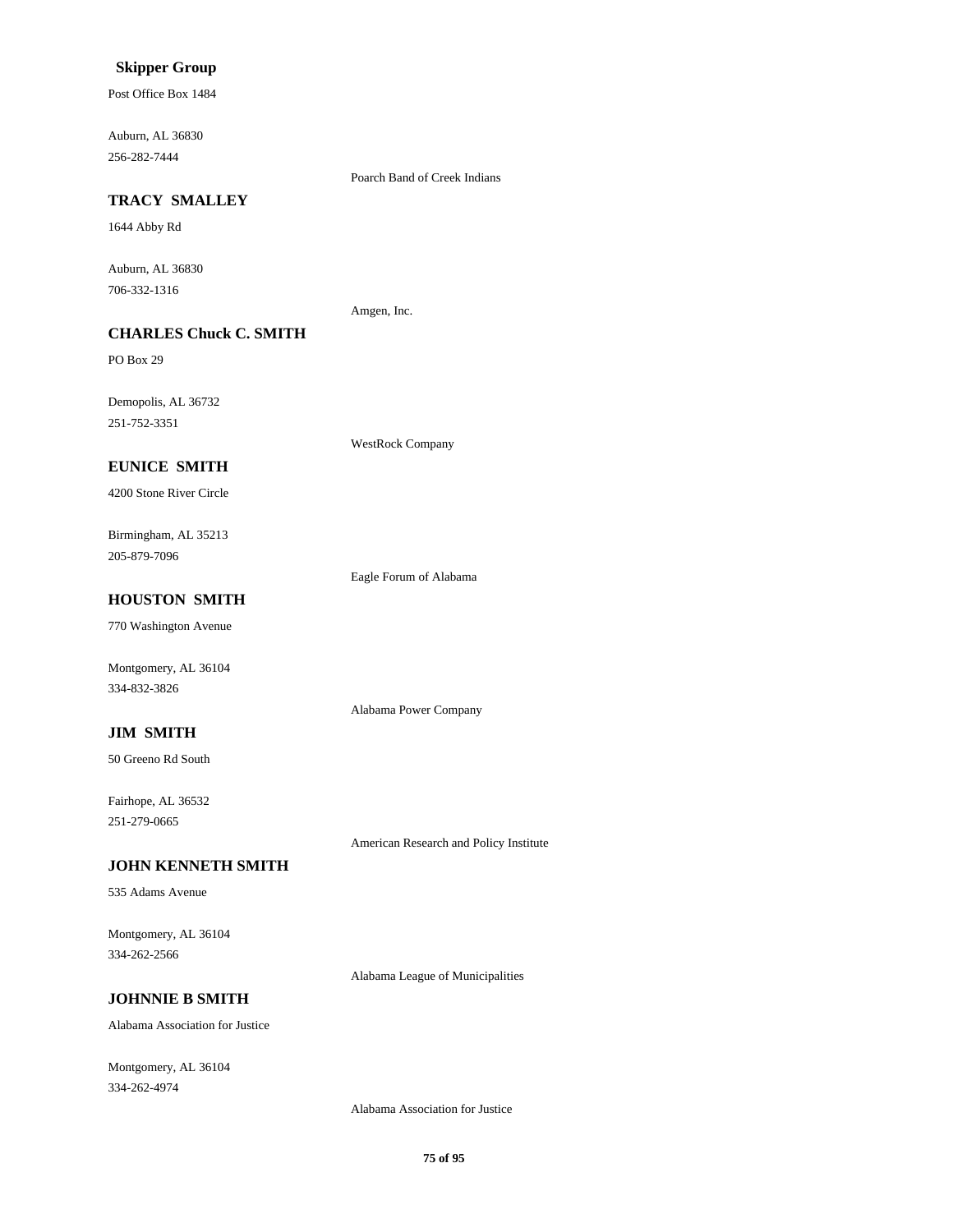**Skipper Group**

Post Office Box 1484

Auburn, AL 36830
256-282-7444

Poarch Band of Creek Indians

**TRACY SMALLEY**

1644 Abby Rd

Auburn, AL 36830
706-332-1316

Amgen, Inc.

**CHARLES Chuck C. SMITH**

PO Box 29

Demopolis, AL 36732
251-752-3351

WestRock Company

**EUNICE SMITH**

4200 Stone River Circle

Birmingham, AL 35213
205-879-7096

Eagle Forum of Alabama

**HOUSTON SMITH**

770 Washington Avenue

Montgomery, AL 36104
334-832-3826

Alabama Power Company

**JIM SMITH**

50 Greeno Rd South

Fairhope, AL 36532
251-279-0665

American Research and Policy Institute

**JOHN KENNETH SMITH**

535 Adams Avenue

Montgomery, AL 36104
334-262-2566

Alabama League of Municipalities

**JOHNNIE B SMITH**

Alabama Association for Justice

Montgomery, AL 36104
334-262-4974

Alabama Association for Justice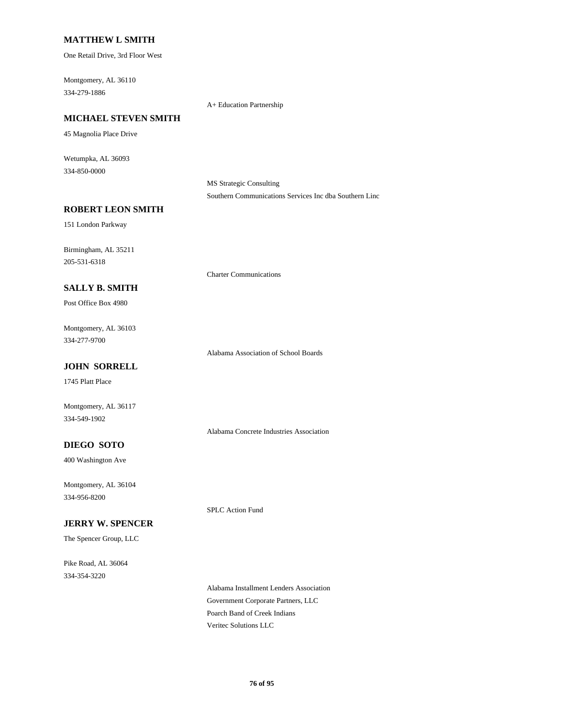**MATTHEW L SMITH**

One Retail Drive, 3rd Floor West

Montgomery, AL 36110
334-279-1886

A+ Education Partnership

**MICHAEL STEVEN SMITH**

45 Magnolia Place Drive

Wetumpka, AL 36093
334-850-0000

MS Strategic Consulting
Southern Communications Services Inc dba Southern Linc

**ROBERT LEON SMITH**

151 London Parkway

Birmingham, AL 35211
205-531-6318

Charter Communications

**SALLY B. SMITH**

Post Office Box 4980

Montgomery, AL 36103
334-277-9700

Alabama Association of School Boards

**JOHN SORRELL**

1745 Platt Place

Montgomery, AL 36117
334-549-1902

Alabama Concrete Industries Association

**DIEGO SOTO**

400 Washington Ave

Montgomery, AL 36104
334-956-8200

SPLC Action Fund

**JERRY W. SPENCER**

The Spencer Group, LLC

Pike Road, AL 36064
334-354-3220

Alabama Installment Lenders Association
Government Corporate Partners, LLC
Poarch Band of Creek Indians
Veritec Solutions LLC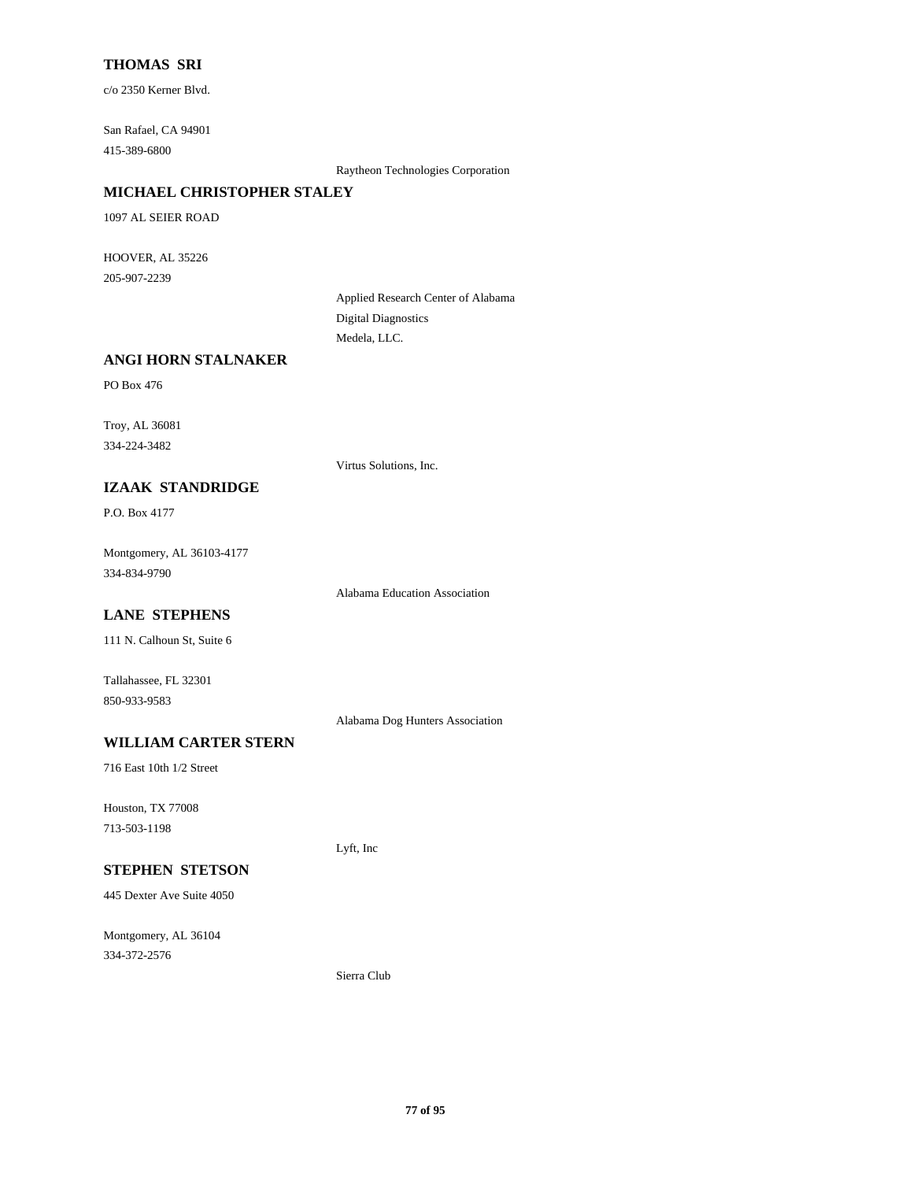**THOMAS SRI**

c/o 2350 Kerner Blvd.

San Rafael, CA 94901

415-389-6800

Raytheon Technologies Corporation

**MICHAEL CHRISTOPHER STALEY**

1097 AL SEIER ROAD

HOOVER, AL 35226

205-907-2239

Applied Research Center of Alabama

Digital Diagnostics

Medela, LLC.

**ANGI HORN STALNAKER**

PO Box 476

Troy, AL 36081

334-224-3482

Virtus Solutions, Inc.

**IZAAK STANDRIDGE**

P.O. Box 4177

Montgomery, AL 36103-4177

334-834-9790

Alabama Education Association

**LANE STEPHENS**

111 N. Calhoun St, Suite 6

Tallahassee, FL 32301

850-933-9583

Alabama Dog Hunters Association

**WILLIAM CARTER STERN**

716 East 10th 1/2 Street

Houston, TX 77008

713-503-1198

Lyft, Inc

**STEPHEN STETSON**

445 Dexter Ave Suite 4050

Montgomery, AL 36104

334-372-2576

Sierra Club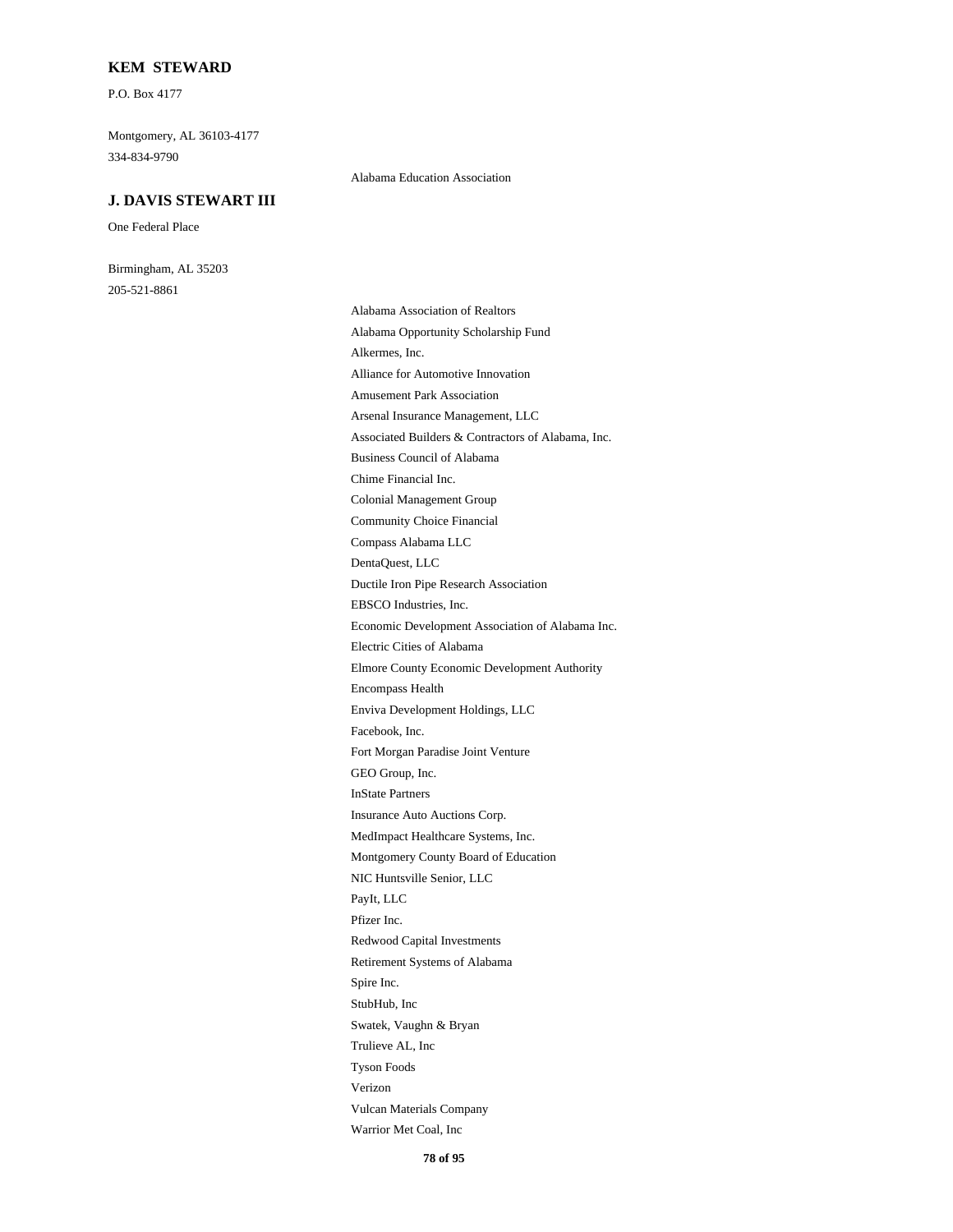**KEM STEWARD**

P.O. Box 4177

Montgomery, AL 36103-4177
334-834-9790

Alabama Education Association

**J. DAVIS STEWART III**

One Federal Place

Birmingham, AL 35203
205-521-8861

Alabama Association of Realtors
Alabama Opportunity Scholarship Fund
Alkermes, Inc.
Alliance for Automotive Innovation
Amusement Park Association
Arsenal Insurance Management, LLC
Associated Builders & Contractors of Alabama, Inc.
Business Council of Alabama
Chime Financial Inc.
Colonial Management Group
Community Choice Financial
Compass Alabama LLC
DentaQuest, LLC
Ductile Iron Pipe Research Association
EBSCO Industries, Inc.
Economic Development Association of Alabama Inc.
Electric Cities of Alabama
Elmore County Economic Development Authority
Encompass Health
Enviva Development Holdings, LLC
Facebook, Inc.
Fort Morgan Paradise Joint Venture
GEO Group, Inc.
InState Partners
Insurance Auto Auctions Corp.
MedImpact Healthcare Systems, Inc.
Montgomery County Board of Education
NIC Huntsville Senior, LLC
PayIt, LLC
Pfizer Inc.
Redwood Capital Investments
Retirement Systems of Alabama
Spire Inc.
StubHub, Inc
Swatek, Vaughn & Bryan
Trulieve AL, Inc
Tyson Foods
Verizon
Vulcan Materials Company
Warrior Met Coal, Inc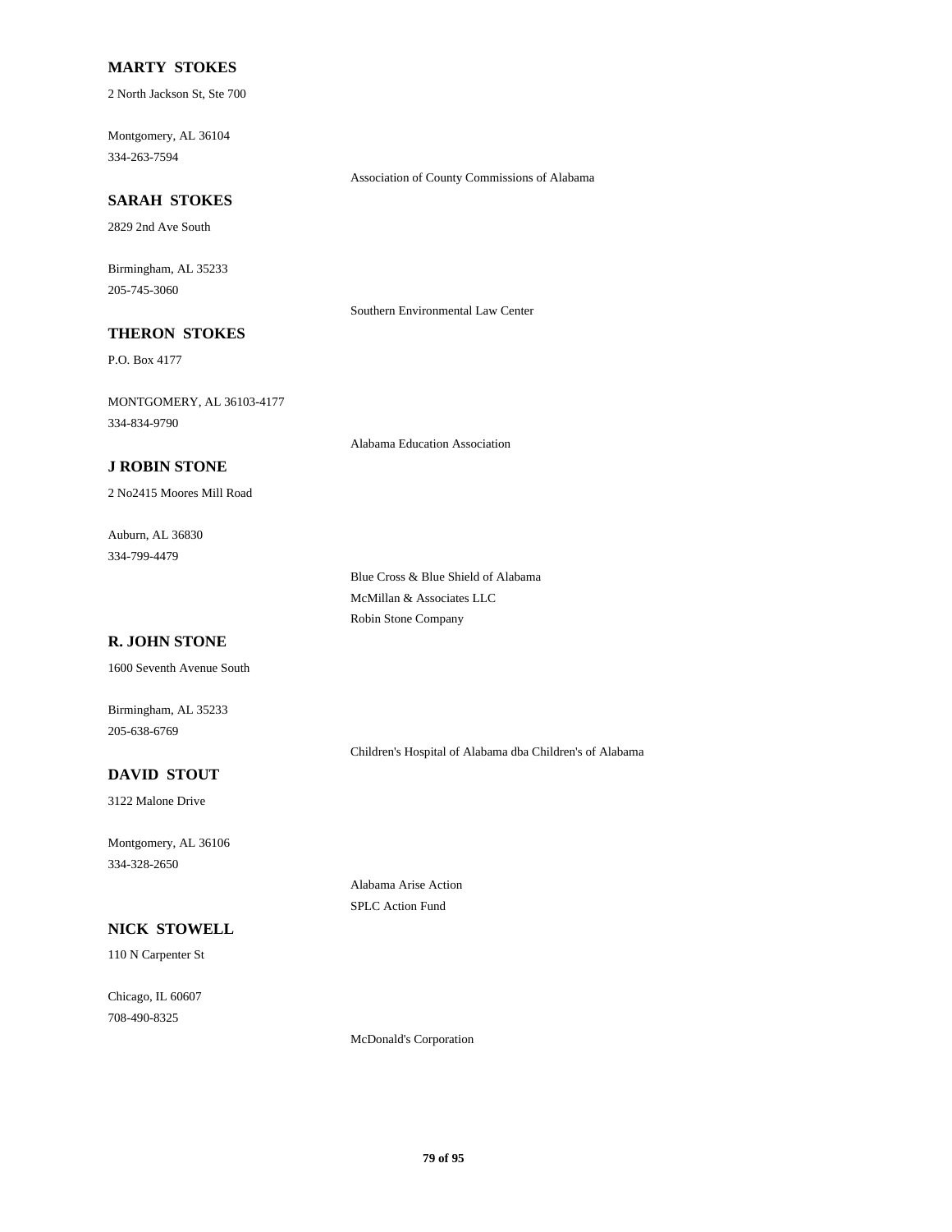**MARTY STOKES**

2 North Jackson St, Ste 700

Montgomery, AL 36104
334-263-7594

Association of County Commissions of Alabama

**SARAH STOKES**

2829 2nd Ave South

Birmingham, AL 35233
205-745-3060

Southern Environmental Law Center

**THERON STOKES**

P.O. Box 4177

MONTGOMERY, AL 36103-4177
334-834-9790

Alabama Education Association

**J ROBIN STONE**

2 No2415 Moores Mill Road

Auburn, AL 36830
334-799-4479

Blue Cross & Blue Shield of Alabama
McMillan & Associates LLC
Robin Stone Company

**R. JOHN STONE**

1600 Seventh Avenue South

Birmingham, AL 35233
205-638-6769

Children's Hospital of Alabama dba Children's of Alabama

**DAVID STOUT**

3122 Malone Drive

Montgomery, AL 36106
334-328-2650

Alabama Arise Action
SPLC Action Fund

**NICK STOWELL**

110 N Carpenter St

Chicago, IL 60607
708-490-8325

McDonald's Corporation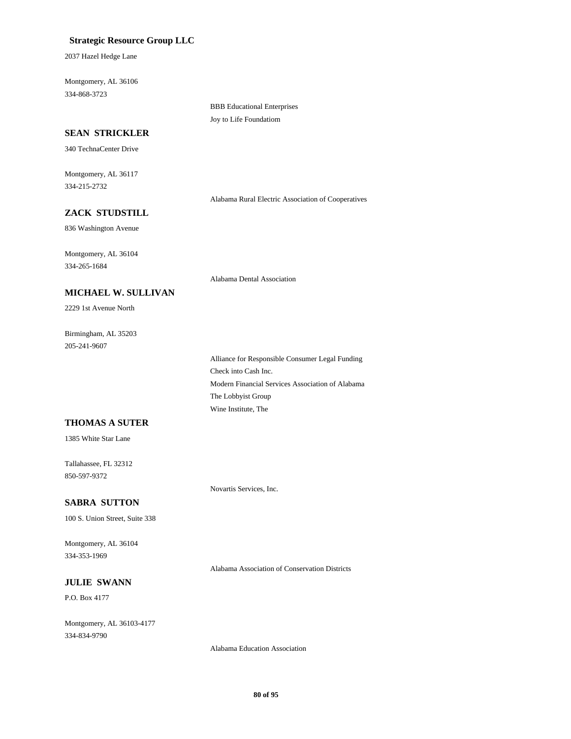**Strategic Resource Group LLC**

2037 Hazel Hedge Lane

Montgomery, AL 36106

334-868-3723

BBB Educational Enterprises

Joy to Life Foundatiom

**SEAN STRICKLER**

340 TechnaCenter Drive

Montgomery, AL 36117

334-215-2732

Alabama Rural Electric Association of Cooperatives

**ZACK STUDSTILL**

836 Washington Avenue

Montgomery, AL 36104

334-265-1684

Alabama Dental Association

**MICHAEL W. SULLIVAN**

2229 1st Avenue North

Birmingham, AL 35203

205-241-9607

Alliance for Responsible Consumer Legal Funding

Check into Cash Inc.

Modern Financial Services Association of Alabama

The Lobbyist Group

Wine Institute, The

**THOMAS A SUTER**

1385 White Star Lane

Tallahassee, FL 32312

850-597-9372

Novartis Services, Inc.

**SABRA SUTTON**

100 S. Union Street, Suite 338

Montgomery, AL 36104

334-353-1969

Alabama Association of Conservation Districts

**JULIE SWANN**

P.O. Box 4177

Montgomery, AL 36103-4177

334-834-9790

Alabama Education Association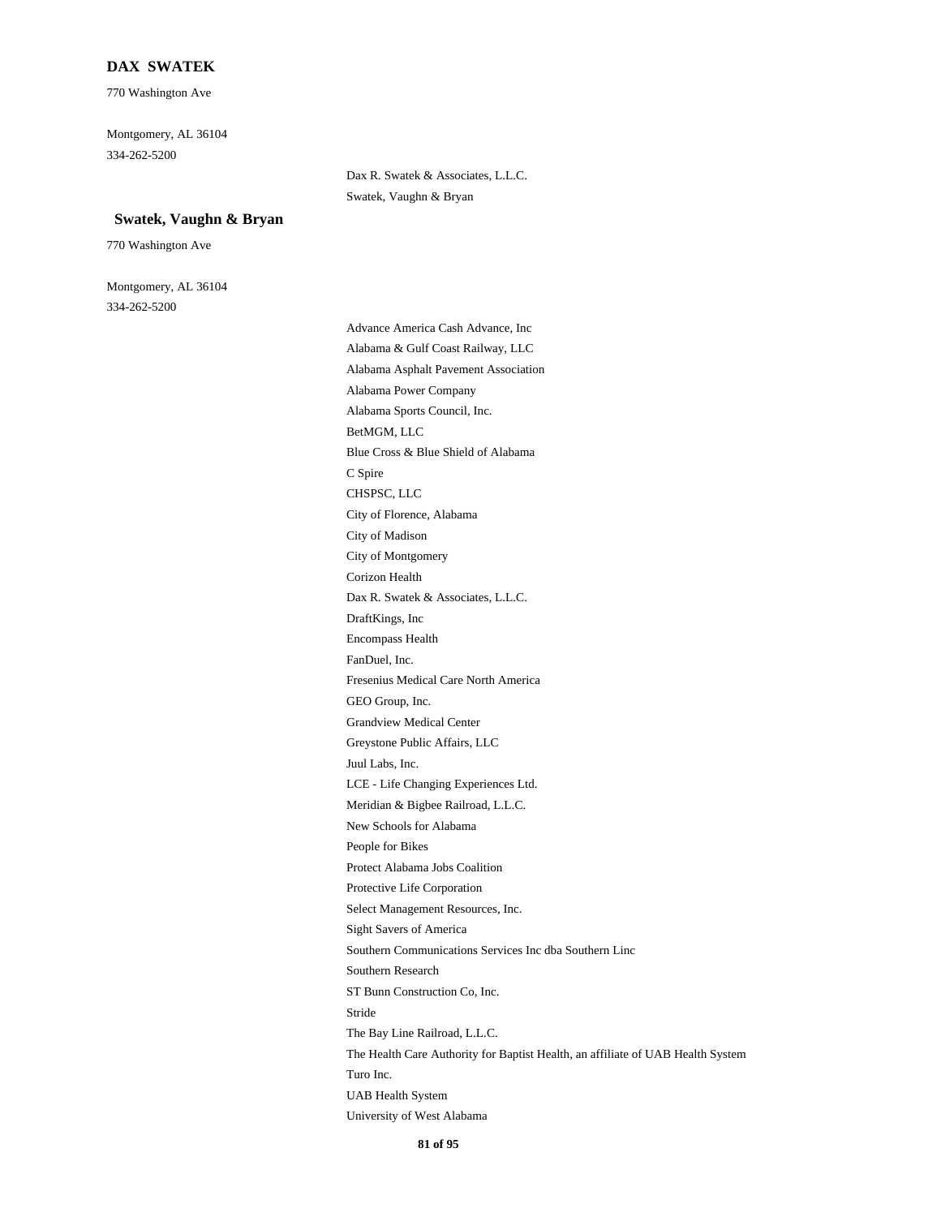**DAX SWATEK**

770 Washington Ave

Montgomery, AL 36104

334-262-5200

Dax R. Swatek & Associates, L.L.C.

Swatek, Vaughn & Bryan

**Swatek, Vaughn & Bryan**

770 Washington Ave

Montgomery, AL 36104

334-262-5200

Advance America Cash Advance, Inc

Alabama & Gulf Coast Railway, LLC

Alabama Asphalt Pavement Association

Alabama Power Company

Alabama Sports Council, Inc.

BetMGM, LLC

Blue Cross & Blue Shield of Alabama

C Spire

CHSPSC, LLC

City of Florence, Alabama

City of Madison

City of Montgomery

Corizon Health

Dax R. Swatek & Associates, L.L.C.

DraftKings, Inc

Encompass Health

FanDuel, Inc.

Fresenius Medical Care North America

GEO Group, Inc.

Grandview Medical Center

Greystone Public Affairs, LLC

Juul Labs, Inc.

LCE - Life Changing Experiences Ltd.

Meridian & Bigbee Railroad, L.L.C.

New Schools for Alabama

People for Bikes

Protect Alabama Jobs Coalition

Protective Life Corporation

Select Management Resources, Inc.

Sight Savers of America

Southern Communications Services Inc dba Southern Linc

Southern Research

ST Bunn Construction Co, Inc.

Stride

The Bay Line Railroad, L.L.C.

The Health Care Authority for Baptist Health, an affiliate of UAB Health System

Turo Inc.

UAB Health System

University of West Alabama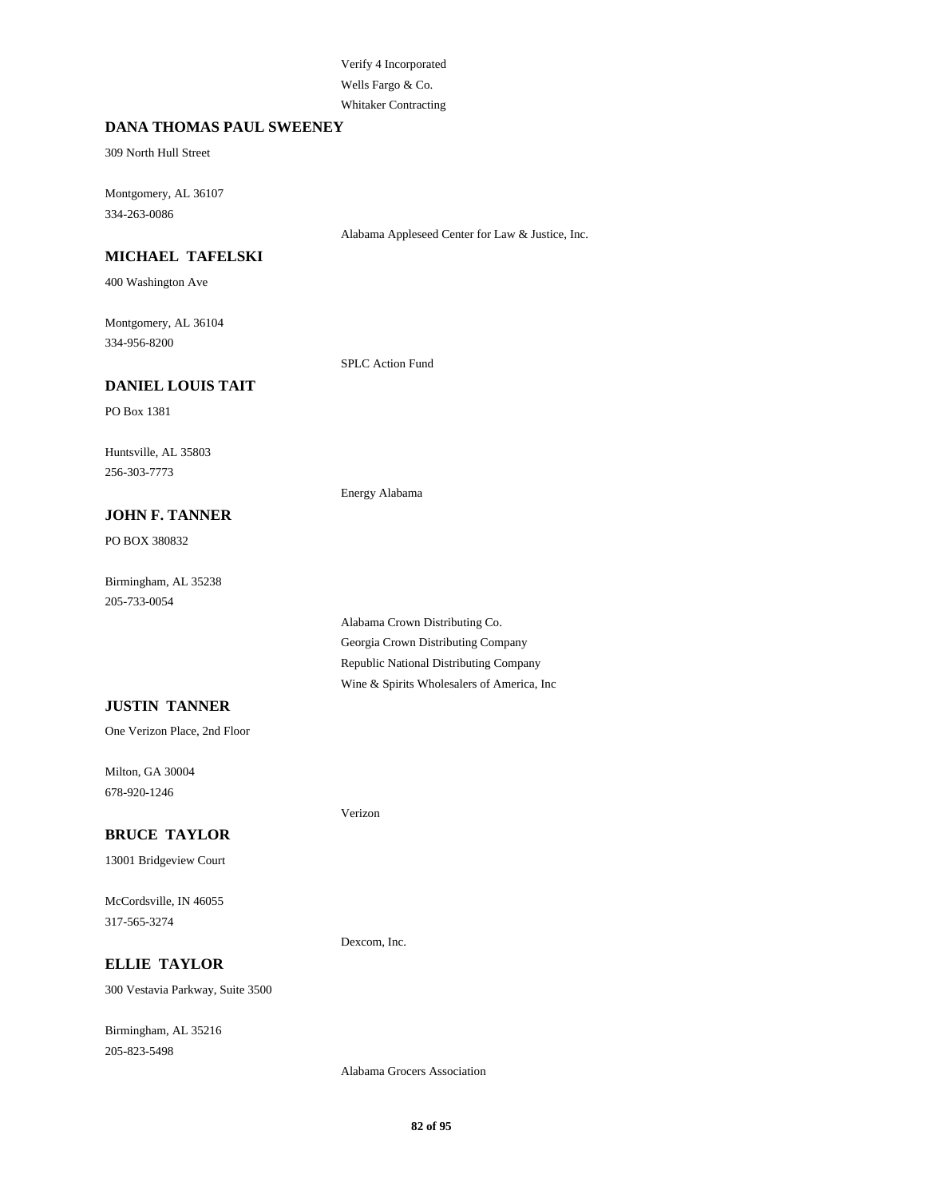Verify 4 Incorporated

Wells Fargo & Co.

Whitaker Contracting

**DANA THOMAS PAUL SWEENEY**

309 North Hull Street

Montgomery, AL 36107

334-263-0086

Alabama Appleseed Center for Law & Justice, Inc.

**MICHAEL TAFELSKI**

400 Washington Ave

Montgomery, AL 36104

334-956-8200

SPLC Action Fund

**DANIEL LOUIS TAIT**

PO Box 1381

Huntsville, AL 35803

256-303-7773

Energy Alabama

**JOHN F. TANNER**

PO BOX 380832

Birmingham, AL 35238

205-733-0054

Alabama Crown Distributing Co.

Georgia Crown Distributing Company

Republic National Distributing Company

Wine & Spirits Wholesalers of America, Inc

**JUSTIN TANNER**

One Verizon Place, 2nd Floor

Milton, GA 30004

678-920-1246

Verizon

**BRUCE TAYLOR**

13001 Bridgeview Court

McCordsville, IN 46055

317-565-3274

Dexcom, Inc.

**ELLIE TAYLOR**

300 Vestavia Parkway, Suite 3500

Birmingham, AL 35216

205-823-5498

Alabama Grocers Association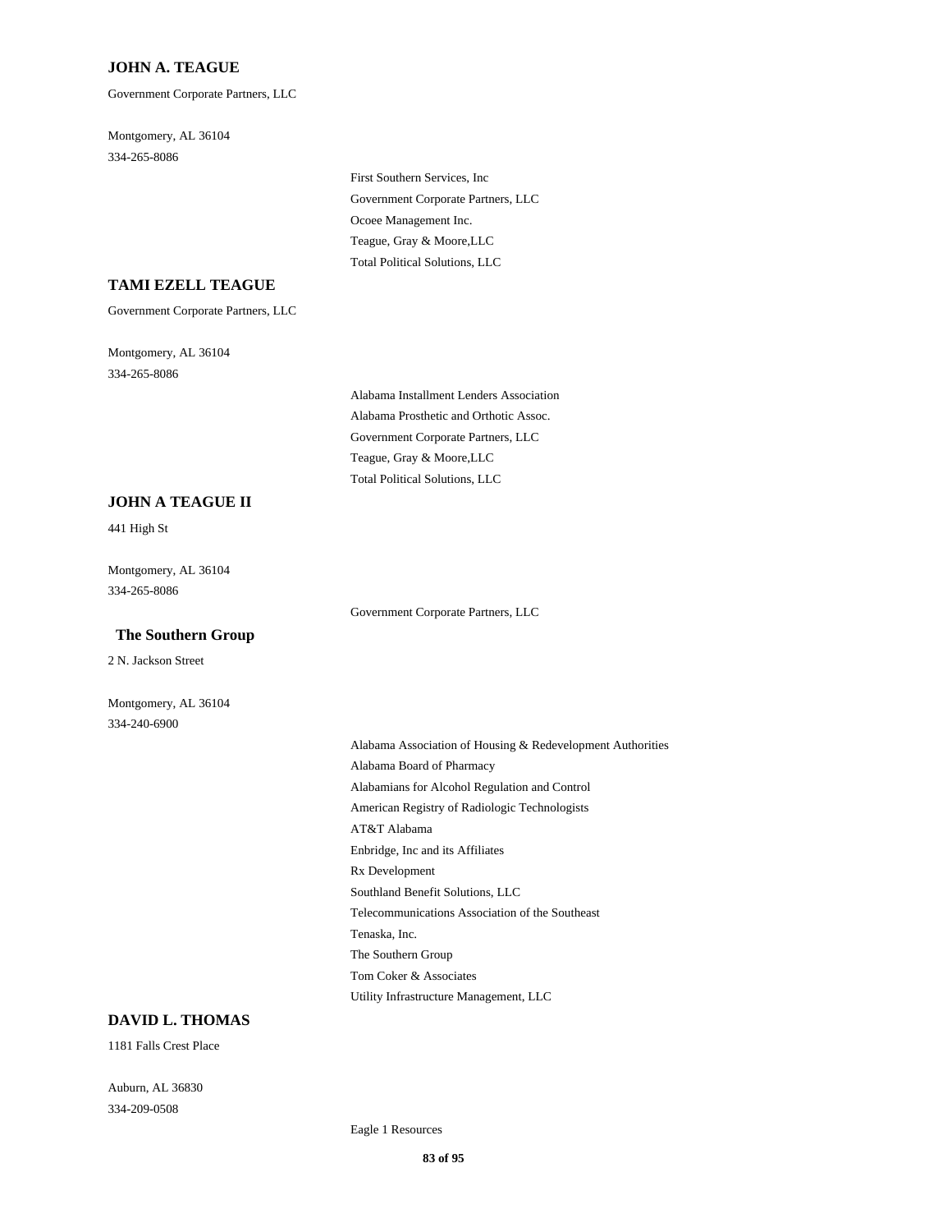### JOHN A. TEAGUE

Government Corporate Partners, LLC

Montgomery, AL 36104
334-265-8086

- First Southern Services, Inc
- Government Corporate Partners, LLC
- Ocoee Management Inc.
- Teague, Gray & Moore,LLC
- Total Political Solutions, LLC

### TAMI EZELL TEAGUE

Government Corporate Partners, LLC

Montgomery, AL 36104
334-265-8086

- Alabama Installment Lenders Association
- Alabama Prosthetic and Orthotic Assoc.
- Government Corporate Partners, LLC
- Teague, Gray & Moore,LLC
- Total Political Solutions, LLC

### JOHN A TEAGUE II

441 High St

Montgomery, AL 36104
334-265-8086

- Government Corporate Partners, LLC

### The Southern Group

2 N. Jackson Street

Montgomery, AL 36104
334-240-6900

- Alabama Association of Housing & Redevelopment Authorities
- Alabama Board of Pharmacy
- Alabamians for Alcohol Regulation and Control
- American Registry of Radiologic Technologists
- AT&T Alabama
- Enbridge, Inc and its Affiliates
- Rx Development
- Southland Benefit Solutions, LLC
- Telecommunications Association of the Southeast
- Tenaska, Inc.
- The Southern Group
- Tom Coker & Associates
- Utility Infrastructure Management, LLC

### DAVID L. THOMAS

1181 Falls Crest Place

Auburn, AL 36830
334-209-0508

- Eagle 1 Resources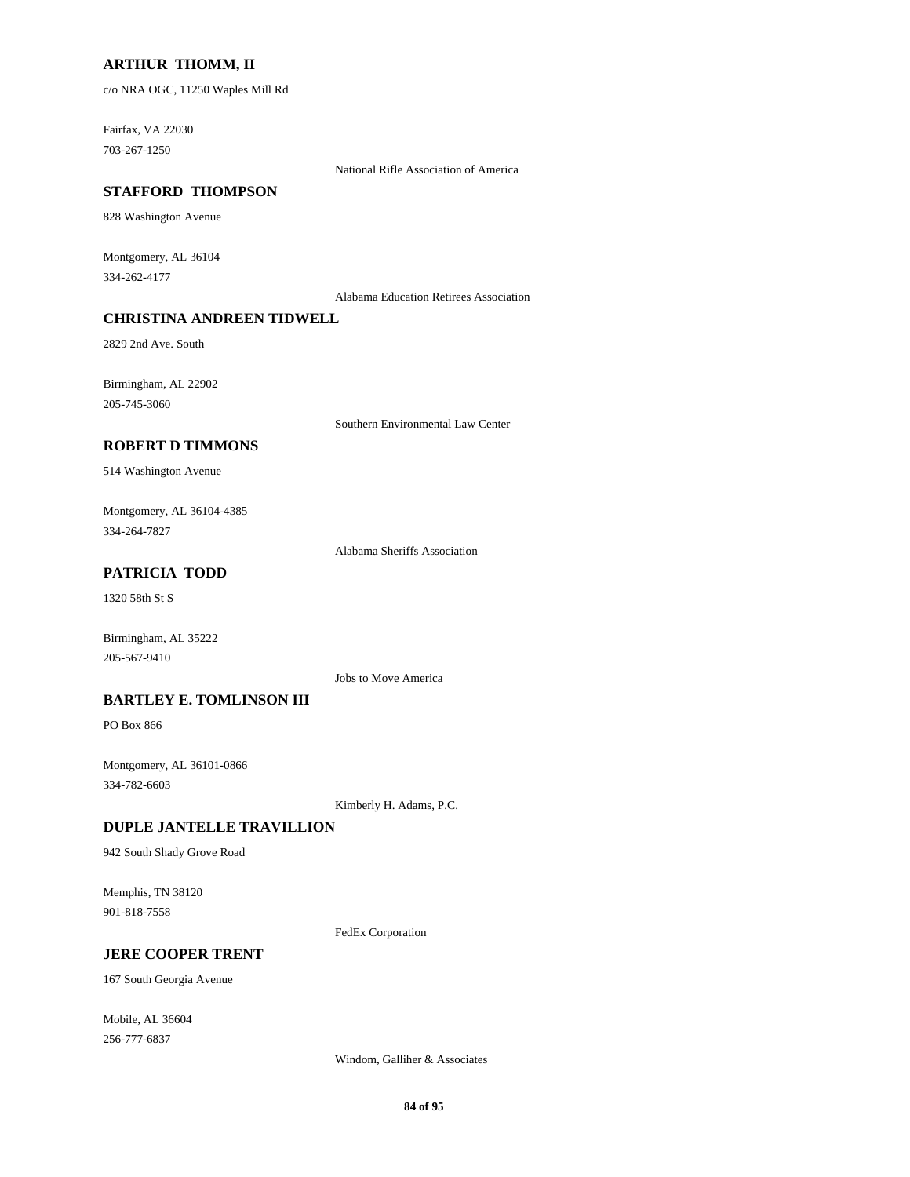**ARTHUR THOMM, II**

c/o NRA OGC, 11250 Waples Mill Rd

Fairfax, VA 22030

703-267-1250

National Rifle Association of America

**STAFFORD THOMPSON**

828 Washington Avenue

Montgomery, AL 36104

334-262-4177

Alabama Education Retirees Association

**CHRISTINA ANDREEN TIDWELL**

2829 2nd Ave. South

Birmingham, AL 22902

205-745-3060

Southern Environmental Law Center

**ROBERT D TIMMONS**

514 Washington Avenue

Montgomery, AL 36104-4385

334-264-7827

Alabama Sheriffs Association

**PATRICIA TODD**

1320 58th St S

Birmingham, AL 35222

205-567-9410

Jobs to Move America

**BARTLEY E. TOMLINSON III**

PO Box 866

Montgomery, AL 36101-0866

334-782-6603

Kimberly H. Adams, P.C.

**DUPLE JANTELLE TRAVILLION**

942 South Shady Grove Road

Memphis, TN 38120

901-818-7558

FedEx Corporation

**JERE COOPER TRENT**

167 South Georgia Avenue

Mobile, AL 36604

256-777-6837

Windom, Galliher & Associates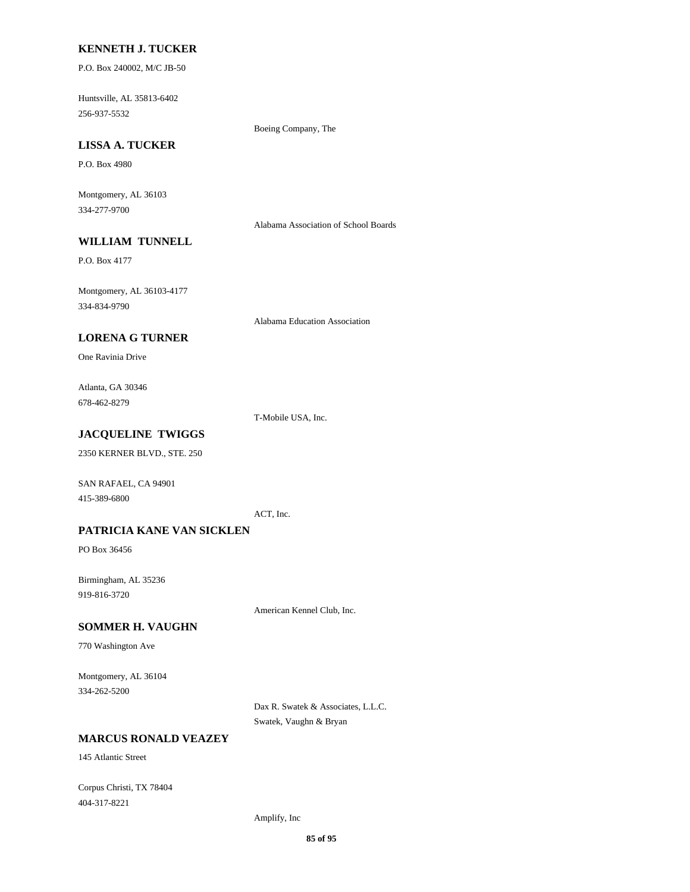**KENNETH J. TUCKER**

P.O. Box 240002, M/C JB-50

Huntsville, AL 35813-6402
256-937-5532

Boeing Company, The

**LISSA A. TUCKER**

P.O. Box 4980

Montgomery, AL 36103
334-277-9700

Alabama Association of School Boards

**WILLIAM TUNNELL**

P.O. Box 4177

Montgomery, AL 36103-4177
334-834-9790

Alabama Education Association

**LORENA G TURNER**

One Ravinia Drive

Atlanta, GA 30346
678-462-8279

T-Mobile USA, Inc.

**JACQUELINE TWIGGS**

2350 KERNER BLVD., STE. 250

SAN RAFAEL, CA 94901
415-389-6800

ACT, Inc.

**PATRICIA KANE VAN SICKLEN**

PO Box 36456

Birmingham, AL 35236
919-816-3720

American Kennel Club, Inc.

**SOMMER H. VAUGHN**

770 Washington Ave

Montgomery, AL 36104
334-262-5200

Dax R. Swatek & Associates, L.L.C.
Swatek, Vaughn & Bryan

**MARCUS RONALD VEAZEY**

145 Atlantic Street

Corpus Christi, TX 78404
404-317-8221

Amplify, Inc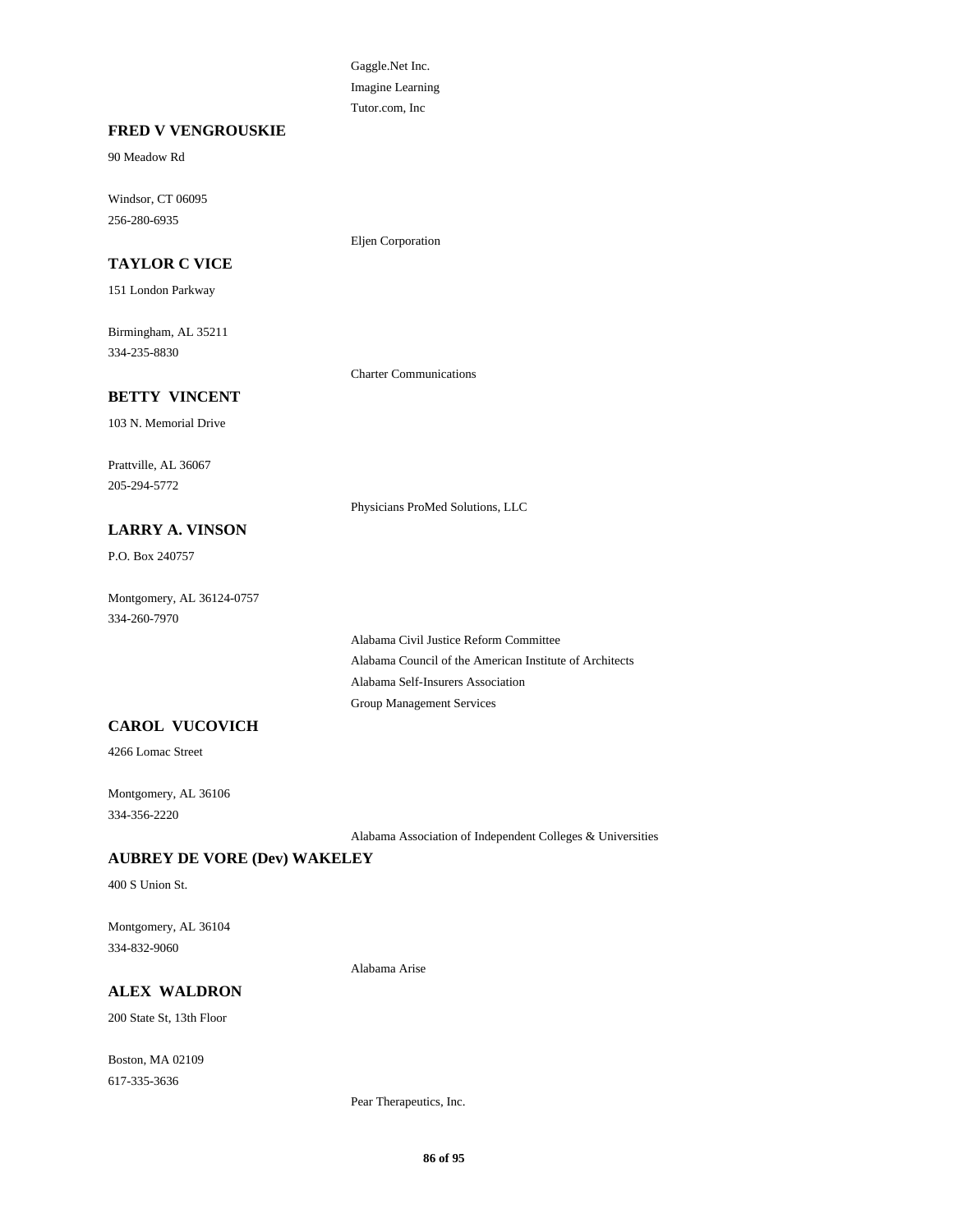Gaggle.Net Inc.
Imagine Learning
Tutor.com, Inc

**FRED V VENGROUSKIE**

90 Meadow Rd

Windsor, CT 06095
256-280-6935

Eljen Corporation

**TAYLOR C VICE**

151 London Parkway

Birmingham, AL 35211
334-235-8830

Charter Communications

**BETTY VINCENT**

103 N. Memorial Drive

Prattville, AL 36067
205-294-5772

Physicians ProMed Solutions, LLC

**LARRY A. VINSON**

P.O. Box 240757

Montgomery, AL 36124-0757
334-260-7970

Alabama Civil Justice Reform Committee
Alabama Council of the American Institute of Architects
Alabama Self-Insurers Association
Group Management Services

**CAROL VUCOVICH**

4266 Lomac Street

Montgomery, AL 36106
334-356-2220

Alabama Association of Independent Colleges & Universities

**AUBREY DE VORE (Dev) WAKELEY**

400 S Union St.

Montgomery, AL 36104
334-832-9060

Alabama Arise

**ALEX WALDRON**

200 State St, 13th Floor

Boston, MA 02109
617-335-3636

Pear Therapeutics, Inc.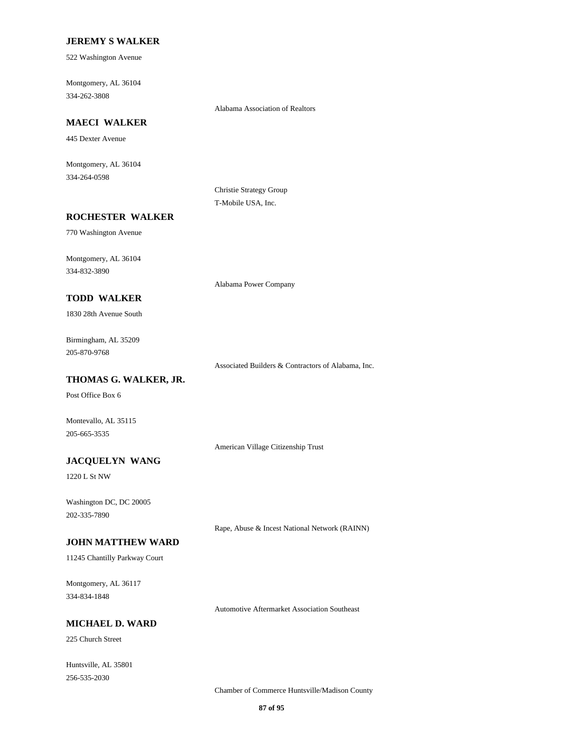**JEREMY S WALKER**

522 Washington Avenue

Montgomery, AL 36104
334-262-3808

Alabama Association of Realtors

**MAECI WALKER**

445 Dexter Avenue

Montgomery, AL 36104
334-264-0598

Christie Strategy Group
T-Mobile USA, Inc.

**ROCHESTER WALKER**

770 Washington Avenue

Montgomery, AL 36104
334-832-3890

Alabama Power Company

**TODD WALKER**

1830 28th Avenue South

Birmingham, AL 35209
205-870-9768

Associated Builders & Contractors of Alabama, Inc.

**THOMAS G. WALKER, JR.**

Post Office Box 6

Montevallo, AL 35115
205-665-3535

American Village Citizenship Trust

**JACQUELYN WANG**

1220 L St NW

Washington DC, DC 20005
202-335-7890

Rape, Abuse & Incest National Network (RAINN)

**JOHN MATTHEW WARD**

11245 Chantilly Parkway Court

Montgomery, AL 36117
334-834-1848

Automotive Aftermarket Association Southeast

**MICHAEL D. WARD**

225 Church Street

Huntsville, AL 35801
256-535-2030

Chamber of Commerce Huntsville/Madison County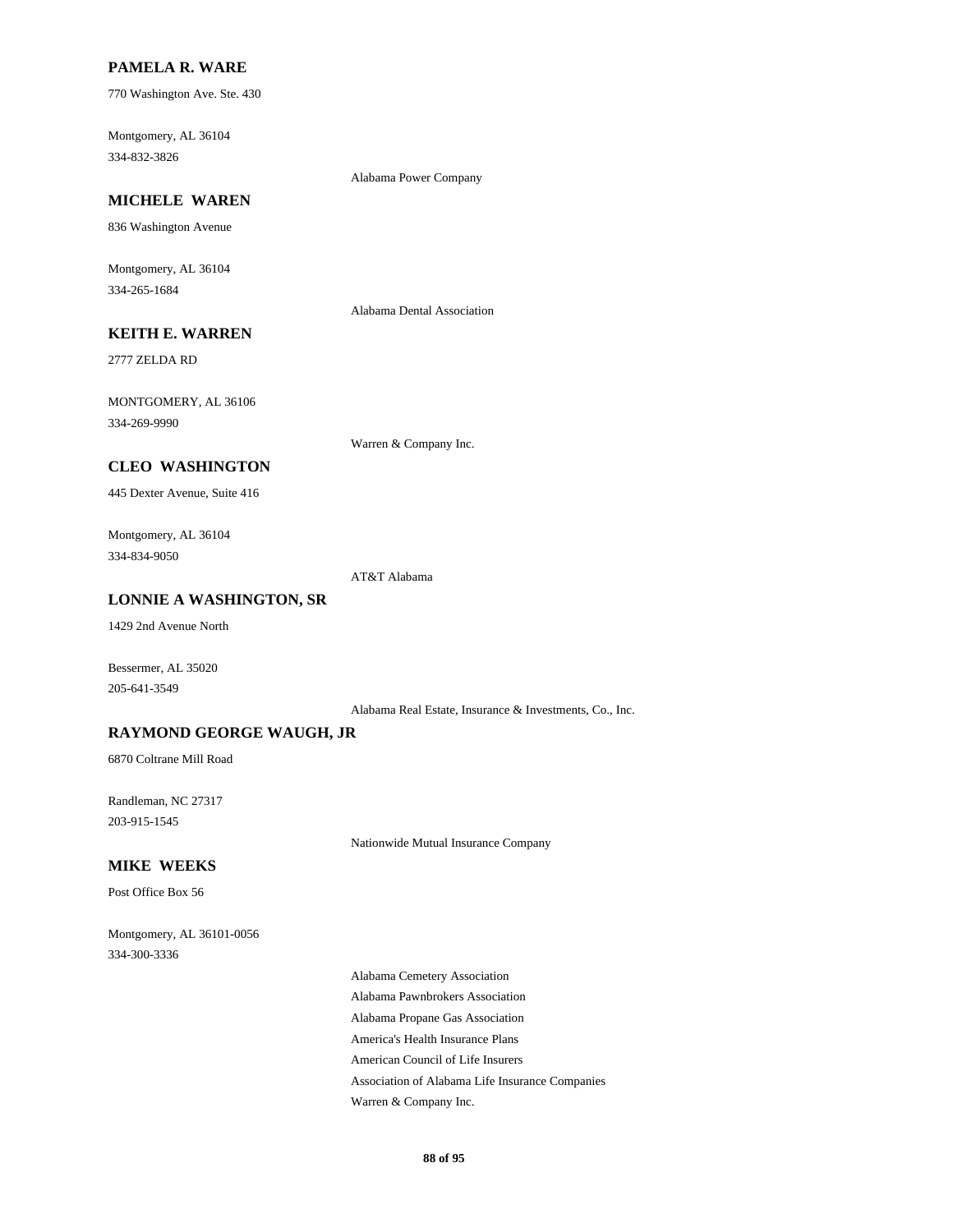**PAMELA R. WARE**

770 Washington Ave. Ste. 430

Montgomery, AL 36104
334-832-3826

Alabama Power Company

**MICHELE WAREN**

836 Washington Avenue

Montgomery, AL 36104
334-265-1684

Alabama Dental Association

**KEITH E. WARREN**

2777 ZELDA RD

MONTGOMERY, AL 36106
334-269-9990

Warren & Company Inc.

**CLEO WASHINGTON**

445 Dexter Avenue, Suite 416

Montgomery, AL 36104
334-834-9050

AT&T Alabama

**LONNIE A WASHINGTON, SR**

1429 2nd Avenue North

Bessermer, AL 35020
205-641-3549

Alabama Real Estate, Insurance & Investments, Co., Inc.

**RAYMOND GEORGE WAUGH, JR**

6870 Coltrane Mill Road

Randleman, NC 27317
203-915-1545

Nationwide Mutual Insurance Company

**MIKE WEEKS**

Post Office Box 56

Montgomery, AL 36101-0056
334-300-3336

Alabama Cemetery Association
Alabama Pawnbrokers Association
Alabama Propane Gas Association
America's Health Insurance Plans
American Council of Life Insurers
Association of Alabama Life Insurance Companies
Warren & Company Inc.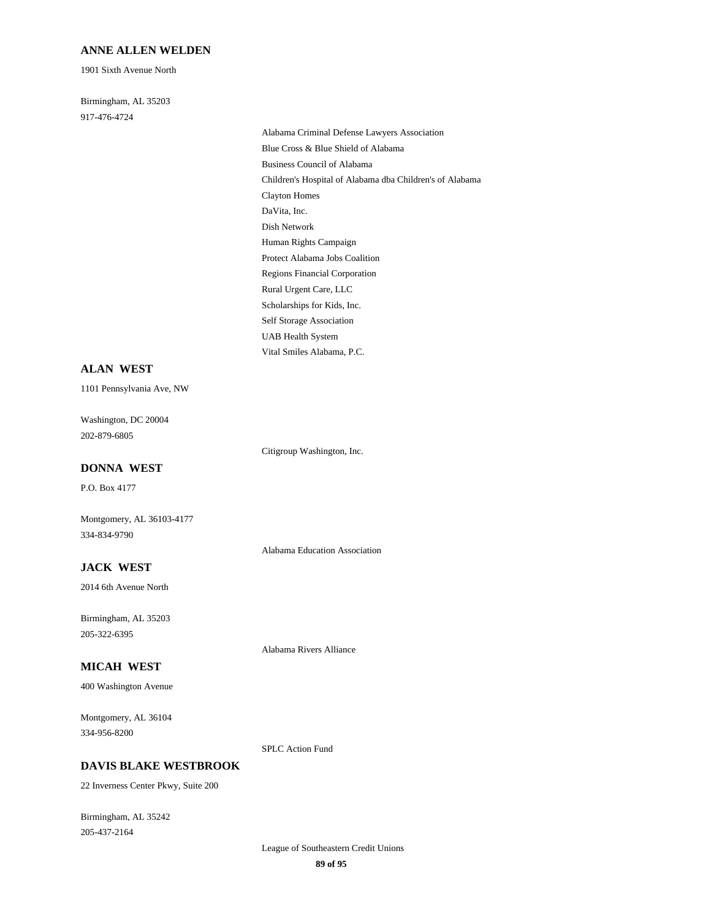**ANNE ALLEN WELDEN**

1901 Sixth Avenue North

Birmingham, AL 35203
917-476-4724

Alabama Criminal Defense Lawyers Association
Blue Cross & Blue Shield of Alabama
Business Council of Alabama
Children's Hospital of Alabama dba Children's of Alabama
Clayton Homes
DaVita, Inc.
Dish Network
Human Rights Campaign
Protect Alabama Jobs Coalition
Regions Financial Corporation
Rural Urgent Care, LLC
Scholarships for Kids, Inc.
Self Storage Association
UAB Health System
Vital Smiles Alabama, P.C.

**ALAN WEST**

1101 Pennsylvania Ave, NW

Washington, DC 20004
202-879-6805

Citigroup Washington, Inc.

**DONNA WEST**

P.O. Box 4177

Montgomery, AL 36103-4177
334-834-9790

Alabama Education Association

**JACK WEST**

2014 6th Avenue North

Birmingham, AL 35203
205-322-6395

Alabama Rivers Alliance

**MICAH WEST**

400 Washington Avenue

Montgomery, AL 36104
334-956-8200

SPLC Action Fund

**DAVIS BLAKE WESTBROOK**

22 Inverness Center Pkwy, Suite 200

Birmingham, AL 35242
205-437-2164

League of Southeastern Credit Unions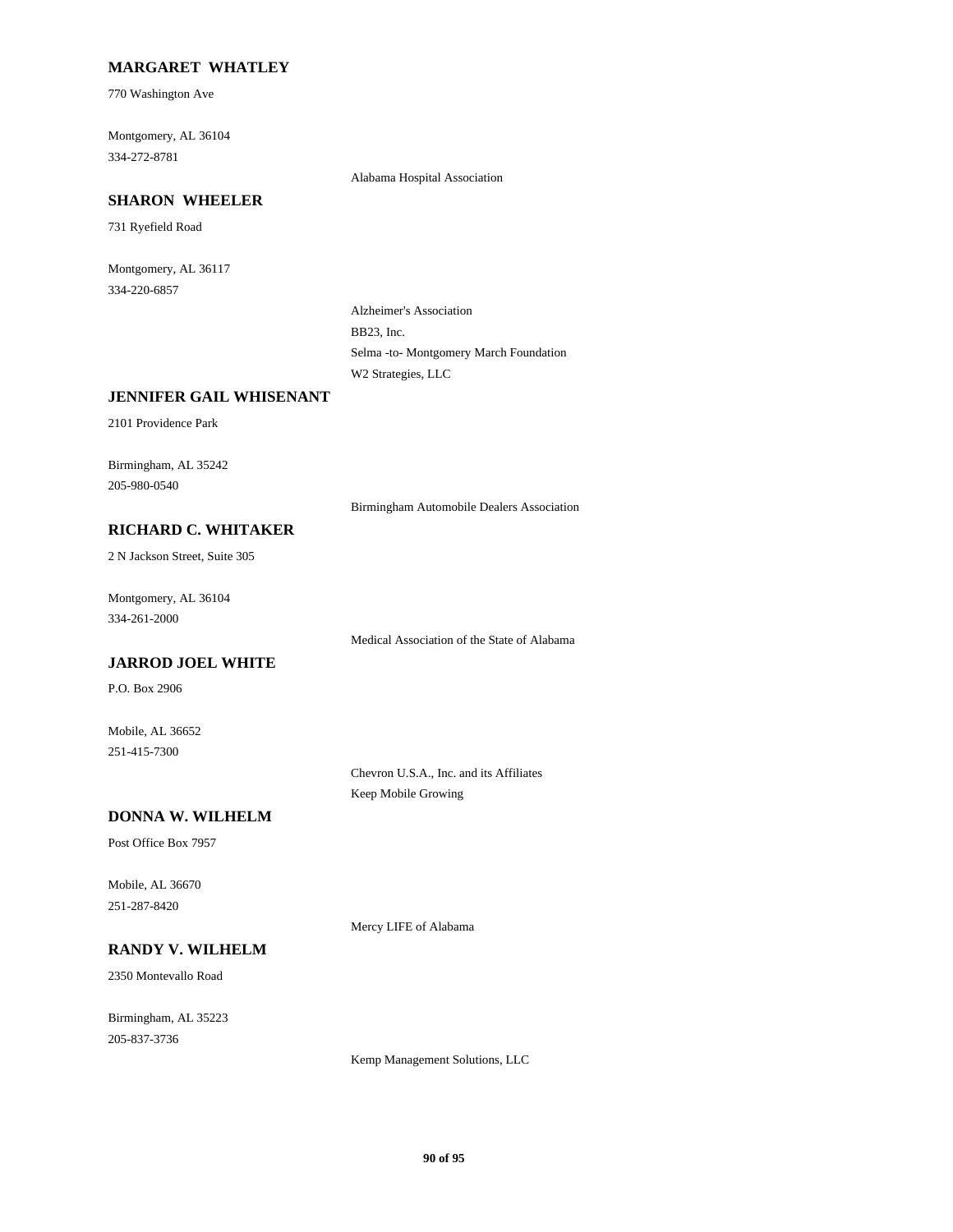**MARGARET WHATLEY**

770 Washington Ave

Montgomery, AL 36104
334-272-8781

Alabama Hospital Association

**SHARON WHEELER**

731 Ryefield Road

Montgomery, AL 36117
334-220-6857

Alzheimer's Association
BB23, Inc.
Selma -to- Montgomery March Foundation
W2 Strategies, LLC

**JENNIFER GAIL WHISENANT**

2101 Providence Park

Birmingham, AL 35242
205-980-0540

Birmingham Automobile Dealers Association

**RICHARD C. WHITAKER**

2 N Jackson Street, Suite 305

Montgomery, AL 36104
334-261-2000

Medical Association of the State of Alabama

**JARROD JOEL WHITE**

P.O. Box 2906

Mobile, AL 36652
251-415-7300

Chevron U.S.A., Inc. and its Affiliates
Keep Mobile Growing

**DONNA W. WILHELM**

Post Office Box 7957

Mobile, AL 36670
251-287-8420

Mercy LIFE of Alabama

**RANDY V. WILHELM**

2350 Montevallo Road

Birmingham, AL 35223
205-837-3736

Kemp Management Solutions, LLC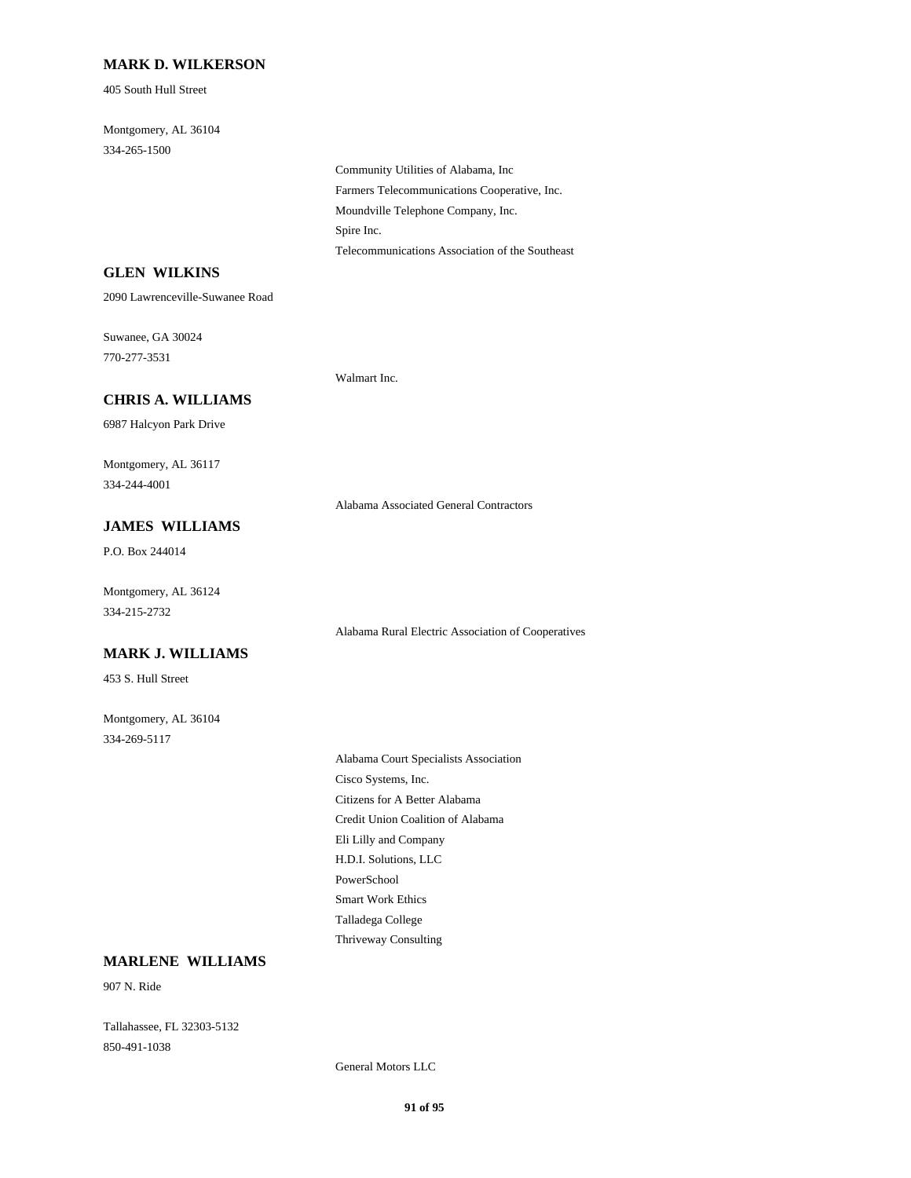**MARK D. WILKERSON**

405 South Hull Street

Montgomery, AL 36104
334-265-1500

Community Utilities of Alabama, Inc
Farmers Telecommunications Cooperative, Inc.
Moundville Telephone Company, Inc.
Spire Inc.
Telecommunications Association of the Southeast

**GLEN WILKINS**

2090 Lawrenceville-Suwanee Road

Suwanee, GA 30024
770-277-3531

Walmart Inc.

**CHRIS A. WILLIAMS**

6987 Halcyon Park Drive

Montgomery, AL 36117
334-244-4001

Alabama Associated General Contractors

**JAMES WILLIAMS**

P.O. Box 244014

Montgomery, AL 36124
334-215-2732

Alabama Rural Electric Association of Cooperatives

**MARK J. WILLIAMS**

453 S. Hull Street

Montgomery, AL 36104
334-269-5117

Alabama Court Specialists Association
Cisco Systems, Inc.
Citizens for A Better Alabama
Credit Union Coalition of Alabama
Eli Lilly and Company
H.D.I. Solutions, LLC
PowerSchool
Smart Work Ethics
Talladega College
Thriveway Consulting

**MARLENE WILLIAMS**

907 N. Ride

Tallahassee, FL 32303-5132
850-491-1038

General Motors LLC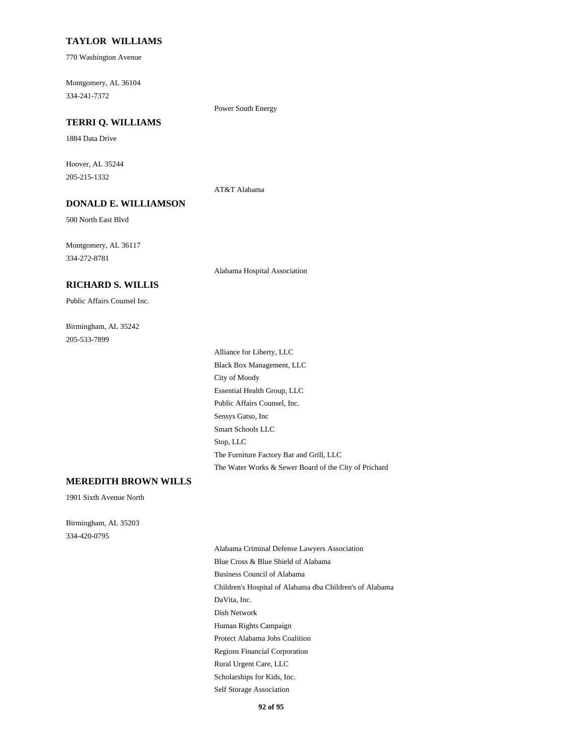**TAYLOR WILLIAMS**

770 Washington Avenue

Montgomery, AL 36104
334-241-7372

Power South Energy

**TERRI Q. WILLIAMS**

1884 Data Drive

Hoover, AL 35244
205-215-1332

AT&T Alabama

**DONALD E. WILLIAMSON**

500 North East Blvd

Montgomery, AL 36117
334-272-8781

Alabama Hospital Association

**RICHARD S. WILLIS**

Public Affairs Counsel Inc.

Birmingham, AL 35242
205-533-7899

Alliance for Liberty, LLC
Black Box Management, LLC
City of Moody
Essential Health Group, LLC
Public Affairs Counsel, Inc.
Sensys Gatso, Inc
Smart Schools LLC
Stop, LLC
The Furniture Factory Bar and Grill, LLC
The Water Works & Sewer Board of the City of Prichard

**MEREDITH BROWN WILLS**

1901 Sixth Avenue North

Birmingham, AL 35203
334-420-0795

Alabama Criminal Defense Lawyers Association
Blue Cross & Blue Shield of Alabama
Business Council of Alabama
Children's Hospital of Alabama dba Children's of Alabama
DaVita, Inc.
Dish Network
Human Rights Campaign
Protect Alabama Jobs Coalition
Regions Financial Corporation
Rural Urgent Care, LLC
Scholarships for Kids, Inc.
Self Storage Association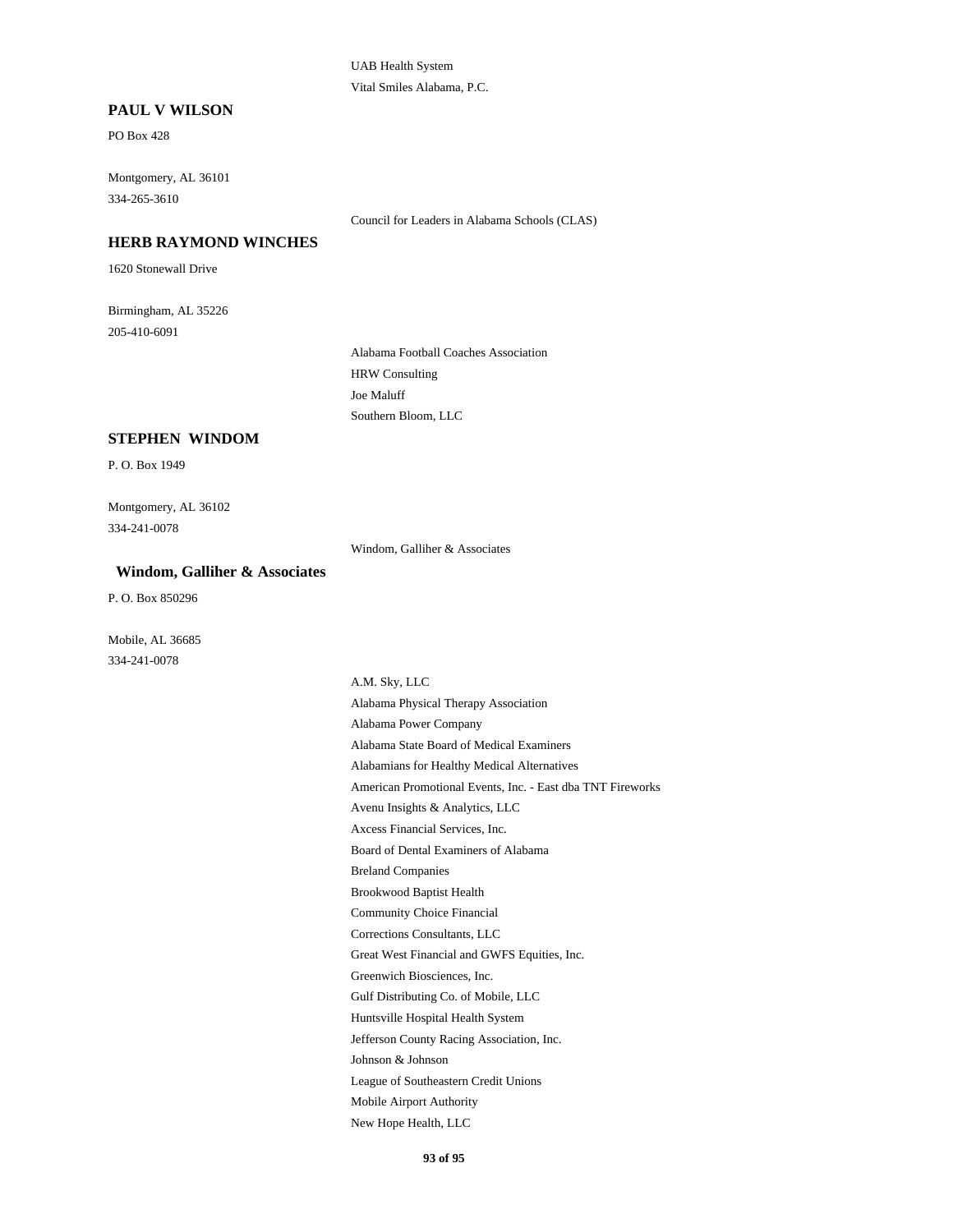UAB Health System

Vital Smiles Alabama, P.C.

### PAUL V WILSON

PO Box 428

Montgomery, AL 36101

334-265-3610

Council for Leaders in Alabama Schools (CLAS)

### HERB RAYMOND WINCHES

1620 Stonewall Drive

Birmingham, AL 35226

205-410-6091

Alabama Football Coaches Association

HRW Consulting

Joe Maluff

Southern Bloom, LLC

### STEPHEN WINDOM

P. O. Box 1949

Montgomery, AL 36102

334-241-0078

Windom, Galliher & Associates

### Windom, Galliher & Associates

P. O. Box 850296

Mobile, AL 36685

334-241-0078

A.M. Sky, LLC

Alabama Physical Therapy Association

Alabama Power Company

Alabama State Board of Medical Examiners

Alabamians for Healthy Medical Alternatives

American Promotional Events, Inc. - East dba TNT Fireworks

Avenu Insights & Analytics, LLC

Axcess Financial Services, Inc.

Board of Dental Examiners of Alabama

Breland Companies

Brookwood Baptist Health

Community Choice Financial

Corrections Consultants, LLC

Great West Financial and GWFS Equities, Inc.

Greenwich Biosciences, Inc.

Gulf Distributing Co. of Mobile, LLC

Huntsville Hospital Health System

Jefferson County Racing Association, Inc.

Johnson & Johnson

League of Southeastern Credit Unions

Mobile Airport Authority

New Hope Health, LLC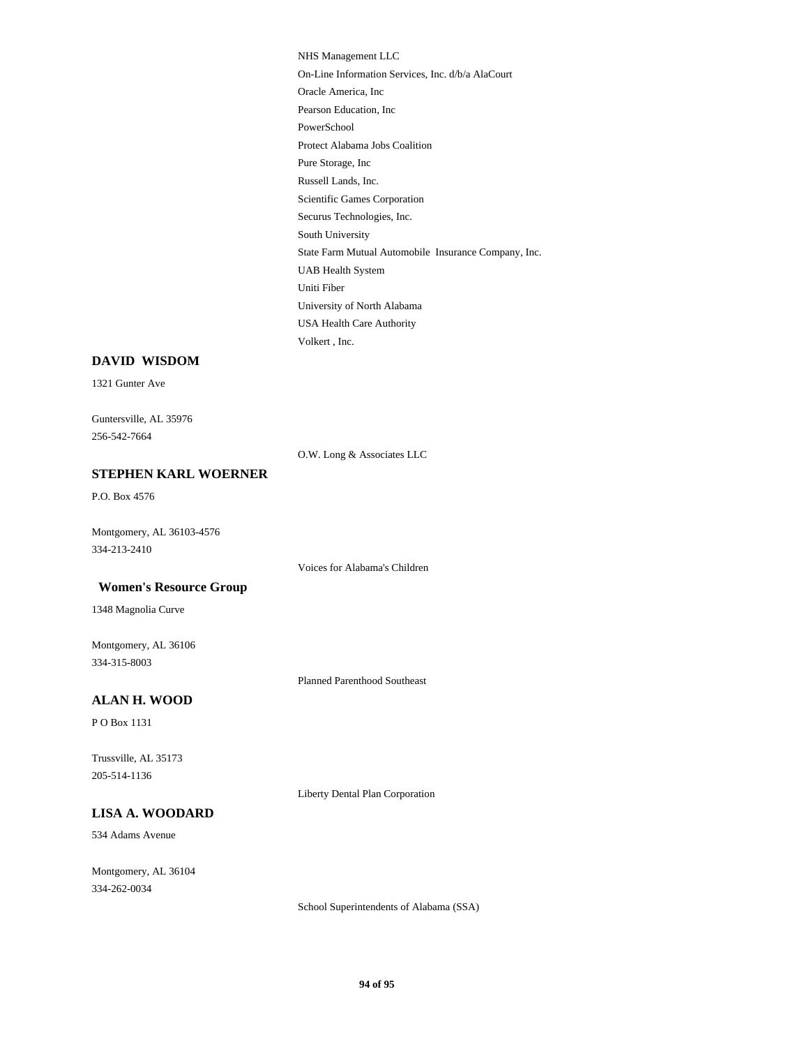NHS Management LLC
On-Line Information Services, Inc. d/b/a AlaCourt
Oracle America, Inc
Pearson Education, Inc
PowerSchool
Protect Alabama Jobs Coalition
Pure Storage, Inc
Russell Lands, Inc.
Scientific Games Corporation
Securus Technologies, Inc.
South University
State Farm Mutual Automobile Insurance Company, Inc.
UAB Health System
Uniti Fiber
University of North Alabama
USA Health Care Authority
Volkert , Inc.

**DAVID WISDOM**

1321 Gunter Ave

Guntersville, AL 35976
256-542-7664

O.W. Long & Associates LLC

**STEPHEN KARL WOERNER**

P.O. Box 4576

Montgomery, AL 36103-4576
334-213-2410

Voices for Alabama's Children

**Women's Resource Group**

1348 Magnolia Curve

Montgomery, AL 36106
334-315-8003

Planned Parenthood Southeast

**ALAN H. WOOD**

P O Box 1131

Trussville, AL 35173
205-514-1136

Liberty Dental Plan Corporation

**LISA A. WOODARD**

534 Adams Avenue

Montgomery, AL 36104
334-262-0034

School Superintendents of Alabama (SSA)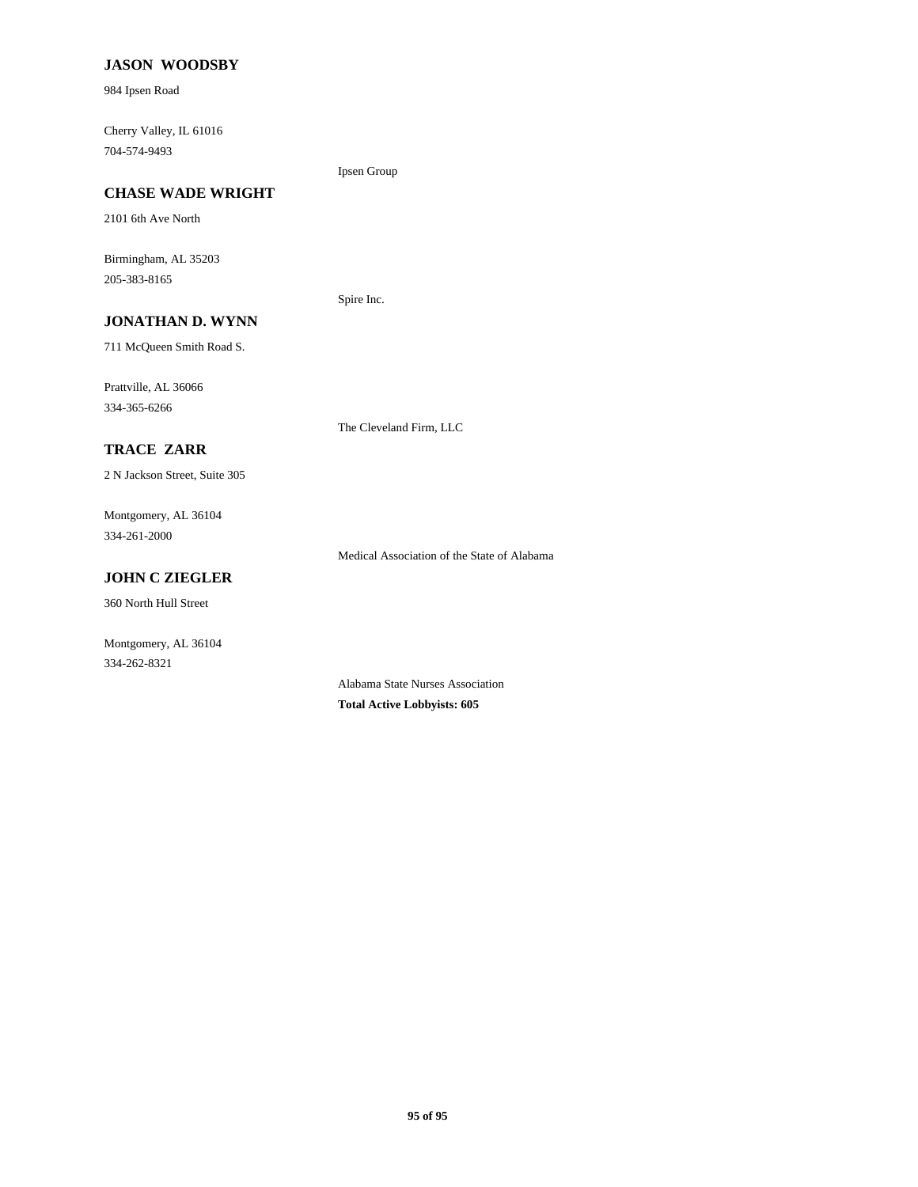**JASON  WOODSBY**

984 Ipsen Road

Cherry Valley, IL 61016
704-574-9493

Ipsen Group

**CHASE WADE WRIGHT**

2101 6th Ave North

Birmingham, AL 35203
205-383-8165

Spire Inc.

**JONATHAN D. WYNN**

711 McQueen Smith Road S.

Prattville, AL 36066
334-365-6266

The Cleveland Firm, LLC

**TRACE  ZARR**

2 N Jackson Street, Suite 305

Montgomery, AL 36104
334-261-2000

Medical Association of the State of Alabama

**JOHN C ZIEGLER**

360 North Hull Street

Montgomery, AL 36104
334-262-8321

Alabama State Nurses Association

**Total Active Lobbyists: 605**